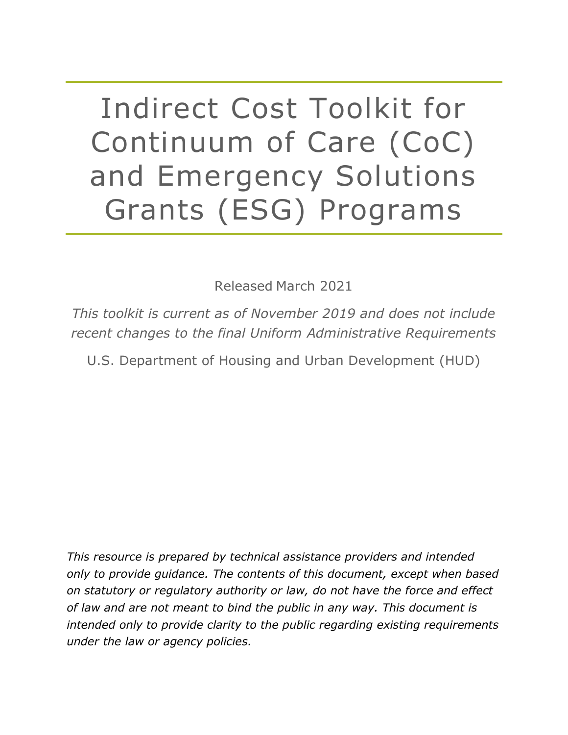# Indirect Cost Toolkit for Continuum of Care (CoC) and Emergency Solutions Grants (ESG) Programs

Released March 2021

*This toolkit is current as of November 2019 and does not include recent changes to the final Uniform Administrative Requirements*

U.S. Department of Housing and Urban Development (HUD)

*This resource is prepared by technical assistance providers and intended only to provide guidance. The contents of this document, except when based on statutory or regulatory authority or law, do not have the force and effect of law and are not meant to bind the public in any way. This document is intended only to provide clarity to the public regarding existing requirements under the law or agency policies.*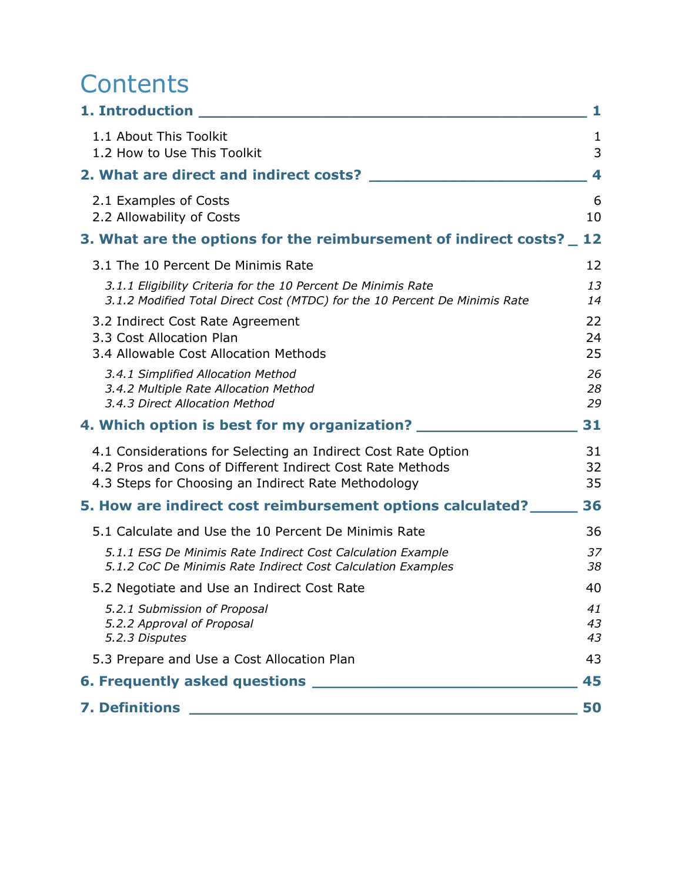# Contents

**1. Introduction** **1**

- 1.1 About This Toolkit 1
- 1.2 How to Use This Toolkit 3

**2. What are direct and indirect costs?** **4**

- 2.1 Examples of Costs 6
- 2.2 Allowability of Costs 10

**3. What are the options for the reimbursement of indirect costs?** **12**

- 3.1 The 10 Percent De Minimis Rate 12
  - *3.1.1 Eligibility Criteria for the 10 Percent De Minimis Rate* *13*
  - *3.1.2 Modified Total Direct Cost (MTDC) for the 10 Percent De Minimis Rate* *14*
- 3.2 Indirect Cost Rate Agreement 22
- 3.3 Cost Allocation Plan 24
- 3.4 Allowable Cost Allocation Methods 25
  - *3.4.1 Simplified Allocation Method* *26*
  - *3.4.2 Multiple Rate Allocation Method* *28*
  - *3.4.3 Direct Allocation Method* *29*

**4. Which option is best for my organization?** **31**

- 4.1 Considerations for Selecting an Indirect Cost Rate Option 31
- 4.2 Pros and Cons of Different Indirect Cost Rate Methods 32
- 4.3 Steps for Choosing an Indirect Rate Methodology 35

**5. How are indirect cost reimbursement options calculated?** **36**

- 5.1 Calculate and Use the 10 Percent De Minimis Rate 36
  - *5.1.1 ESG De Minimis Rate Indirect Cost Calculation Example* *37*
  - *5.1.2 CoC De Minimis Rate Indirect Cost Calculation Examples* *38*
- 5.2 Negotiate and Use an Indirect Cost Rate 40
  - *5.2.1 Submission of Proposal* *41*
  - *5.2.2 Approval of Proposal* *43*
  - *5.2.3 Disputes* *43*
- 5.3 Prepare and Use a Cost Allocation Plan 43

**6. Frequently asked questions** **45**

**7. Definitions** **50**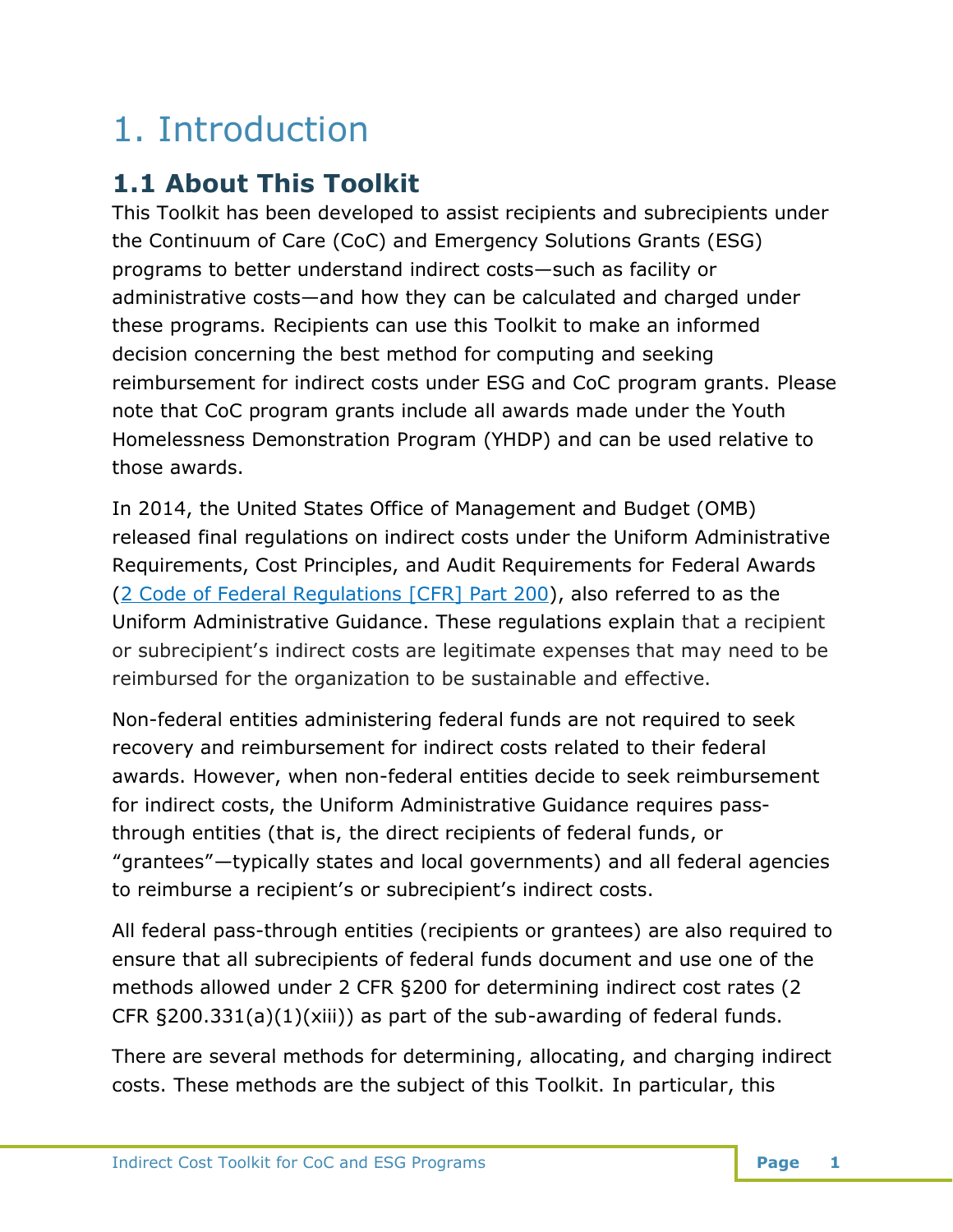# 1. Introduction

## 1.1 About This Toolkit

This Toolkit has been developed to assist recipients and subrecipients under the Continuum of Care (CoC) and Emergency Solutions Grants (ESG) programs to better understand indirect costs—such as facility or administrative costs—and how they can be calculated and charged under these programs. Recipients can use this Toolkit to make an informed decision concerning the best method for computing and seeking reimbursement for indirect costs under ESG and CoC program grants. Please note that CoC program grants include all awards made under the Youth Homelessness Demonstration Program (YHDP) and can be used relative to those awards.

In 2014, the United States Office of Management and Budget (OMB) released final regulations on indirect costs under the Uniform Administrative Requirements, Cost Principles, and Audit Requirements for Federal Awards (2 Code of Federal Regulations [CFR] Part 200), also referred to as the Uniform Administrative Guidance. These regulations explain that a recipient or subrecipient's indirect costs are legitimate expenses that may need to be reimbursed for the organization to be sustainable and effective.

Non-federal entities administering federal funds are not required to seek recovery and reimbursement for indirect costs related to their federal awards. However, when non-federal entities decide to seek reimbursement for indirect costs, the Uniform Administrative Guidance requires pass-through entities (that is, the direct recipients of federal funds, or "grantees"—typically states and local governments) and all federal agencies to reimburse a recipient's or subrecipient's indirect costs.

All federal pass-through entities (recipients or grantees) are also required to ensure that all subrecipients of federal funds document and use one of the methods allowed under 2 CFR §200 for determining indirect cost rates (2 CFR §200.331(a)(1)(xiii)) as part of the sub-awarding of federal funds.

There are several methods for determining, allocating, and charging indirect costs. These methods are the subject of this Toolkit. In particular, this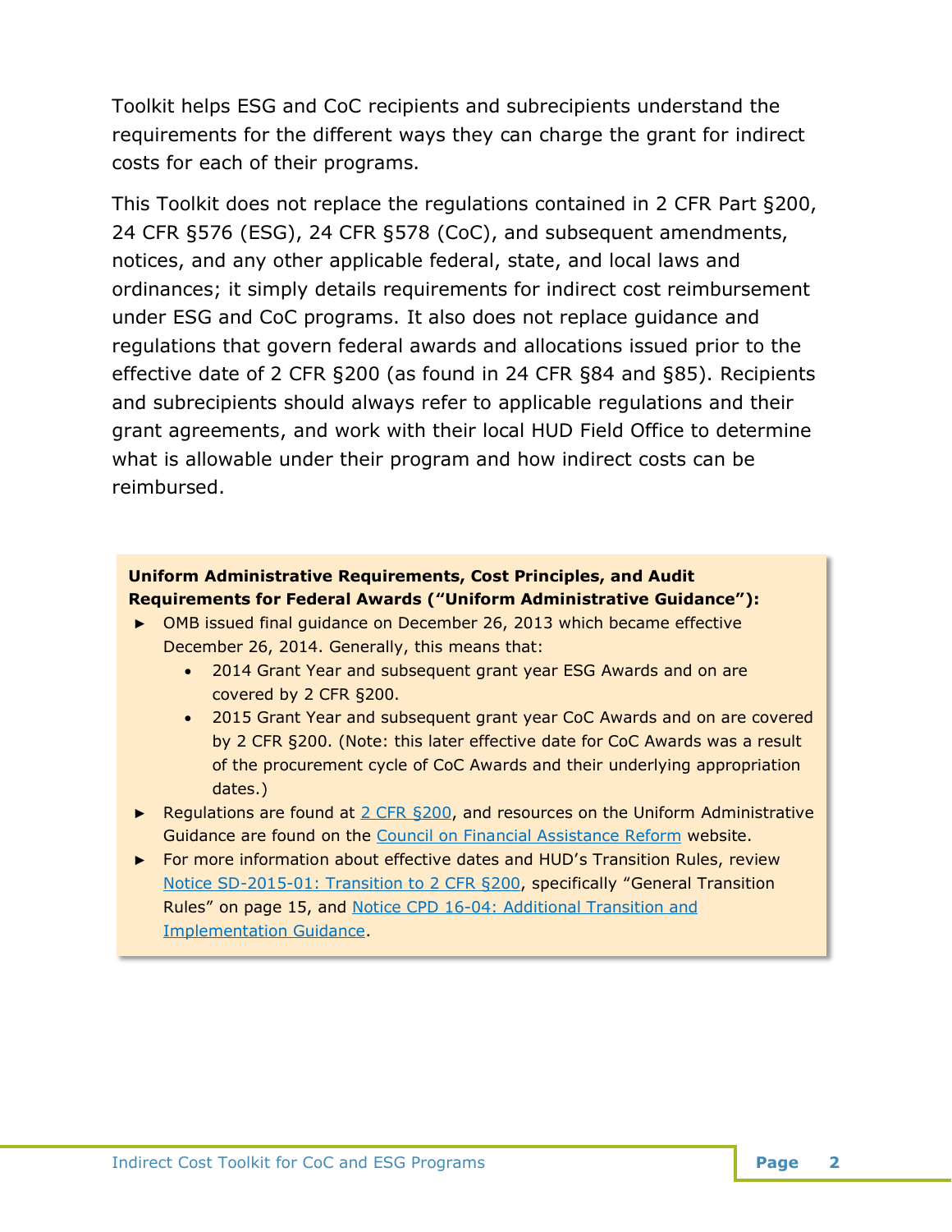Toolkit helps ESG and CoC recipients and subrecipients understand the requirements for the different ways they can charge the grant for indirect costs for each of their programs.

This Toolkit does not replace the regulations contained in 2 CFR Part §200, 24 CFR §576 (ESG), 24 CFR §578 (CoC), and subsequent amendments, notices, and any other applicable federal, state, and local laws and ordinances; it simply details requirements for indirect cost reimbursement under ESG and CoC programs. It also does not replace guidance and regulations that govern federal awards and allocations issued prior to the effective date of 2 CFR §200 (as found in 24 CFR §84 and §85). Recipients and subrecipients should always refer to applicable regulations and their grant agreements, and work with their local HUD Field Office to determine what is allowable under their program and how indirect costs can be reimbursed.

**Uniform Administrative Requirements, Cost Principles, and Audit Requirements for Federal Awards ("Uniform Administrative Guidance"):**

- OMB issued final guidance on December 26, 2013 which became effective December 26, 2014. Generally, this means that:
  - 2014 Grant Year and subsequent grant year ESG Awards and on are covered by 2 CFR §200.
  - 2015 Grant Year and subsequent grant year CoC Awards and on are covered by 2 CFR §200. (Note: this later effective date for CoC Awards was a result of the procurement cycle of CoC Awards and their underlying appropriation dates.)
- Regulations are found at 2 CFR §200, and resources on the Uniform Administrative Guidance are found on the Council on Financial Assistance Reform website.
- For more information about effective dates and HUD's Transition Rules, review Notice SD-2015-01: Transition to 2 CFR §200, specifically "General Transition Rules" on page 15, and Notice CPD 16-04: Additional Transition and Implementation Guidance.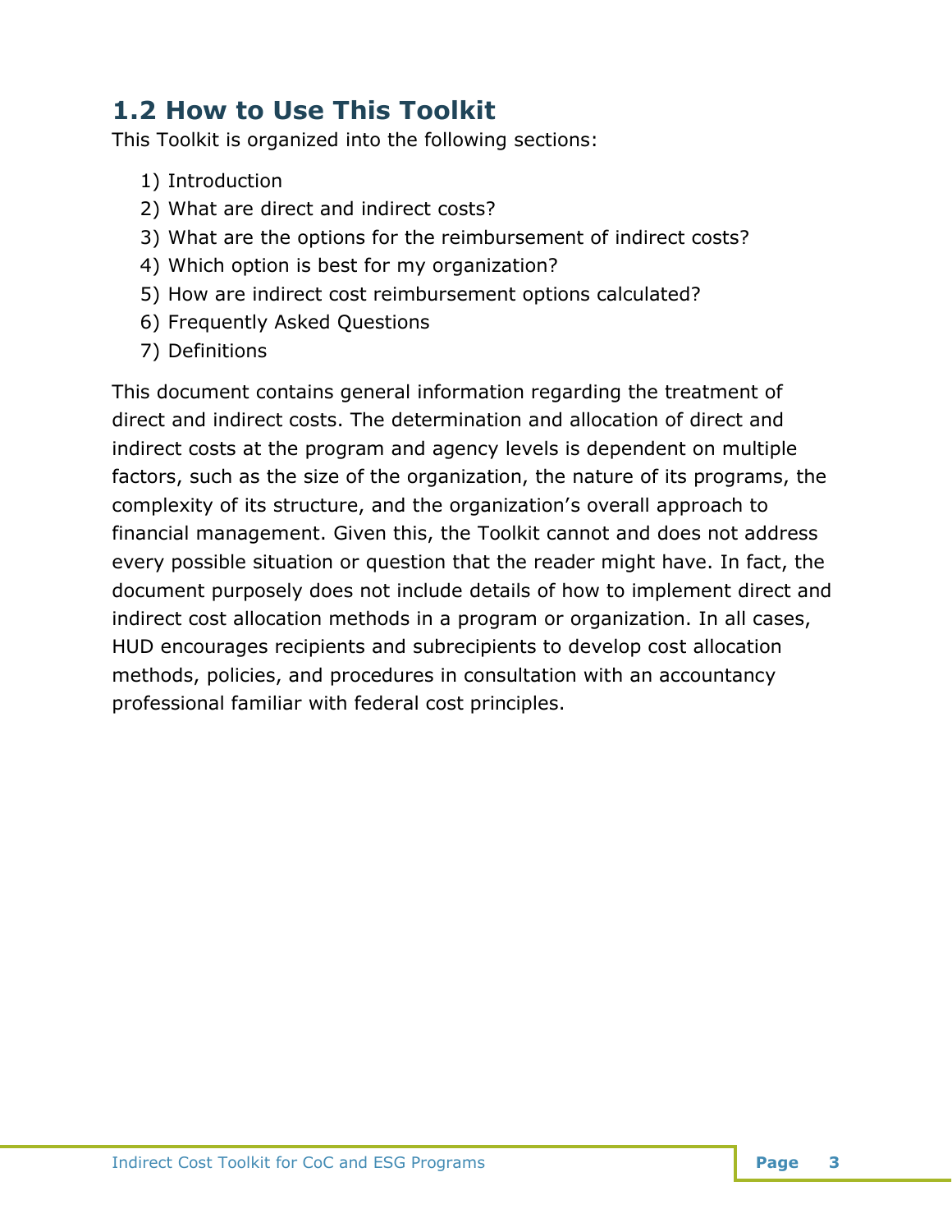## 1.2 How to Use This Toolkit

This Toolkit is organized into the following sections:

1) Introduction
2) What are direct and indirect costs?
3) What are the options for the reimbursement of indirect costs?
4) Which option is best for my organization?
5) How are indirect cost reimbursement options calculated?
6) Frequently Asked Questions
7) Definitions

This document contains general information regarding the treatment of direct and indirect costs. The determination and allocation of direct and indirect costs at the program and agency levels is dependent on multiple factors, such as the size of the organization, the nature of its programs, the complexity of its structure, and the organization's overall approach to financial management. Given this, the Toolkit cannot and does not address every possible situation or question that the reader might have. In fact, the document purposely does not include details of how to implement direct and indirect cost allocation methods in a program or organization. In all cases, HUD encourages recipients and subrecipients to develop cost allocation methods, policies, and procedures in consultation with an accountancy professional familiar with federal cost principles.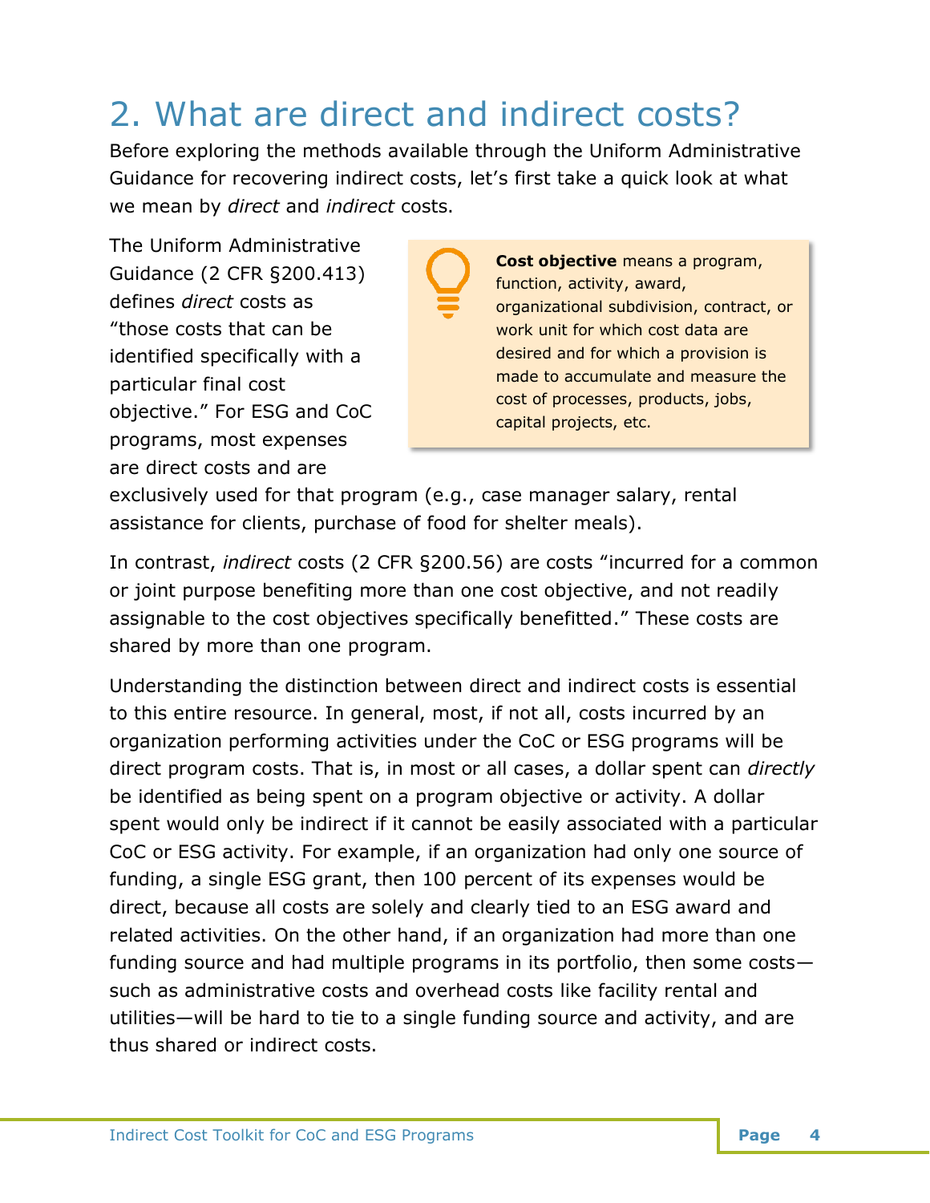## 2. What are direct and indirect costs?

Before exploring the methods available through the Uniform Administrative Guidance for recovering indirect costs, let's first take a quick look at what we mean by *direct* and *indirect* costs.

> **Cost objective** means a program, function, activity, award, organizational subdivision, contract, or work unit for which cost data are desired and for which a provision is made to accumulate and measure the cost of processes, products, jobs, capital projects, etc.

The Uniform Administrative Guidance (2 CFR §200.413) defines *direct* costs as "those costs that can be identified specifically with a particular final cost objective." For ESG and CoC programs, most expenses are direct costs and are exclusively used for that program (e.g., case manager salary, rental assistance for clients, purchase of food for shelter meals).

In contrast, *indirect* costs (2 CFR §200.56) are costs "incurred for a common or joint purpose benefiting more than one cost objective, and not readily assignable to the cost objectives specifically benefitted." These costs are shared by more than one program.

Understanding the distinction between direct and indirect costs is essential to this entire resource. In general, most, if not all, costs incurred by an organization performing activities under the CoC or ESG programs will be direct program costs. That is, in most or all cases, a dollar spent can *directly* be identified as being spent on a program objective or activity. A dollar spent would only be indirect if it cannot be easily associated with a particular CoC or ESG activity. For example, if an organization had only one source of funding, a single ESG grant, then 100 percent of its expenses would be direct, because all costs are solely and clearly tied to an ESG award and related activities. On the other hand, if an organization had more than one funding source and had multiple programs in its portfolio, then some costs—such as administrative costs and overhead costs like facility rental and utilities—will be hard to tie to a single funding source and activity, and are thus shared or indirect costs.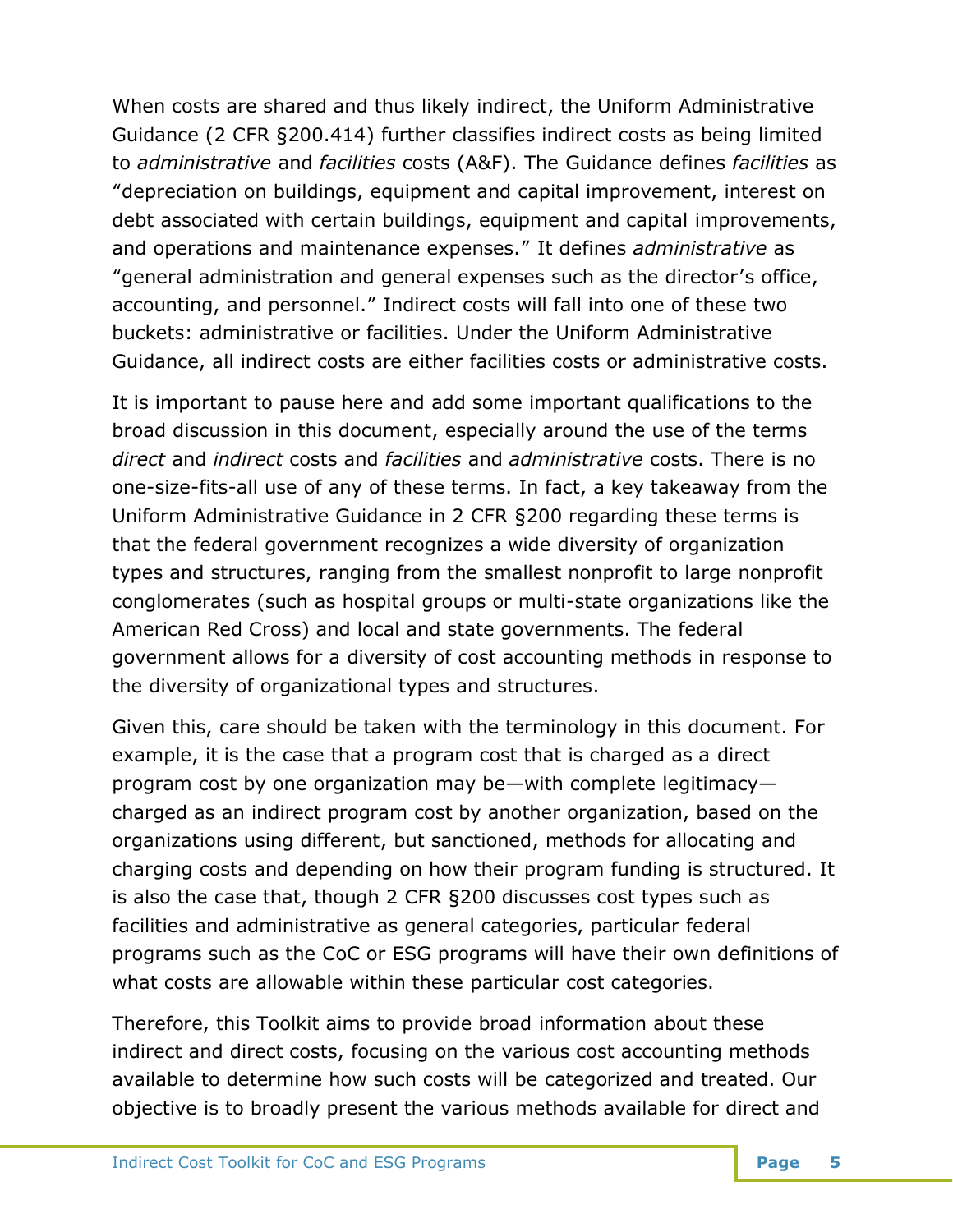When costs are shared and thus likely indirect, the Uniform Administrative Guidance (2 CFR §200.414) further classifies indirect costs as being limited to *administrative* and *facilities* costs (A&F). The Guidance defines *facilities* as "depreciation on buildings, equipment and capital improvement, interest on debt associated with certain buildings, equipment and capital improvements, and operations and maintenance expenses." It defines *administrative* as "general administration and general expenses such as the director's office, accounting, and personnel." Indirect costs will fall into one of these two buckets: administrative or facilities. Under the Uniform Administrative Guidance, all indirect costs are either facilities costs or administrative costs.

It is important to pause here and add some important qualifications to the broad discussion in this document, especially around the use of the terms *direct* and *indirect* costs and *facilities* and *administrative* costs. There is no one-size-fits-all use of any of these terms. In fact, a key takeaway from the Uniform Administrative Guidance in 2 CFR §200 regarding these terms is that the federal government recognizes a wide diversity of organization types and structures, ranging from the smallest nonprofit to large nonprofit conglomerates (such as hospital groups or multi-state organizations like the American Red Cross) and local and state governments. The federal government allows for a diversity of cost accounting methods in response to the diversity of organizational types and structures.

Given this, care should be taken with the terminology in this document. For example, it is the case that a program cost that is charged as a direct program cost by one organization may be—with complete legitimacy—charged as an indirect program cost by another organization, based on the organizations using different, but sanctioned, methods for allocating and charging costs and depending on how their program funding is structured. It is also the case that, though 2 CFR §200 discusses cost types such as facilities and administrative as general categories, particular federal programs such as the CoC or ESG programs will have their own definitions of what costs are allowable within these particular cost categories.

Therefore, this Toolkit aims to provide broad information about these indirect and direct costs, focusing on the various cost accounting methods available to determine how such costs will be categorized and treated. Our objective is to broadly present the various methods available for direct and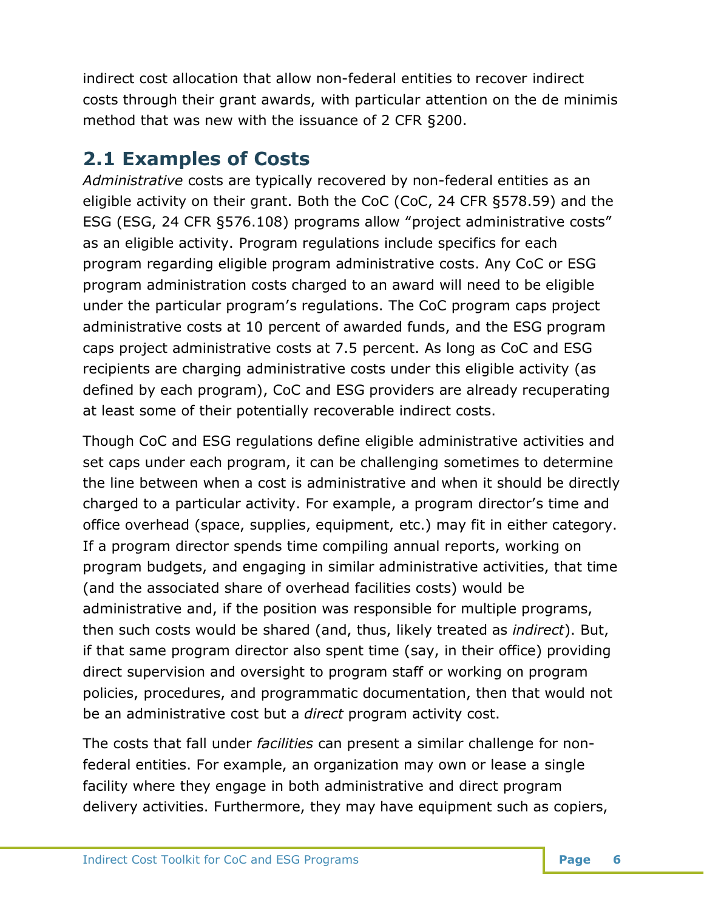indirect cost allocation that allow non-federal entities to recover indirect costs through their grant awards, with particular attention on the de minimis method that was new with the issuance of 2 CFR §200.

## 2.1 Examples of Costs

*Administrative* costs are typically recovered by non-federal entities as an eligible activity on their grant. Both the CoC (CoC, 24 CFR §578.59) and the ESG (ESG, 24 CFR §576.108) programs allow "project administrative costs" as an eligible activity. Program regulations include specifics for each program regarding eligible program administrative costs. Any CoC or ESG program administration costs charged to an award will need to be eligible under the particular program's regulations. The CoC program caps project administrative costs at 10 percent of awarded funds, and the ESG program caps project administrative costs at 7.5 percent. As long as CoC and ESG recipients are charging administrative costs under this eligible activity (as defined by each program), CoC and ESG providers are already recuperating at least some of their potentially recoverable indirect costs.

Though CoC and ESG regulations define eligible administrative activities and set caps under each program, it can be challenging sometimes to determine the line between when a cost is administrative and when it should be directly charged to a particular activity. For example, a program director's time and office overhead (space, supplies, equipment, etc.) may fit in either category. If a program director spends time compiling annual reports, working on program budgets, and engaging in similar administrative activities, that time (and the associated share of overhead facilities costs) would be administrative and, if the position was responsible for multiple programs, then such costs would be shared (and, thus, likely treated as *indirect*). But, if that same program director also spent time (say, in their office) providing direct supervision and oversight to program staff or working on program policies, procedures, and programmatic documentation, then that would not be an administrative cost but a *direct* program activity cost.

The costs that fall under *facilities* can present a similar challenge for non-federal entities. For example, an organization may own or lease a single facility where they engage in both administrative and direct program delivery activities. Furthermore, they may have equipment such as copiers,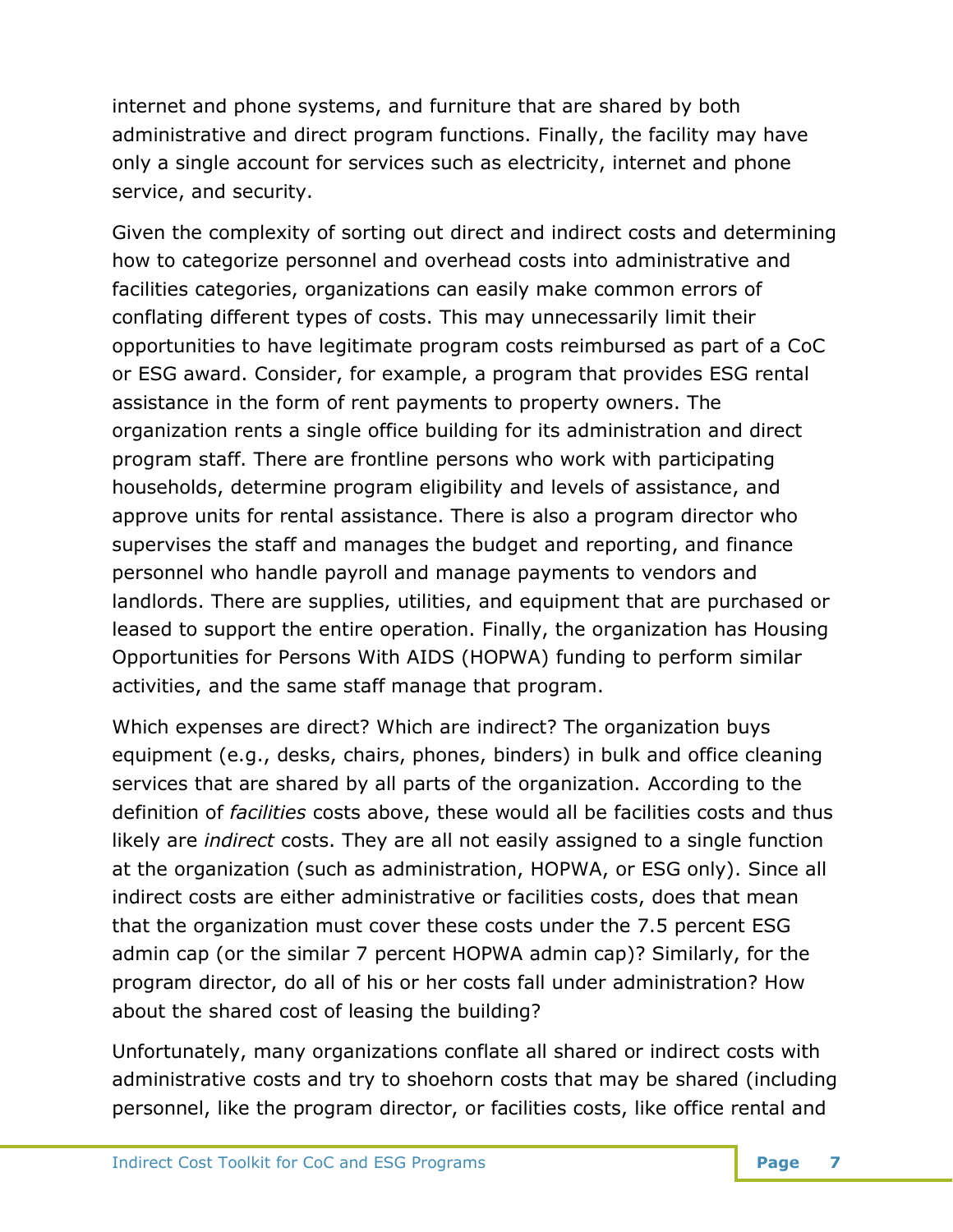internet and phone systems, and furniture that are shared by both administrative and direct program functions. Finally, the facility may have only a single account for services such as electricity, internet and phone service, and security.

Given the complexity of sorting out direct and indirect costs and determining how to categorize personnel and overhead costs into administrative and facilities categories, organizations can easily make common errors of conflating different types of costs. This may unnecessarily limit their opportunities to have legitimate program costs reimbursed as part of a CoC or ESG award. Consider, for example, a program that provides ESG rental assistance in the form of rent payments to property owners. The organization rents a single office building for its administration and direct program staff. There are frontline persons who work with participating households, determine program eligibility and levels of assistance, and approve units for rental assistance. There is also a program director who supervises the staff and manages the budget and reporting, and finance personnel who handle payroll and manage payments to vendors and landlords. There are supplies, utilities, and equipment that are purchased or leased to support the entire operation. Finally, the organization has Housing Opportunities for Persons With AIDS (HOPWA) funding to perform similar activities, and the same staff manage that program.

Which expenses are direct? Which are indirect? The organization buys equipment (e.g., desks, chairs, phones, binders) in bulk and office cleaning services that are shared by all parts of the organization. According to the definition of *facilities* costs above, these would all be facilities costs and thus likely are *indirect* costs. They are all not easily assigned to a single function at the organization (such as administration, HOPWA, or ESG only). Since all indirect costs are either administrative or facilities costs, does that mean that the organization must cover these costs under the 7.5 percent ESG admin cap (or the similar 7 percent HOPWA admin cap)? Similarly, for the program director, do all of his or her costs fall under administration? How about the shared cost of leasing the building?

Unfortunately, many organizations conflate all shared or indirect costs with administrative costs and try to shoehorn costs that may be shared (including personnel, like the program director, or facilities costs, like office rental and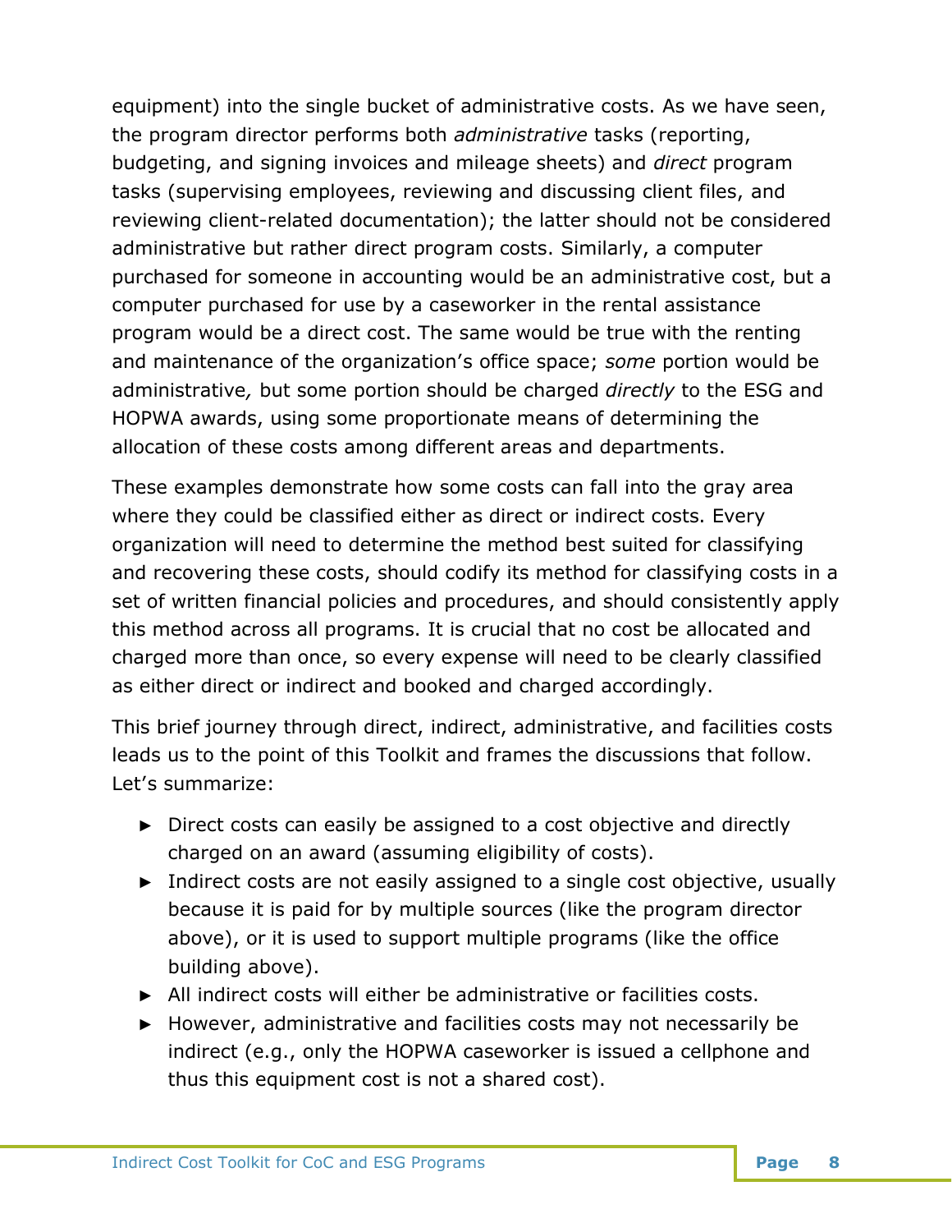equipment) into the single bucket of administrative costs. As we have seen, the program director performs both *administrative* tasks (reporting, budgeting, and signing invoices and mileage sheets) and *direct* program tasks (supervising employees, reviewing and discussing client files, and reviewing client-related documentation); the latter should not be considered administrative but rather direct program costs. Similarly, a computer purchased for someone in accounting would be an administrative cost, but a computer purchased for use by a caseworker in the rental assistance program would be a direct cost. The same would be true with the renting and maintenance of the organization's office space; *some* portion would be administrative, but some portion should be charged *directly* to the ESG and HOPWA awards, using some proportionate means of determining the allocation of these costs among different areas and departments.

These examples demonstrate how some costs can fall into the gray area where they could be classified either as direct or indirect costs. Every organization will need to determine the method best suited for classifying and recovering these costs, should codify its method for classifying costs in a set of written financial policies and procedures, and should consistently apply this method across all programs. It is crucial that no cost be allocated and charged more than once, so every expense will need to be clearly classified as either direct or indirect and booked and charged accordingly.

This brief journey through direct, indirect, administrative, and facilities costs leads us to the point of this Toolkit and frames the discussions that follow. Let's summarize:

- Direct costs can easily be assigned to a cost objective and directly charged on an award (assuming eligibility of costs).
- Indirect costs are not easily assigned to a single cost objective, usually because it is paid for by multiple sources (like the program director above), or it is used to support multiple programs (like the office building above).
- All indirect costs will either be administrative or facilities costs.
- However, administrative and facilities costs may not necessarily be indirect (e.g., only the HOPWA caseworker is issued a cellphone and thus this equipment cost is not a shared cost).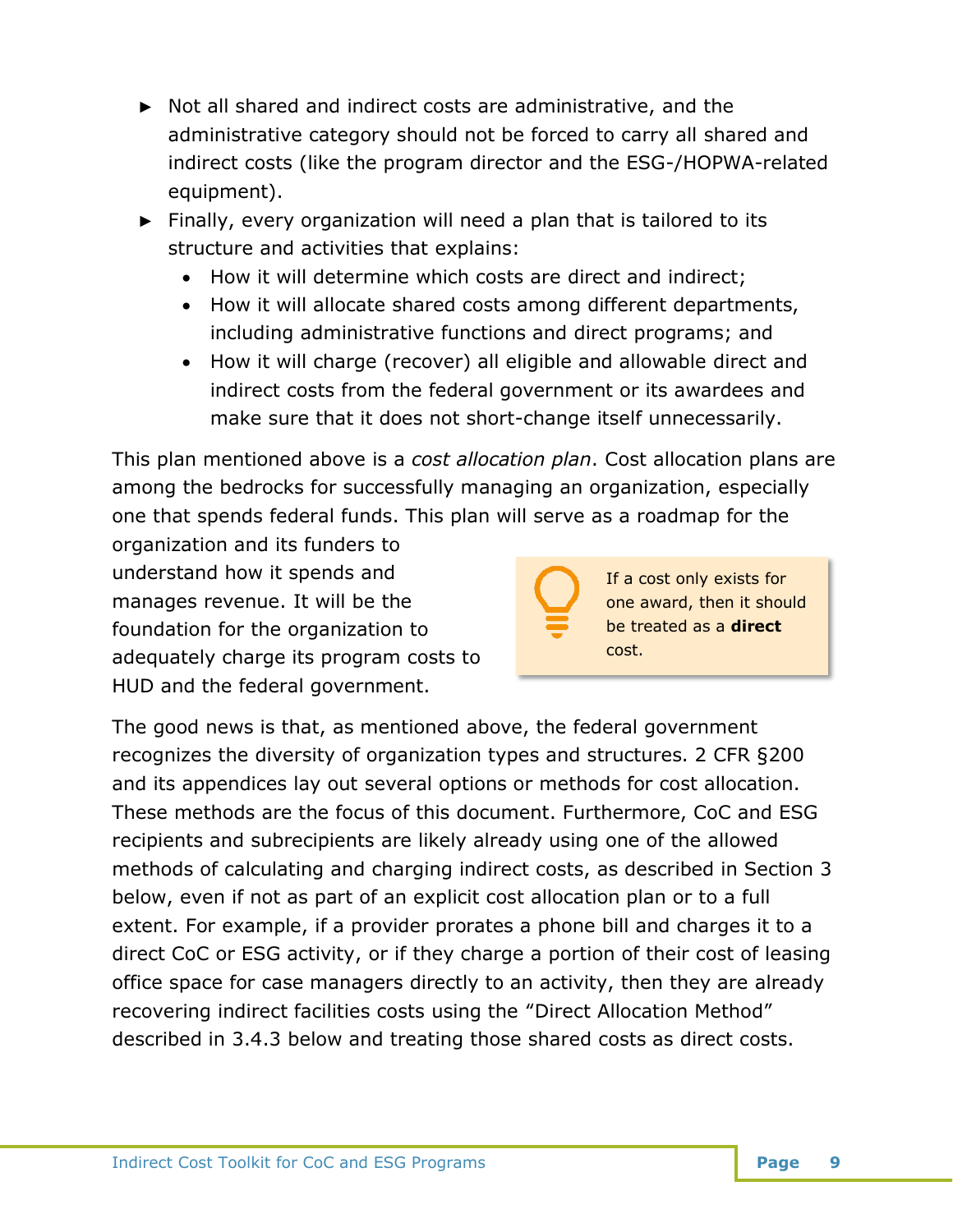- Not all shared and indirect costs are administrative, and the administrative category should not be forced to carry all shared and indirect costs (like the program director and the ESG-/HOPWA-related equipment).
- Finally, every organization will need a plan that is tailored to its structure and activities that explains:
  - How it will determine which costs are direct and indirect;
  - How it will allocate shared costs among different departments, including administrative functions and direct programs; and
  - How it will charge (recover) all eligible and allowable direct and indirect costs from the federal government or its awardees and make sure that it does not short-change itself unnecessarily.

This plan mentioned above is a *cost allocation plan*. Cost allocation plans are among the bedrocks for successfully managing an organization, especially one that spends federal funds. This plan will serve as a roadmap for the organization and its funders to understand how it spends and manages revenue. It will be the foundation for the organization to adequately charge its program costs to HUD and the federal government.

> If a cost only exists for one award, then it should be treated as a **direct** cost.

The good news is that, as mentioned above, the federal government recognizes the diversity of organization types and structures. 2 CFR §200 and its appendices lay out several options or methods for cost allocation. These methods are the focus of this document. Furthermore, CoC and ESG recipients and subrecipients are likely already using one of the allowed methods of calculating and charging indirect costs, as described in Section 3 below, even if not as part of an explicit cost allocation plan or to a full extent. For example, if a provider prorates a phone bill and charges it to a direct CoC or ESG activity, or if they charge a portion of their cost of leasing office space for case managers directly to an activity, then they are already recovering indirect facilities costs using the "Direct Allocation Method" described in 3.4.3 below and treating those shared costs as direct costs.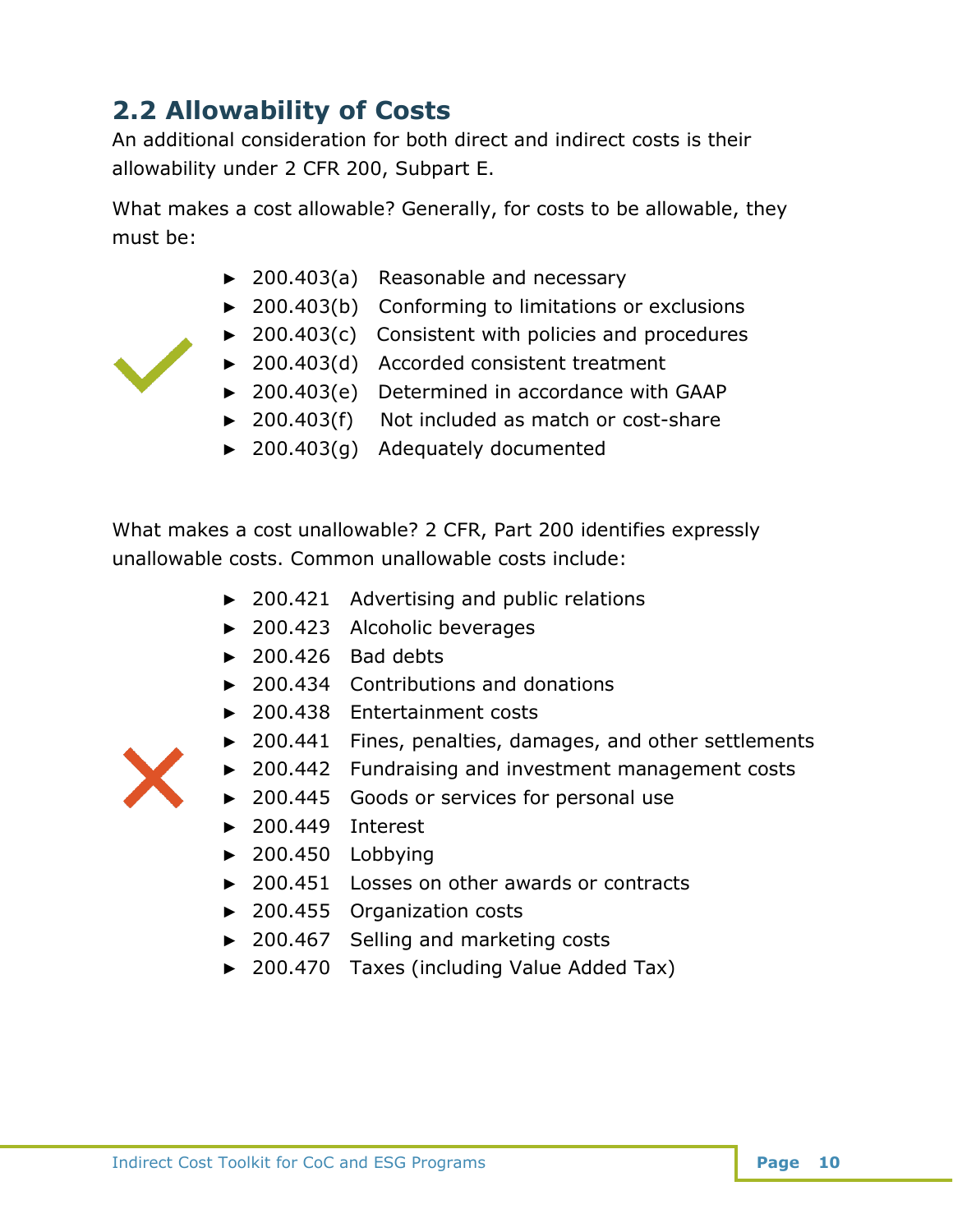## 2.2 Allowability of Costs

An additional consideration for both direct and indirect costs is their allowability under 2 CFR 200, Subpart E.

What makes a cost allowable? Generally, for costs to be allowable, they must be:

- 200.403(a) Reasonable and necessary
- 200.403(b) Conforming to limitations or exclusions
- 200.403(c) Consistent with policies and procedures
- 200.403(d) Accorded consistent treatment
- 200.403(e) Determined in accordance with GAAP
- 200.403(f) Not included as match or cost-share
- 200.403(g) Adequately documented

What makes a cost unallowable? 2 CFR, Part 200 identifies expressly unallowable costs. Common unallowable costs include:

- 200.421 Advertising and public relations
- 200.423 Alcoholic beverages
- 200.426 Bad debts
- 200.434 Contributions and donations
- 200.438 Entertainment costs
- 200.441 Fines, penalties, damages, and other settlements
- 200.442 Fundraising and investment management costs
- 200.445 Goods or services for personal use
- 200.449 Interest
- 200.450 Lobbying
- 200.451 Losses on other awards or contracts
- 200.455 Organization costs
- 200.467 Selling and marketing costs
- 200.470 Taxes (including Value Added Tax)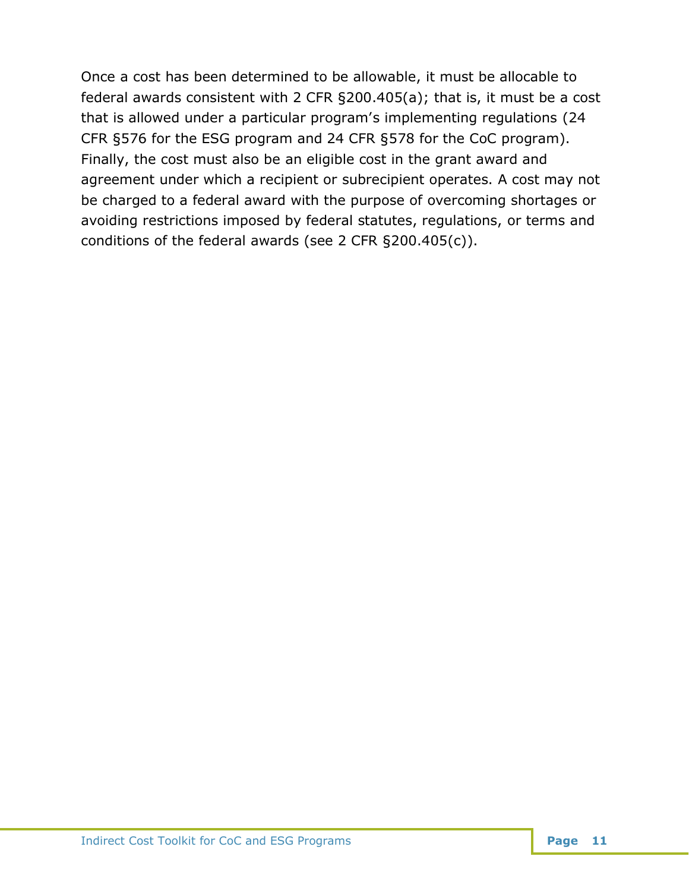Once a cost has been determined to be allowable, it must be allocable to federal awards consistent with 2 CFR §200.405(a); that is, it must be a cost that is allowed under a particular program's implementing regulations (24 CFR §576 for the ESG program and 24 CFR §578 for the CoC program). Finally, the cost must also be an eligible cost in the grant award and agreement under which a recipient or subrecipient operates. A cost may not be charged to a federal award with the purpose of overcoming shortages or avoiding restrictions imposed by federal statutes, regulations, or terms and conditions of the federal awards (see 2 CFR §200.405(c)).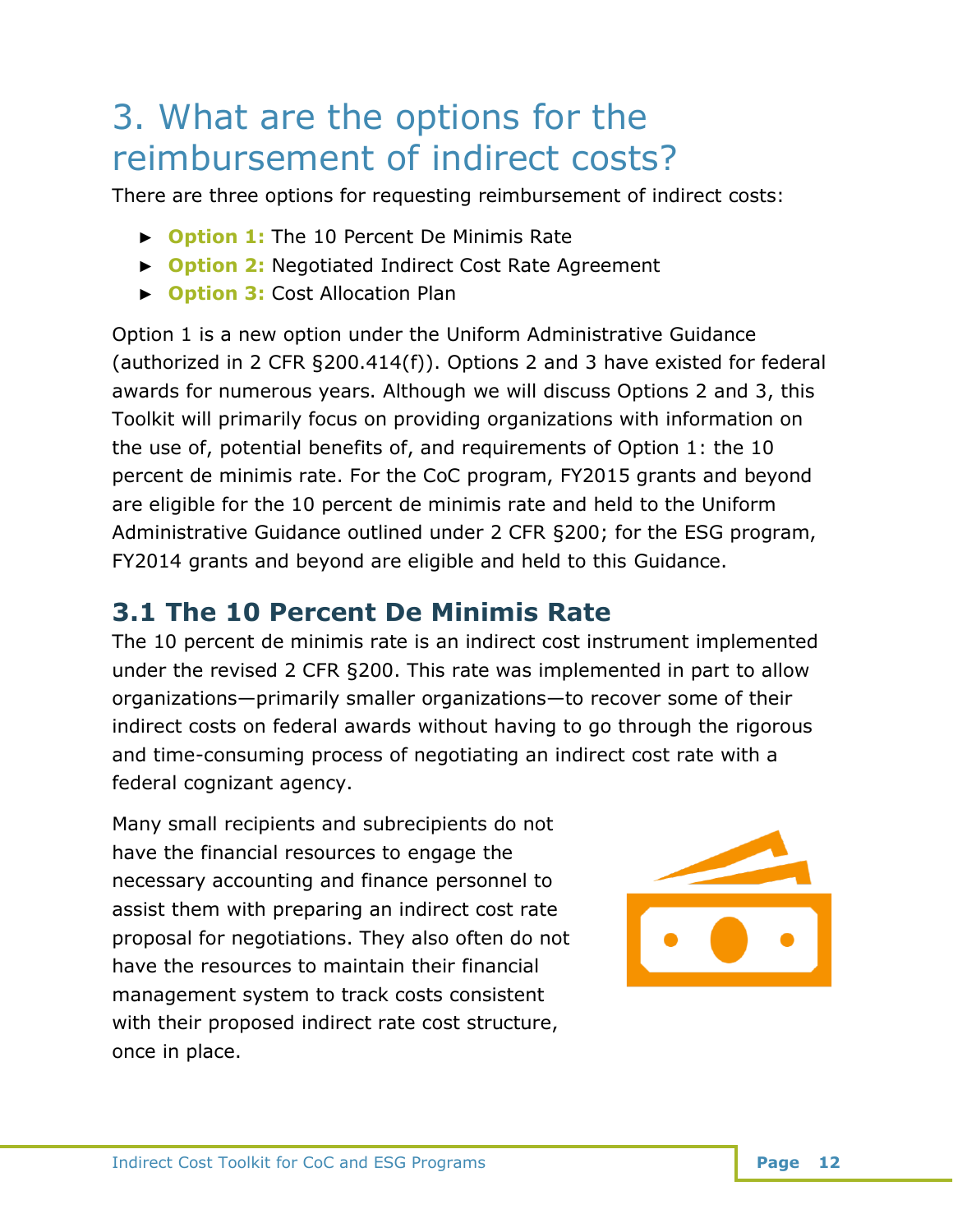# 3. What are the options for the reimbursement of indirect costs?

There are three options for requesting reimbursement of indirect costs:

- **Option 1:** The 10 Percent De Minimis Rate
- **Option 2:** Negotiated Indirect Cost Rate Agreement
- **Option 3:** Cost Allocation Plan

Option 1 is a new option under the Uniform Administrative Guidance (authorized in 2 CFR §200.414(f)). Options 2 and 3 have existed for federal awards for numerous years. Although we will discuss Options 2 and 3, this Toolkit will primarily focus on providing organizations with information on the use of, potential benefits of, and requirements of Option 1: the 10 percent de minimis rate. For the CoC program, FY2015 grants and beyond are eligible for the 10 percent de minimis rate and held to the Uniform Administrative Guidance outlined under 2 CFR §200; for the ESG program, FY2014 grants and beyond are eligible and held to this Guidance.

## 3.1 The 10 Percent De Minimis Rate

The 10 percent de minimis rate is an indirect cost instrument implemented under the revised 2 CFR §200. This rate was implemented in part to allow organizations—primarily smaller organizations—to recover some of their indirect costs on federal awards without having to go through the rigorous and time-consuming process of negotiating an indirect cost rate with a federal cognizant agency.

Many small recipients and subrecipients do not have the financial resources to engage the necessary accounting and finance personnel to assist them with preparing an indirect cost rate proposal for negotiations. They also often do not have the resources to maintain their financial management system to track costs consistent with their proposed indirect rate cost structure, once in place.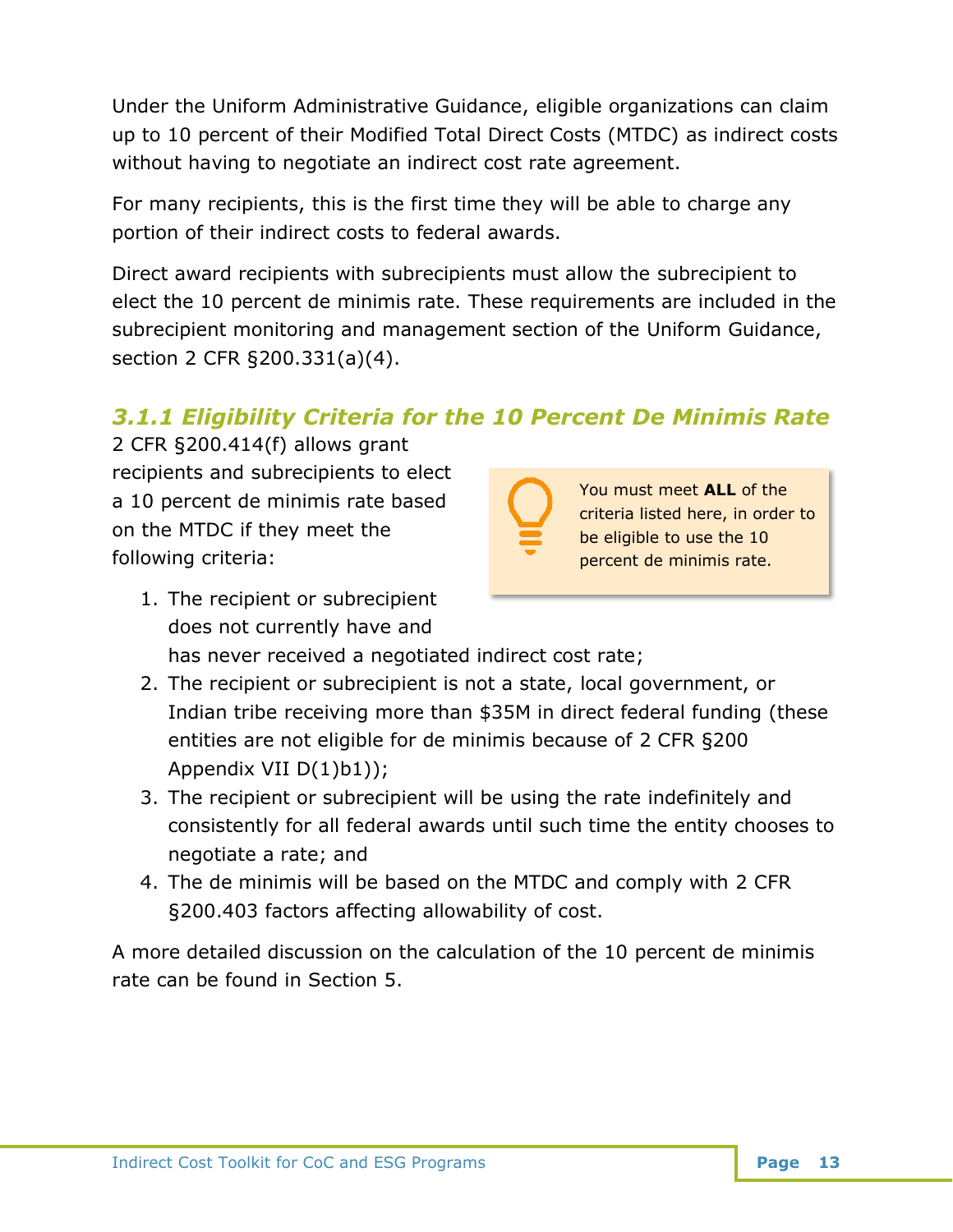Under the Uniform Administrative Guidance, eligible organizations can claim up to 10 percent of their Modified Total Direct Costs (MTDC) as indirect costs without having to negotiate an indirect cost rate agreement.

For many recipients, this is the first time they will be able to charge any portion of their indirect costs to federal awards.

Direct award recipients with subrecipients must allow the subrecipient to elect the 10 percent de minimis rate. These requirements are included in the subrecipient monitoring and management section of the Uniform Guidance, section 2 CFR §200.331(a)(4).

### *3.1.1 Eligibility Criteria for the 10 Percent De Minimis Rate*

2 CFR §200.414(f) allows grant recipients and subrecipients to elect a 10 percent de minimis rate based on the MTDC if they meet the following criteria:

> You must meet **ALL** of the criteria listed here, in order to be eligible to use the 10 percent de minimis rate.

1. The recipient or subrecipient does not currently have and has never received a negotiated indirect cost rate;
2. The recipient or subrecipient is not a state, local government, or Indian tribe receiving more than $35M in direct federal funding (these entities are not eligible for de minimis because of 2 CFR §200 Appendix VII D(1)b1));
3. The recipient or subrecipient will be using the rate indefinitely and consistently for all federal awards until such time the entity chooses to negotiate a rate; and
4. The de minimis will be based on the MTDC and comply with 2 CFR §200.403 factors affecting allowability of cost.

A more detailed discussion on the calculation of the 10 percent de minimis rate can be found in Section 5.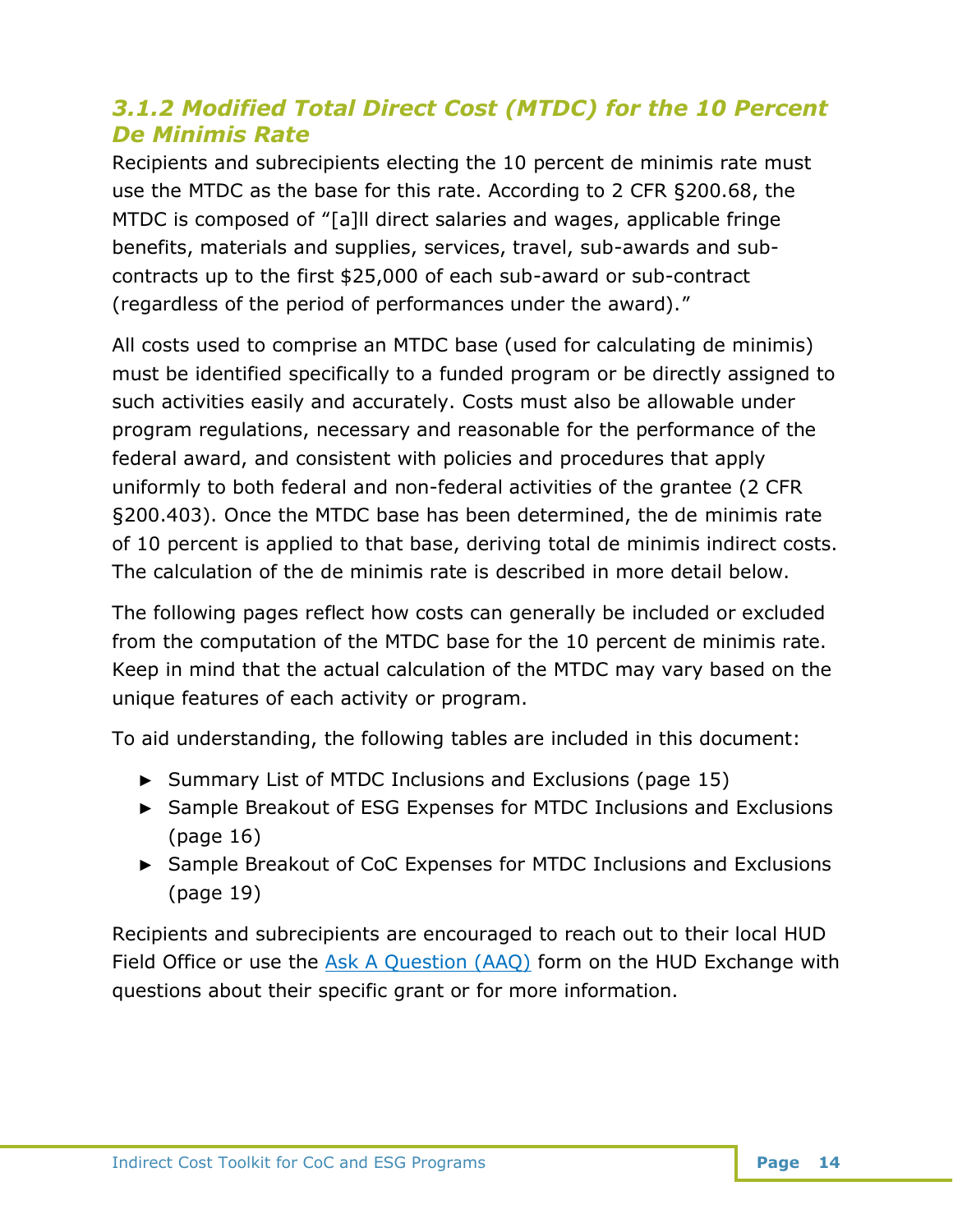### *3.1.2 Modified Total Direct Cost (MTDC) for the 10 Percent De Minimis Rate*

Recipients and subrecipients electing the 10 percent de minimis rate must use the MTDC as the base for this rate. According to 2 CFR §200.68, the MTDC is composed of "[a]ll direct salaries and wages, applicable fringe benefits, materials and supplies, services, travel, sub-awards and sub-contracts up to the first $25,000 of each sub-award or sub-contract (regardless of the period of performances under the award)."

All costs used to comprise an MTDC base (used for calculating de minimis) must be identified specifically to a funded program or be directly assigned to such activities easily and accurately. Costs must also be allowable under program regulations, necessary and reasonable for the performance of the federal award, and consistent with policies and procedures that apply uniformly to both federal and non-federal activities of the grantee (2 CFR §200.403). Once the MTDC base has been determined, the de minimis rate of 10 percent is applied to that base, deriving total de minimis indirect costs. The calculation of the de minimis rate is described in more detail below.

The following pages reflect how costs can generally be included or excluded from the computation of the MTDC base for the 10 percent de minimis rate. Keep in mind that the actual calculation of the MTDC may vary based on the unique features of each activity or program.

To aid understanding, the following tables are included in this document:

- Summary List of MTDC Inclusions and Exclusions (page 15)
- Sample Breakout of ESG Expenses for MTDC Inclusions and Exclusions (page 16)
- Sample Breakout of CoC Expenses for MTDC Inclusions and Exclusions (page 19)

Recipients and subrecipients are encouraged to reach out to their local HUD Field Office or use the [Ask A Question (AAQ)](https://www.hudexchange.info/) form on the HUD Exchange with questions about their specific grant or for more information.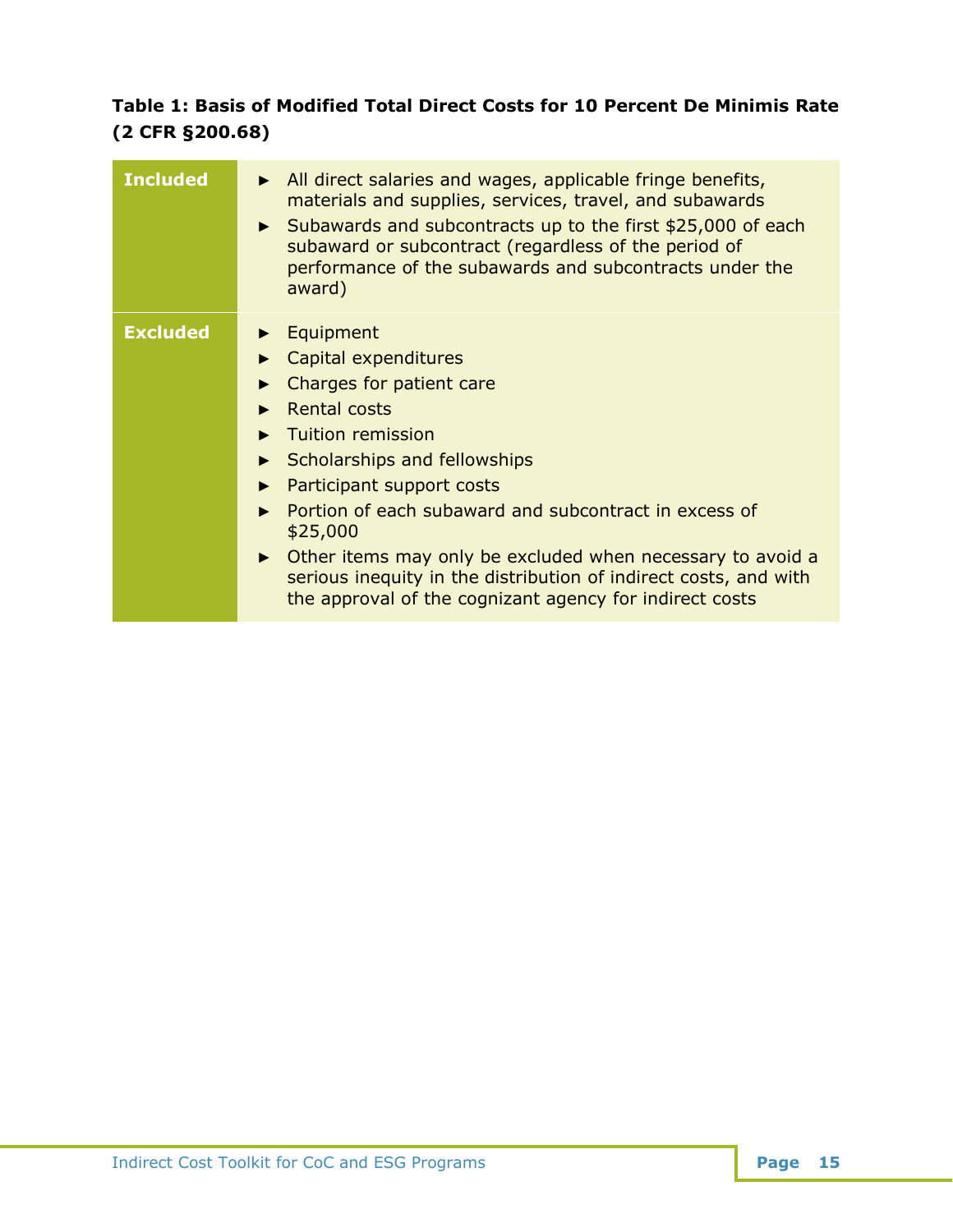**Table 1: Basis of Modified Total Direct Costs for 10 Percent De Minimis Rate (2 CFR §200.68)**

| | |
|---|---|
| **Included** | ► All direct salaries and wages, applicable fringe benefits, materials and supplies, services, travel, and subawards<br>► Subawards and subcontracts up to the first $25,000 of each subaward or subcontract (regardless of the period of performance of the subawards and subcontracts under the award) |
| **Excluded** | ► Equipment<br>► Capital expenditures<br>► Charges for patient care<br>► Rental costs<br>► Tuition remission<br>► Scholarships and fellowships<br>► Participant support costs<br>► Portion of each subaward and subcontract in excess of $25,000<br>► Other items may only be excluded when necessary to avoid a serious inequity in the distribution of indirect costs, and with the approval of the cognizant agency for indirect costs |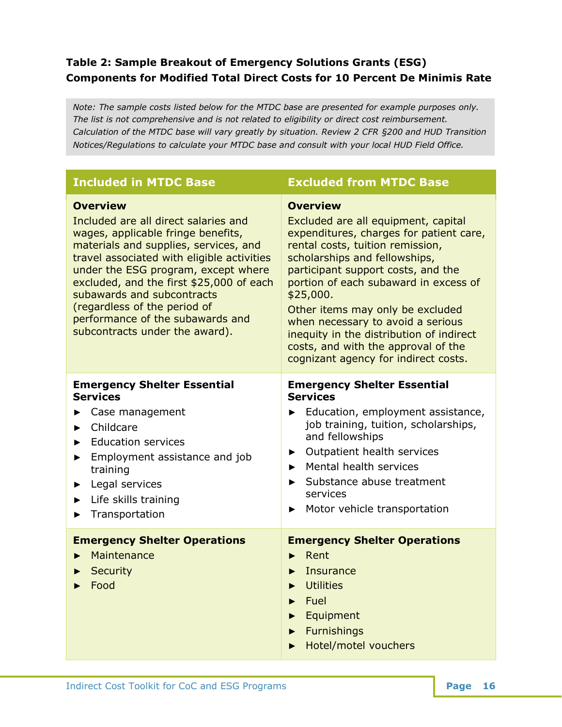**Table 2: Sample Breakout of Emergency Solutions Grants (ESG) Components for Modified Total Direct Costs for 10 Percent De Minimis Rate**

*Note: The sample costs listed below for the MTDC base are presented for example purposes only. The list is not comprehensive and is not related to eligibility or direct cost reimbursement. Calculation of the MTDC base will vary greatly by situation. Review 2 CFR §200 and HUD Transition Notices/Regulations to calculate your MTDC base and consult with your local HUD Field Office.*

| Included in MTDC Base | Excluded from MTDC Base |
|---|---|
| **Overview**<br>Included are all direct salaries and wages, applicable fringe benefits, materials and supplies, services, and travel associated with eligible activities under the ESG program, except where excluded, and the first $25,000 of each subawards and subcontracts (regardless of the period of performance of the subawards and subcontracts under the award). | **Overview**<br>Excluded are all equipment, capital expenditures, charges for patient care, rental costs, tuition remission, scholarships and fellowships, participant support costs, and the portion of each subaward in excess of $25,000.<br>Other items may only be excluded when necessary to avoid a serious inequity in the distribution of indirect costs, and with the approval of the cognizant agency for indirect costs. |
| **Emergency Shelter Essential Services**<br>► Case management<br>► Childcare<br>► Education services<br>► Employment assistance and job training<br>► Legal services<br>► Life skills training<br>► Transportation | **Emergency Shelter Essential Services**<br>► Education, employment assistance, job training, tuition, scholarships, and fellowships<br>► Outpatient health services<br>► Mental health services<br>► Substance abuse treatment services<br>► Motor vehicle transportation |
| **Emergency Shelter Operations**<br>► Maintenance<br>► Security<br>► Food | **Emergency Shelter Operations**<br>► Rent<br>► Insurance<br>► Utilities<br>► Fuel<br>► Equipment<br>► Furnishings<br>► Hotel/motel vouchers |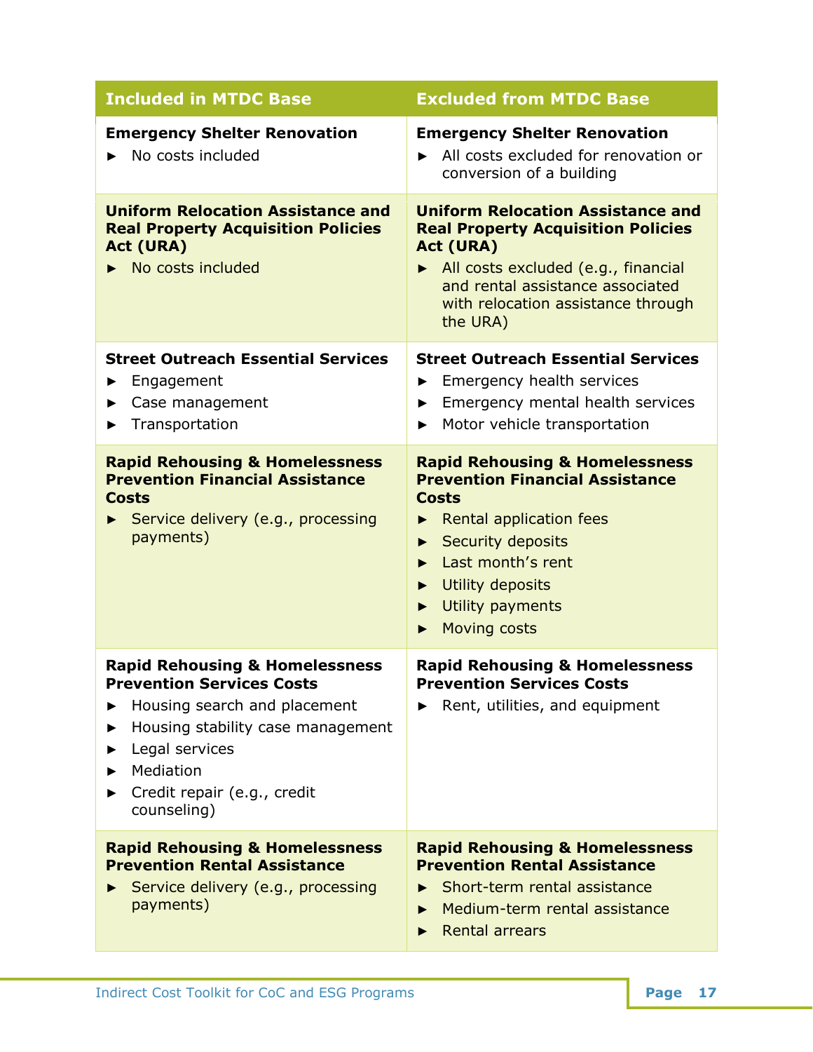| Included in MTDC Base | Excluded from MTDC Base |
|---|---|
| **Emergency Shelter Renovation**<br>► No costs included | **Emergency Shelter Renovation**<br>► All costs excluded for renovation or conversion of a building |
| **Uniform Relocation Assistance and Real Property Acquisition Policies Act (URA)**<br>► No costs included | **Uniform Relocation Assistance and Real Property Acquisition Policies Act (URA)**<br>► All costs excluded (e.g., financial and rental assistance associated with relocation assistance through the URA) |
| **Street Outreach Essential Services**<br>► Engagement<br>► Case management<br>► Transportation | **Street Outreach Essential Services**<br>► Emergency health services<br>► Emergency mental health services<br>► Motor vehicle transportation |
| **Rapid Rehousing & Homelessness Prevention Financial Assistance Costs**<br>► Service delivery (e.g., processing payments) | **Rapid Rehousing & Homelessness Prevention Financial Assistance Costs**<br>► Rental application fees<br>► Security deposits<br>► Last month's rent<br>► Utility deposits<br>► Utility payments<br>► Moving costs |
| **Rapid Rehousing & Homelessness Prevention Services Costs**<br>► Housing search and placement<br>► Housing stability case management<br>► Legal services<br>► Mediation<br>► Credit repair (e.g., credit counseling) | **Rapid Rehousing & Homelessness Prevention Services Costs**<br>► Rent, utilities, and equipment |
| **Rapid Rehousing & Homelessness Prevention Rental Assistance**<br>► Service delivery (e.g., processing payments) | **Rapid Rehousing & Homelessness Prevention Rental Assistance**<br>► Short-term rental assistance<br>► Medium-term rental assistance<br>► Rental arrears |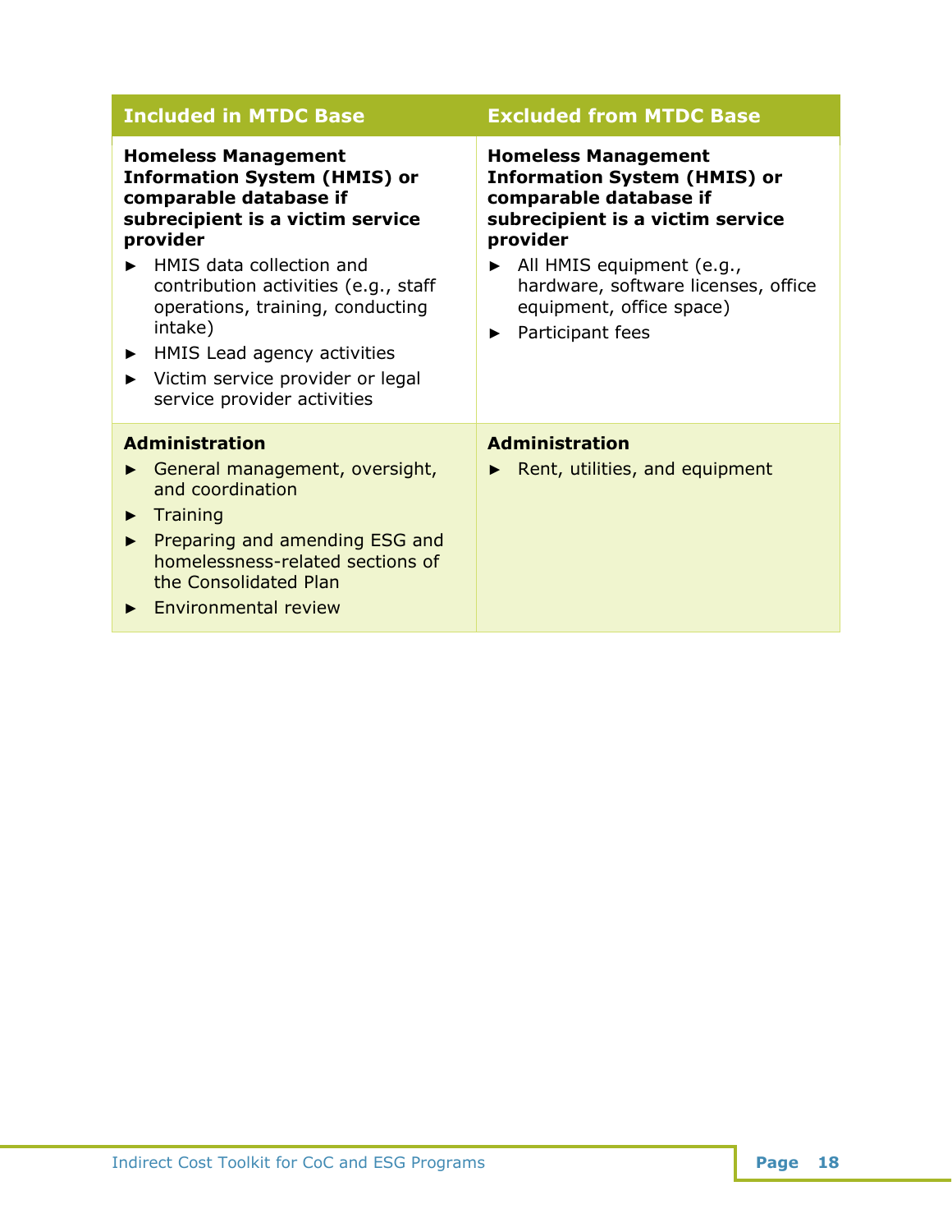| Included in MTDC Base | Excluded from MTDC Base |
| --- | --- |
| **Homeless Management Information System (HMIS) or comparable database if subrecipient is a victim service provider**<br>► HMIS data collection and contribution activities (e.g., staff operations, training, conducting intake)<br>► HMIS Lead agency activities<br>► Victim service provider or legal service provider activities | **Homeless Management Information System (HMIS) or comparable database if subrecipient is a victim service provider**<br>► All HMIS equipment (e.g., hardware, software licenses, office equipment, office space)<br>► Participant fees |
| **Administration**<br>► General management, oversight, and coordination<br>► Training<br>► Preparing and amending ESG and homelessness-related sections of the Consolidated Plan<br>► Environmental review | **Administration**<br>► Rent, utilities, and equipment |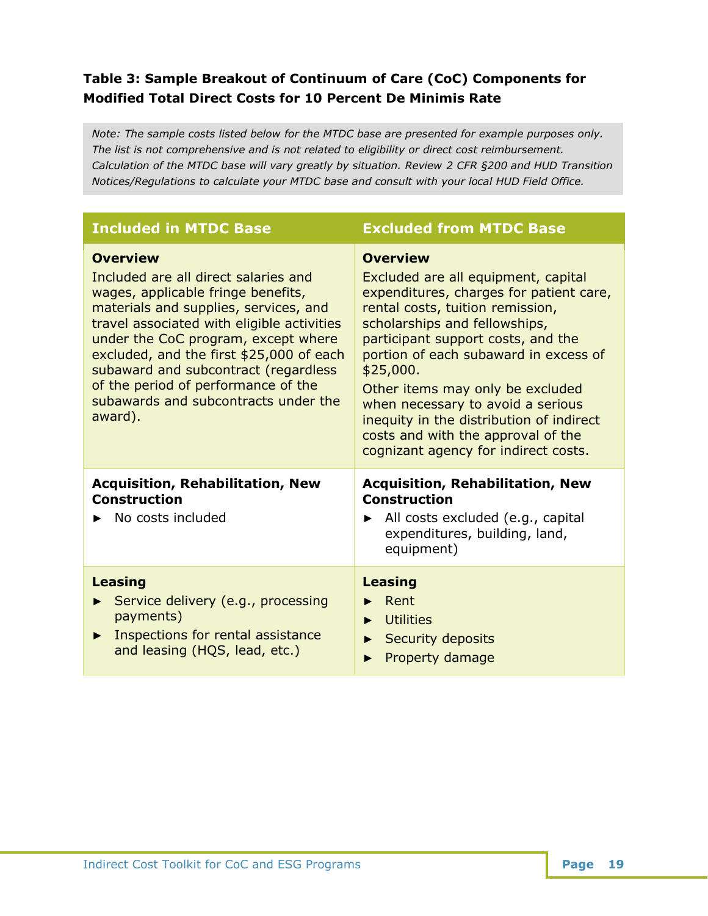**Table 3: Sample Breakout of Continuum of Care (CoC) Components for Modified Total Direct Costs for 10 Percent De Minimis Rate**

*Note: The sample costs listed below for the MTDC base are presented for example purposes only. The list is not comprehensive and is not related to eligibility or direct cost reimbursement. Calculation of the MTDC base will vary greatly by situation. Review 2 CFR §200 and HUD Transition Notices/Regulations to calculate your MTDC base and consult with your local HUD Field Office.*

| Included in MTDC Base | Excluded from MTDC Base |
|---|---|
| **Overview**<br>Included are all direct salaries and wages, applicable fringe benefits, materials and supplies, services, and travel associated with eligible activities under the CoC program, except where excluded, and the first $25,000 of each subaward and subcontract (regardless of the period of performance of the subawards and subcontracts under the award). | **Overview**<br>Excluded are all equipment, capital expenditures, charges for patient care, rental costs, tuition remission, scholarships and fellowships, participant support costs, and the portion of each subaward in excess of $25,000.<br>Other items may only be excluded when necessary to avoid a serious inequity in the distribution of indirect costs and with the approval of the cognizant agency for indirect costs. |
| **Acquisition, Rehabilitation, New Construction**<br>► No costs included | **Acquisition, Rehabilitation, New Construction**<br>► All costs excluded (e.g., capital expenditures, building, land, equipment) |
| **Leasing**<br>► Service delivery (e.g., processing payments)<br>► Inspections for rental assistance and leasing (HQS, lead, etc.) | **Leasing**<br>► Rent<br>► Utilities<br>► Security deposits<br>► Property damage |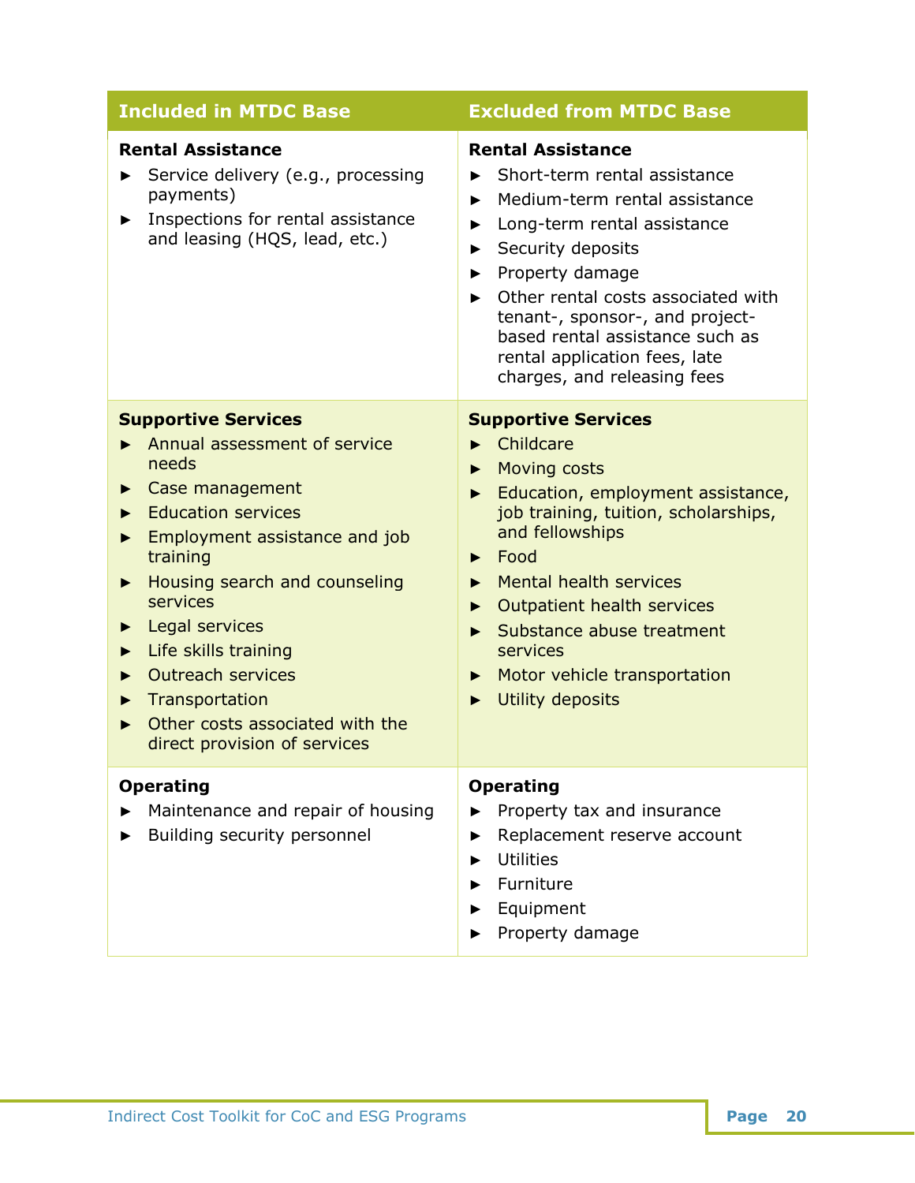| Included in MTDC Base | Excluded from MTDC Base |
|---|---|
| **Rental Assistance**<br>► Service delivery (e.g., processing payments)<br>► Inspections for rental assistance and leasing (HQS, lead, etc.) | **Rental Assistance**<br>► Short-term rental assistance<br>► Medium-term rental assistance<br>► Long-term rental assistance<br>► Security deposits<br>► Property damage<br>► Other rental costs associated with tenant-, sponsor-, and project-based rental assistance such as rental application fees, late charges, and releasing fees |
| **Supportive Services**<br>► Annual assessment of service needs<br>► Case management<br>► Education services<br>► Employment assistance and job training<br>► Housing search and counseling services<br>► Legal services<br>► Life skills training<br>► Outreach services<br>► Transportation<br>► Other costs associated with the direct provision of services | **Supportive Services**<br>► Childcare<br>► Moving costs<br>► Education, employment assistance, job training, tuition, scholarships, and fellowships<br>► Food<br>► Mental health services<br>► Outpatient health services<br>► Substance abuse treatment services<br>► Motor vehicle transportation<br>► Utility deposits |
| **Operating**<br>► Maintenance and repair of housing<br>► Building security personnel | **Operating**<br>► Property tax and insurance<br>► Replacement reserve account<br>► Utilities<br>► Furniture<br>► Equipment<br>► Property damage |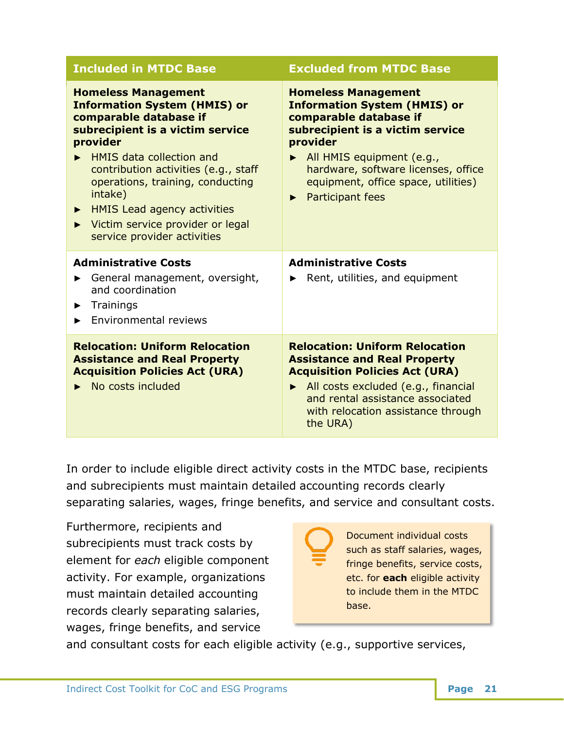| Included in MTDC Base | Excluded from MTDC Base |
|---|---|
| **Homeless Management Information System (HMIS) or comparable database if subrecipient is a victim service provider**<br>► HMIS data collection and contribution activities (e.g., staff operations, training, conducting intake)<br>► HMIS Lead agency activities<br>► Victim service provider or legal service provider activities | **Homeless Management Information System (HMIS) or comparable database if subrecipient is a victim service provider**<br>► All HMIS equipment (e.g., hardware, software licenses, office equipment, office space, utilities)<br>► Participant fees |
| **Administrative Costs**<br>► General management, oversight, and coordination<br>► Trainings<br>► Environmental reviews | **Administrative Costs**<br>► Rent, utilities, and equipment |
| **Relocation: Uniform Relocation Assistance and Real Property Acquisition Policies Act (URA)**<br>► No costs included | **Relocation: Uniform Relocation Assistance and Real Property Acquisition Policies Act (URA)**<br>► All costs excluded (e.g., financial and rental assistance associated with relocation assistance through the URA) |

In order to include eligible direct activity costs in the MTDC base, recipients and subrecipients must maintain detailed accounting records clearly separating salaries, wages, fringe benefits, and service and consultant costs.

> Document individual costs such as staff salaries, wages, fringe benefits, service costs, etc. for **each** eligible activity to include them in the MTDC base.

Furthermore, recipients and subrecipients must track costs by element for *each* eligible component activity. For example, organizations must maintain detailed accounting records clearly separating salaries, wages, fringe benefits, and service and consultant costs for each eligible activity (e.g., supportive services,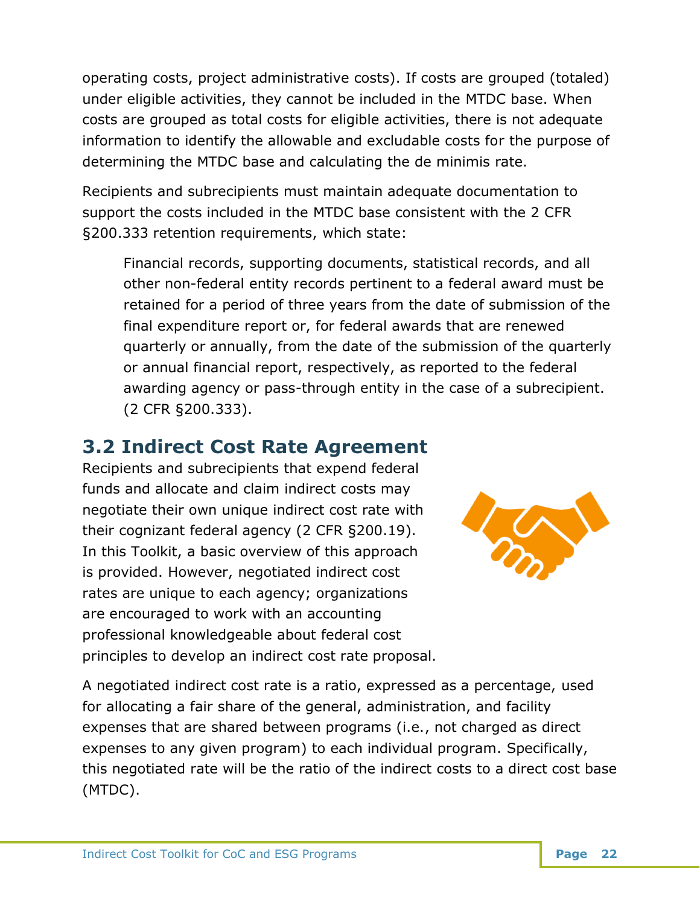operating costs, project administrative costs). If costs are grouped (totaled) under eligible activities, they cannot be included in the MTDC base. When costs are grouped as total costs for eligible activities, there is not adequate information to identify the allowable and excludable costs for the purpose of determining the MTDC base and calculating the de minimis rate.

Recipients and subrecipients must maintain adequate documentation to support the costs included in the MTDC base consistent with the 2 CFR §200.333 retention requirements, which state:

> Financial records, supporting documents, statistical records, and all other non-federal entity records pertinent to a federal award must be retained for a period of three years from the date of submission of the final expenditure report or, for federal awards that are renewed quarterly or annually, from the date of the submission of the quarterly or annual financial report, respectively, as reported to the federal awarding agency or pass-through entity in the case of a subrecipient. (2 CFR §200.333).

## 3.2 Indirect Cost Rate Agreement

Recipients and subrecipients that expend federal funds and allocate and claim indirect costs may negotiate their own unique indirect cost rate with their cognizant federal agency (2 CFR §200.19). In this Toolkit, a basic overview of this approach is provided. However, negotiated indirect cost rates are unique to each agency; organizations are encouraged to work with an accounting professional knowledgeable about federal cost principles to develop an indirect cost rate proposal.

A negotiated indirect cost rate is a ratio, expressed as a percentage, used for allocating a fair share of the general, administration, and facility expenses that are shared between programs (i.e., not charged as direct expenses to any given program) to each individual program. Specifically, this negotiated rate will be the ratio of the indirect costs to a direct cost base (MTDC).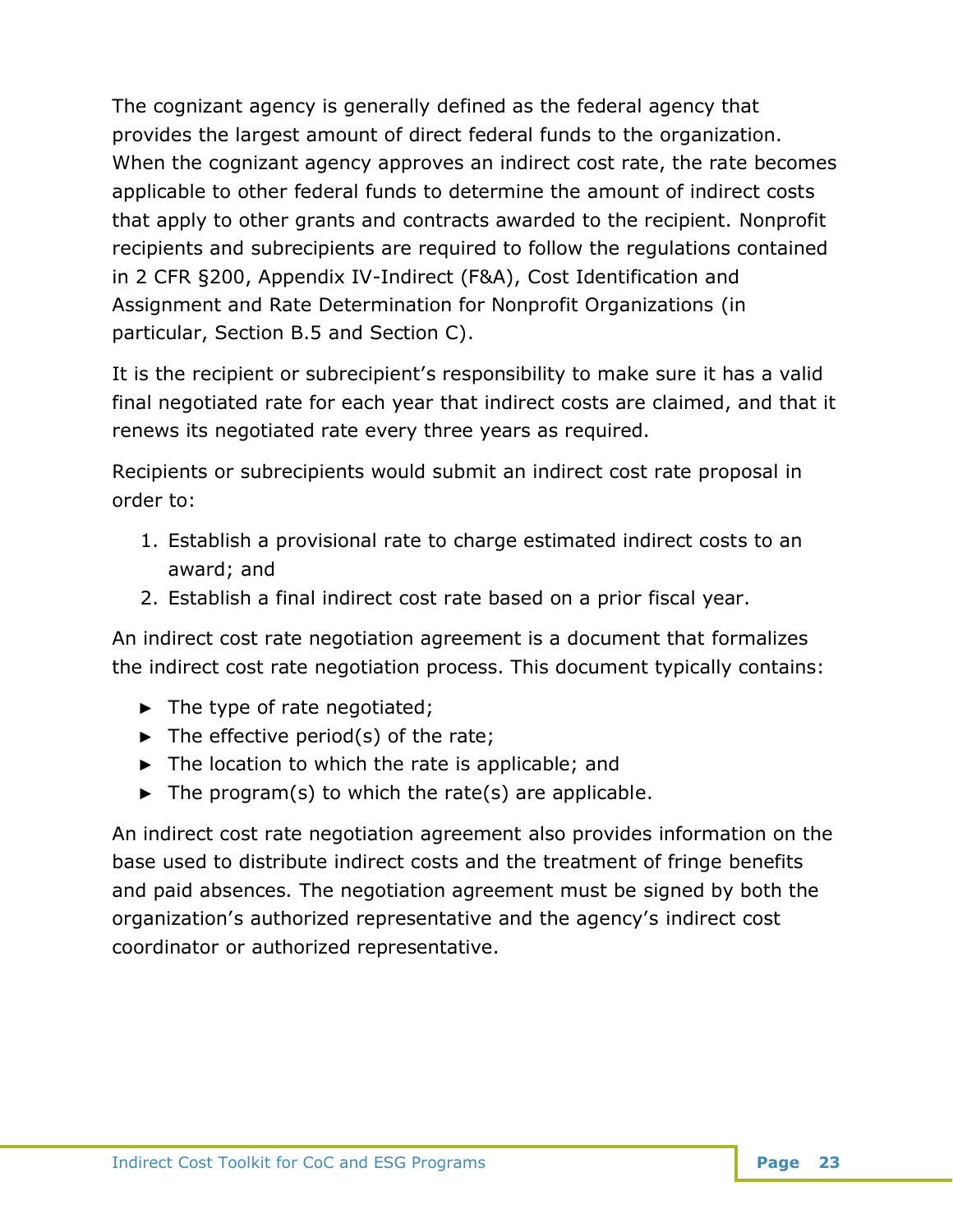The cognizant agency is generally defined as the federal agency that provides the largest amount of direct federal funds to the organization. When the cognizant agency approves an indirect cost rate, the rate becomes applicable to other federal funds to determine the amount of indirect costs that apply to other grants and contracts awarded to the recipient. Nonprofit recipients and subrecipients are required to follow the regulations contained in 2 CFR §200, Appendix IV-Indirect (F&A), Cost Identification and Assignment and Rate Determination for Nonprofit Organizations (in particular, Section B.5 and Section C).

It is the recipient or subrecipient's responsibility to make sure it has a valid final negotiated rate for each year that indirect costs are claimed, and that it renews its negotiated rate every three years as required.

Recipients or subrecipients would submit an indirect cost rate proposal in order to:

1. Establish a provisional rate to charge estimated indirect costs to an award; and
2. Establish a final indirect cost rate based on a prior fiscal year.

An indirect cost rate negotiation agreement is a document that formalizes the indirect cost rate negotiation process. This document typically contains:

- The type of rate negotiated;
- The effective period(s) of the rate;
- The location to which the rate is applicable; and
- The program(s) to which the rate(s) are applicable.

An indirect cost rate negotiation agreement also provides information on the base used to distribute indirect costs and the treatment of fringe benefits and paid absences. The negotiation agreement must be signed by both the organization's authorized representative and the agency's indirect cost coordinator or authorized representative.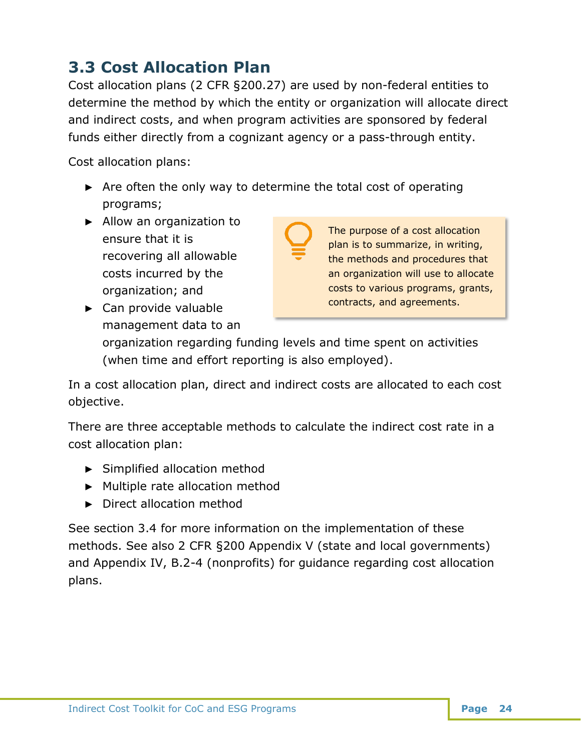## 3.3 Cost Allocation Plan

Cost allocation plans (2 CFR §200.27) are used by non-federal entities to determine the method by which the entity or organization will allocate direct and indirect costs, and when program activities are sponsored by federal funds either directly from a cognizant agency or a pass-through entity.

Cost allocation plans:

- Are often the only way to determine the total cost of operating programs;
- Allow an organization to ensure that it is recovering all allowable costs incurred by the organization; and
- Can provide valuable management data to an organization regarding funding levels and time spent on activities (when time and effort reporting is also employed).

> The purpose of a cost allocation plan is to summarize, in writing, the methods and procedures that an organization will use to allocate costs to various programs, grants, contracts, and agreements.

In a cost allocation plan, direct and indirect costs are allocated to each cost objective.

There are three acceptable methods to calculate the indirect cost rate in a cost allocation plan:

- Simplified allocation method
- Multiple rate allocation method
- Direct allocation method

See section 3.4 for more information on the implementation of these methods. See also 2 CFR §200 Appendix V (state and local governments) and Appendix IV, B.2-4 (nonprofits) for guidance regarding cost allocation plans.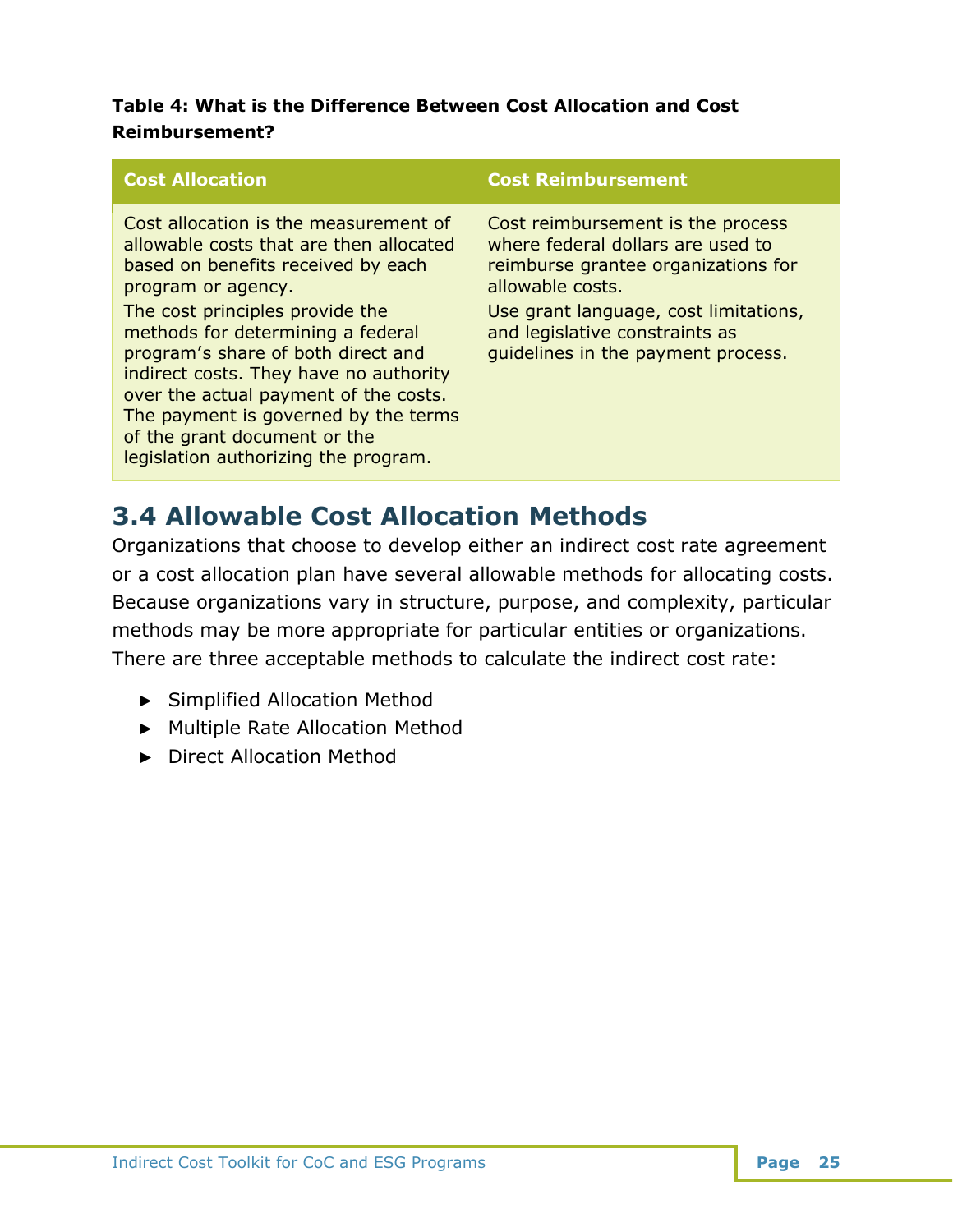**Table 4: What is the Difference Between Cost Allocation and Cost Reimbursement?**

| Cost Allocation | Cost Reimbursement |
| --- | --- |
| Cost allocation is the measurement of allowable costs that are then allocated based on benefits received by each program or agency.<br>The cost principles provide the methods for determining a federal program's share of both direct and indirect costs. They have no authority over the actual payment of the costs. The payment is governed by the terms of the grant document or the legislation authorizing the program. | Cost reimbursement is the process where federal dollars are used to reimburse grantee organizations for allowable costs.<br>Use grant language, cost limitations, and legislative constraints as guidelines in the payment process. |

## 3.4 Allowable Cost Allocation Methods

Organizations that choose to develop either an indirect cost rate agreement or a cost allocation plan have several allowable methods for allocating costs. Because organizations vary in structure, purpose, and complexity, particular methods may be more appropriate for particular entities or organizations. There are three acceptable methods to calculate the indirect cost rate:

- Simplified Allocation Method
- Multiple Rate Allocation Method
- Direct Allocation Method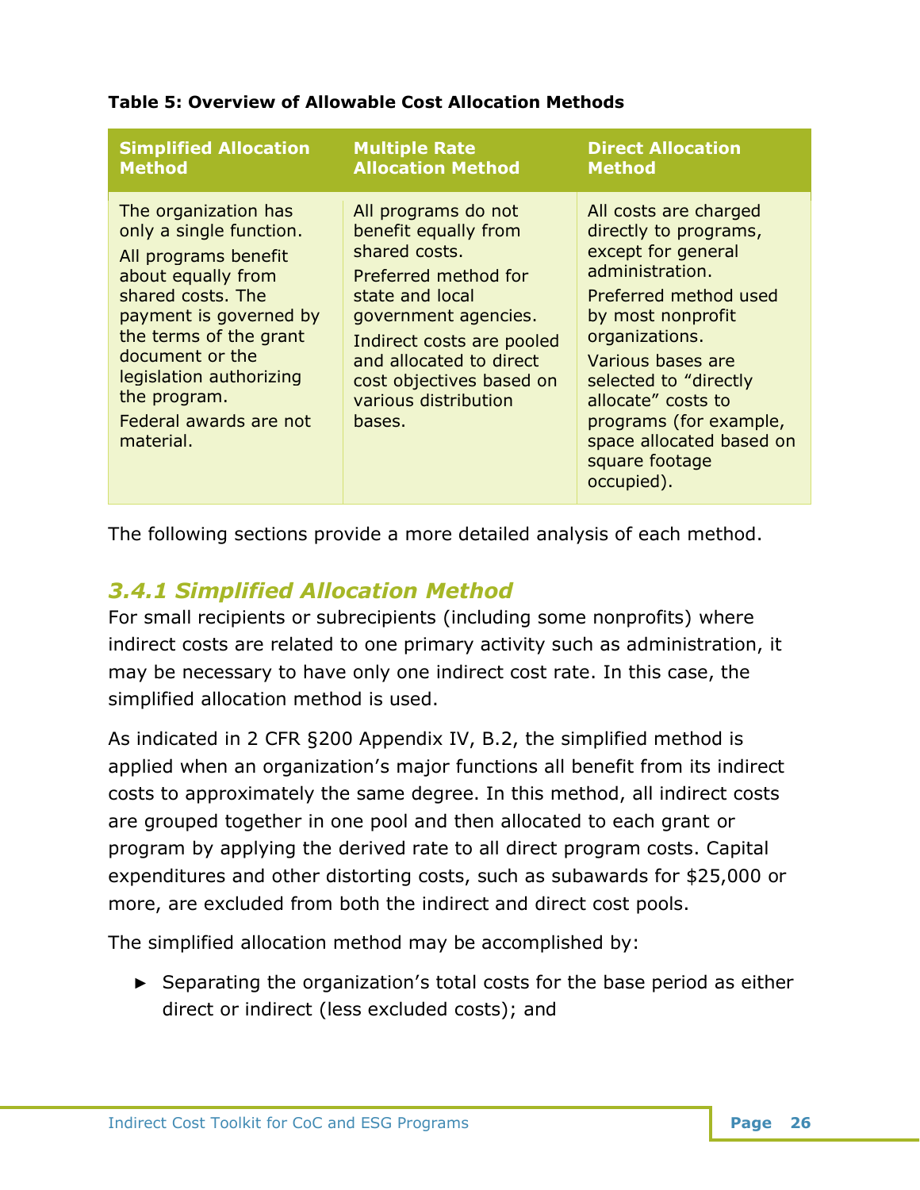**Table 5: Overview of Allowable Cost Allocation Methods**

| Simplified Allocation Method | Multiple Rate Allocation Method | Direct Allocation Method |
|---|---|---|
| The organization has only a single function. All programs benefit about equally from shared costs. The payment is governed by the terms of the grant document or the legislation authorizing the program. Federal awards are not material. | All programs do not benefit equally from shared costs. Preferred method for state and local government agencies. Indirect costs are pooled and allocated to direct cost objectives based on various distribution bases. | All costs are charged directly to programs, except for general administration. Preferred method used by most nonprofit organizations. Various bases are selected to "directly allocate" costs to programs (for example, space allocated based on square footage occupied). |

The following sections provide a more detailed analysis of each method.

### *3.4.1 Simplified Allocation Method*

For small recipients or subrecipients (including some nonprofits) where indirect costs are related to one primary activity such as administration, it may be necessary to have only one indirect cost rate. In this case, the simplified allocation method is used.

As indicated in 2 CFR §200 Appendix IV, B.2, the simplified method is applied when an organization's major functions all benefit from its indirect costs to approximately the same degree. In this method, all indirect costs are grouped together in one pool and then allocated to each grant or program by applying the derived rate to all direct program costs. Capital expenditures and other distorting costs, such as subawards for $25,000 or more, are excluded from both the indirect and direct cost pools.

The simplified allocation method may be accomplished by:

- Separating the organization's total costs for the base period as either direct or indirect (less excluded costs); and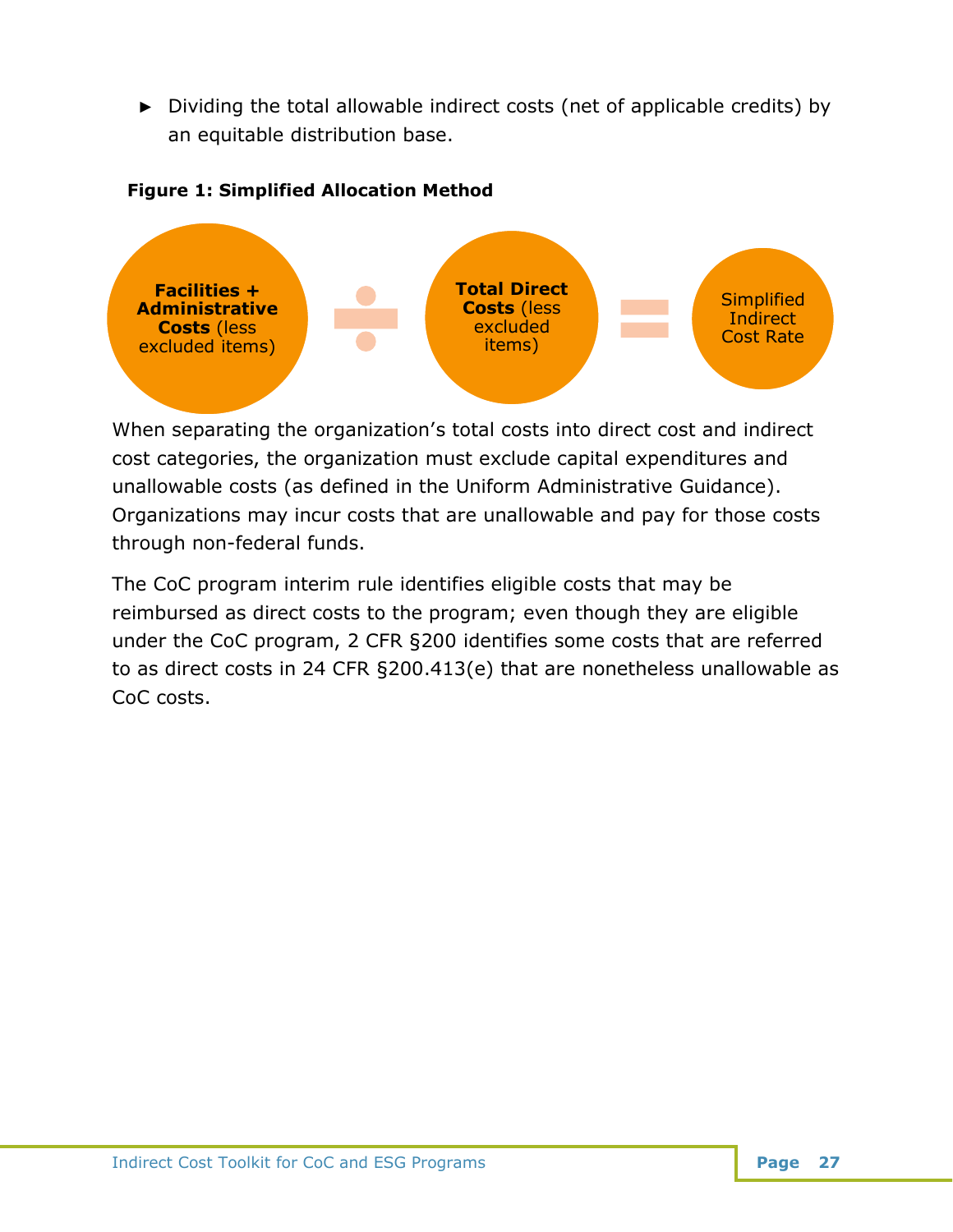- Dividing the total allowable indirect costs (net of applicable credits) by an equitable distribution base.

**Figure 1: Simplified Allocation Method**

**Facilities + Administrative Costs** (less excluded items) ÷ **Total Direct Costs** (less excluded items) = Simplified Indirect Cost Rate

When separating the organization's total costs into direct cost and indirect cost categories, the organization must exclude capital expenditures and unallowable costs (as defined in the Uniform Administrative Guidance). Organizations may incur costs that are unallowable and pay for those costs through non-federal funds.

The CoC program interim rule identifies eligible costs that may be reimbursed as direct costs to the program; even though they are eligible under the CoC program, 2 CFR §200 identifies some costs that are referred to as direct costs in 24 CFR §200.413(e) that are nonetheless unallowable as CoC costs.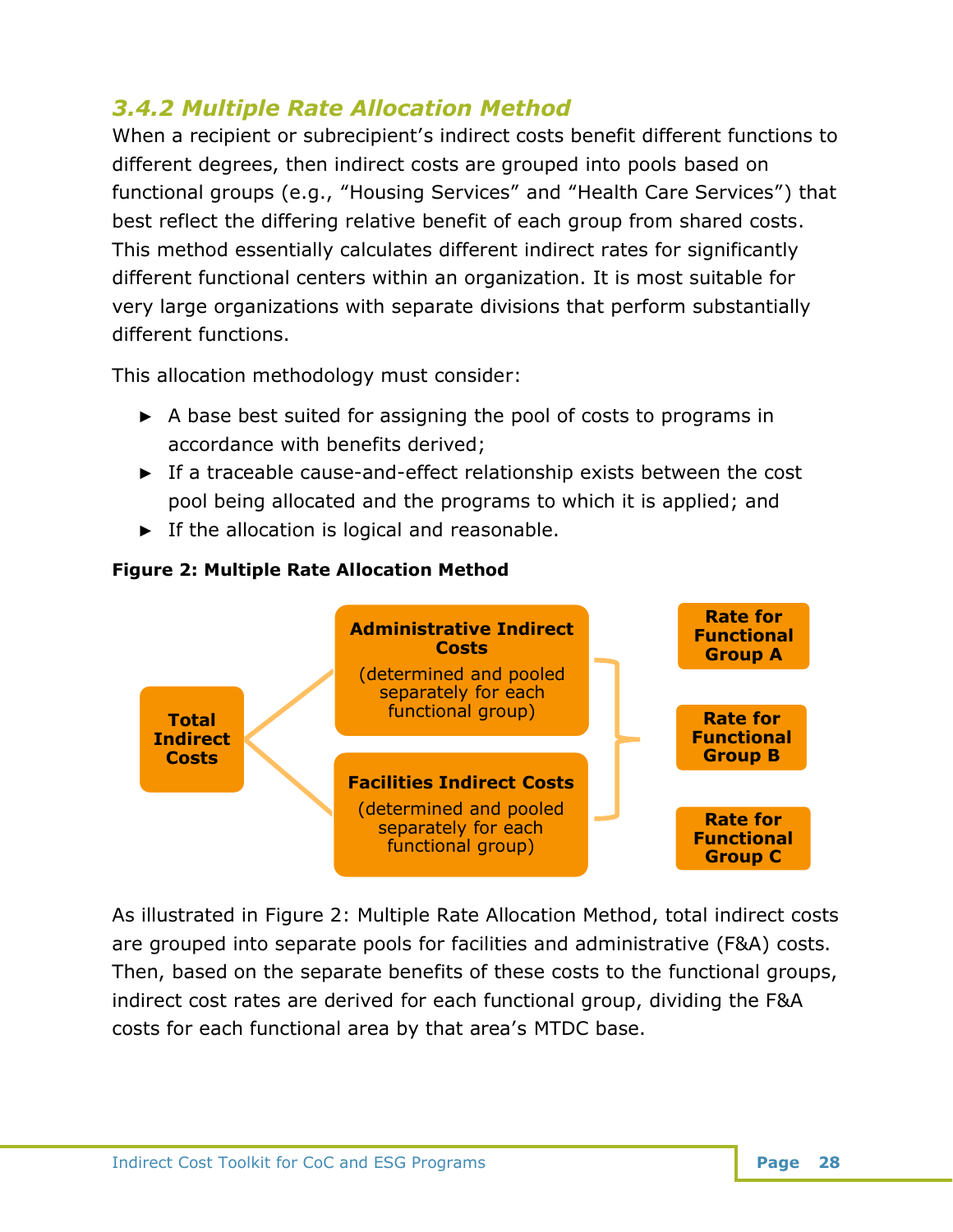### *3.4.2 Multiple Rate Allocation Method*

When a recipient or subrecipient's indirect costs benefit different functions to different degrees, then indirect costs are grouped into pools based on functional groups (e.g., "Housing Services" and "Health Care Services") that best reflect the differing relative benefit of each group from shared costs. This method essentially calculates different indirect rates for significantly different functional centers within an organization. It is most suitable for very large organizations with separate divisions that perform substantially different functions.

This allocation methodology must consider:

- A base best suited for assigning the pool of costs to programs in accordance with benefits derived;
- If a traceable cause-and-effect relationship exists between the cost pool being allocated and the programs to which it is applied; and
- If the allocation is logical and reasonable.

**Figure 2: Multiple Rate Allocation Method**

**Total Indirect Costs**

**Administrative Indirect Costs** (determined and pooled separately for each functional group)

**Facilities Indirect Costs** (determined and pooled separately for each functional group)

**Rate for Functional Group A**

**Rate for Functional Group B**

**Rate for Functional Group C**

As illustrated in Figure 2: Multiple Rate Allocation Method, total indirect costs are grouped into separate pools for facilities and administrative (F&A) costs. Then, based on the separate benefits of these costs to the functional groups, indirect cost rates are derived for each functional group, dividing the F&A costs for each functional area by that area's MTDC base.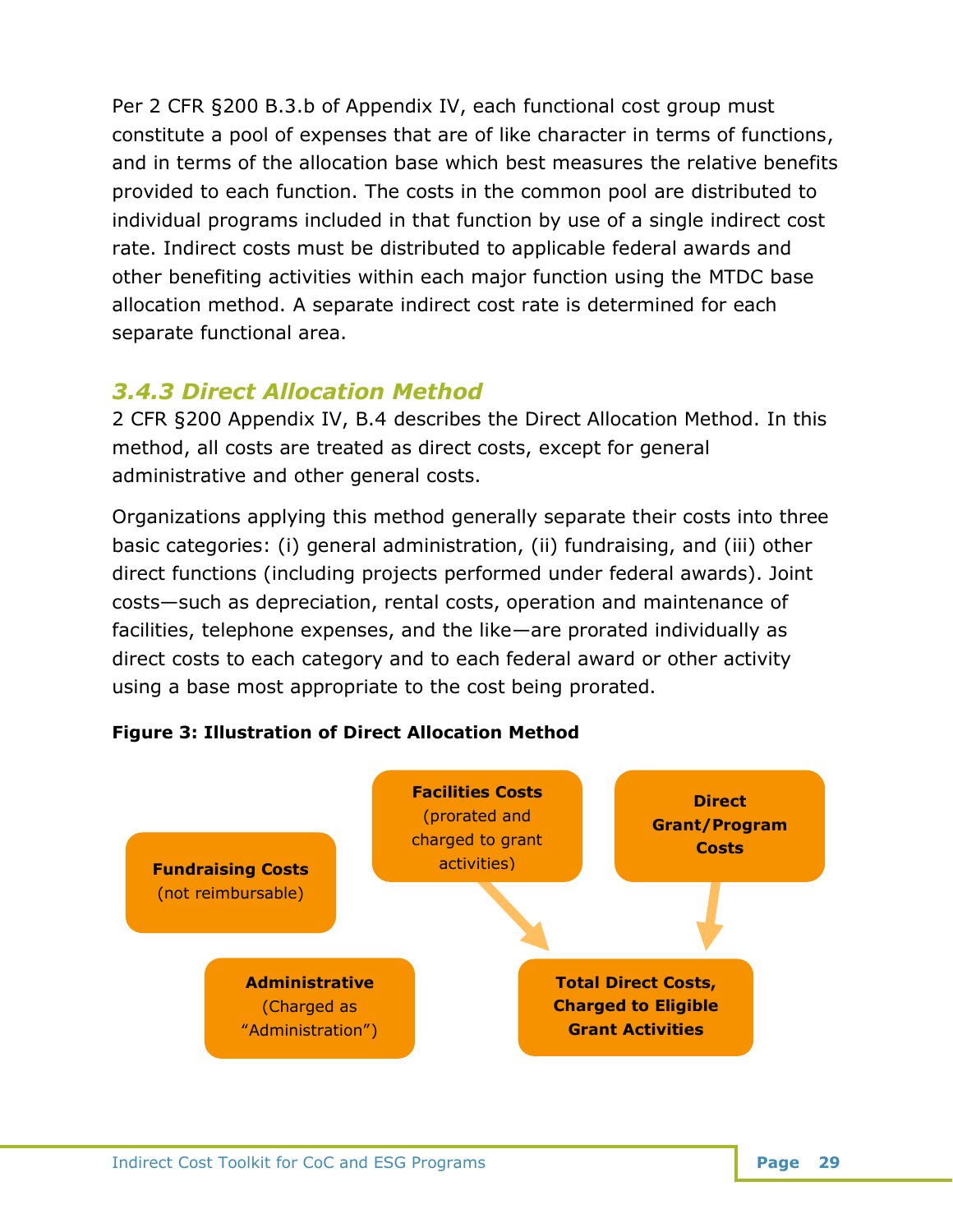Per 2 CFR §200 B.3.b of Appendix IV, each functional cost group must constitute a pool of expenses that are of like character in terms of functions, and in terms of the allocation base which best measures the relative benefits provided to each function. The costs in the common pool are distributed to individual programs included in that function by use of a single indirect cost rate. Indirect costs must be distributed to applicable federal awards and other benefiting activities within each major function using the MTDC base allocation method. A separate indirect cost rate is determined for each separate functional area.

### *3.4.3 Direct Allocation Method*

2 CFR §200 Appendix IV, B.4 describes the Direct Allocation Method. In this method, all costs are treated as direct costs, except for general administrative and other general costs.

Organizations applying this method generally separate their costs into three basic categories: (i) general administration, (ii) fundraising, and (iii) other direct functions (including projects performed under federal awards). Joint costs—such as depreciation, rental costs, operation and maintenance of facilities, telephone expenses, and the like—are prorated individually as direct costs to each category and to each federal award or other activity using a base most appropriate to the cost being prorated.

**Figure 3: Illustration of Direct Allocation Method**

**Facilities Costs** (prorated and charged to grant activities)

**Direct Grant/Program Costs**

**Fundraising Costs** (not reimbursable)

**Administrative** (Charged as "Administration")

**Total Direct Costs, Charged to Eligible Grant Activities**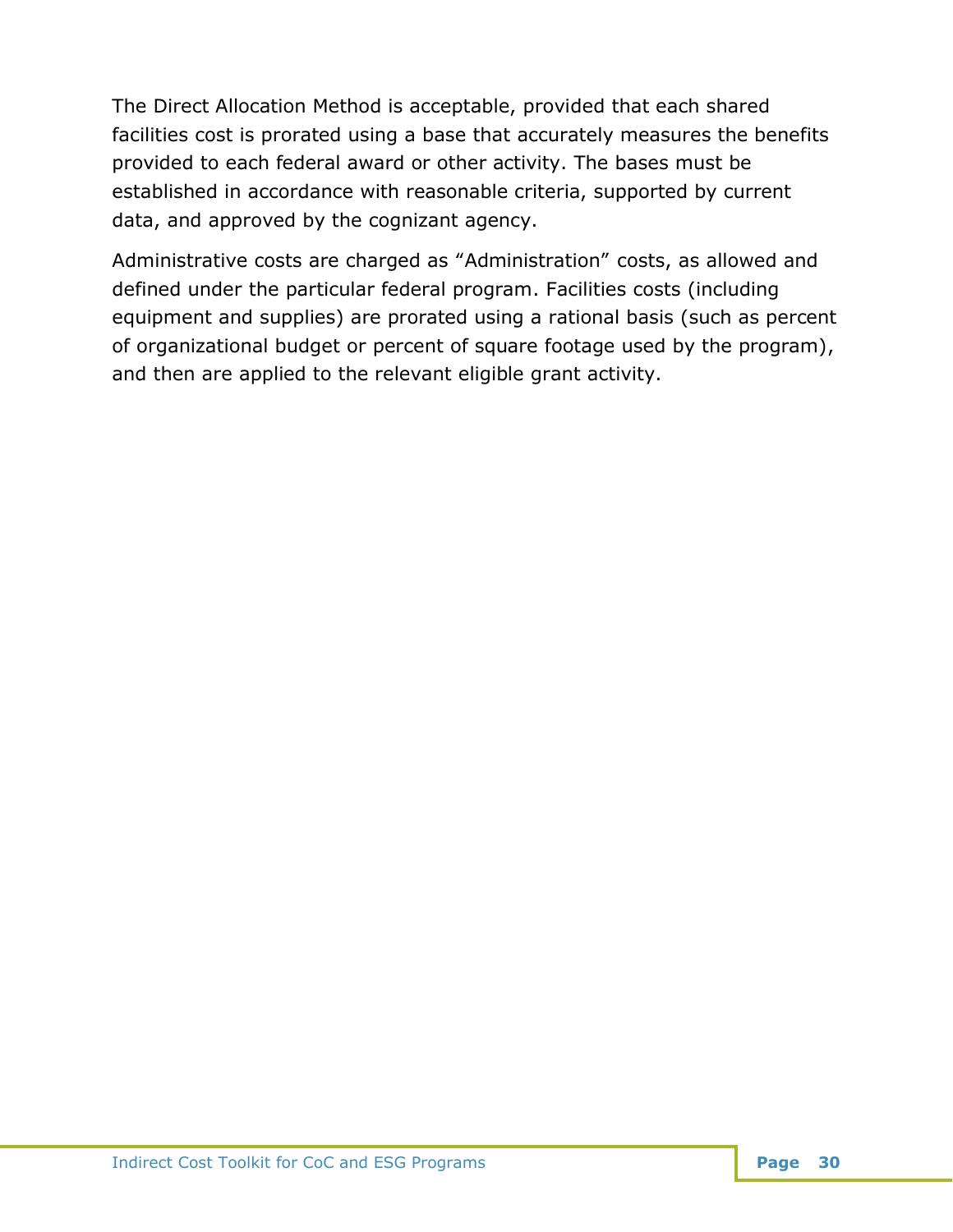The Direct Allocation Method is acceptable, provided that each shared facilities cost is prorated using a base that accurately measures the benefits provided to each federal award or other activity. The bases must be established in accordance with reasonable criteria, supported by current data, and approved by the cognizant agency.

Administrative costs are charged as "Administration" costs, as allowed and defined under the particular federal program. Facilities costs (including equipment and supplies) are prorated using a rational basis (such as percent of organizational budget or percent of square footage used by the program), and then are applied to the relevant eligible grant activity.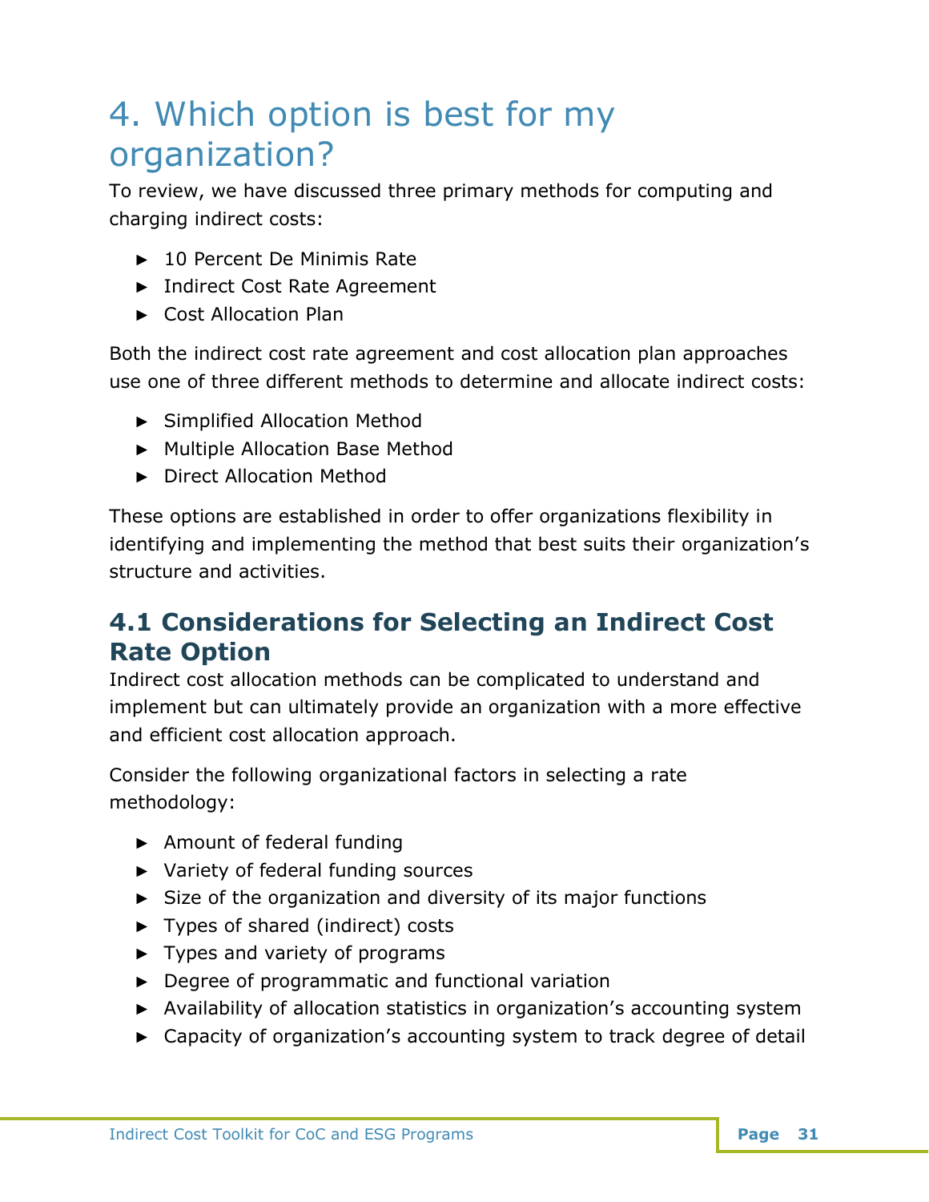# 4. Which option is best for my organization?

To review, we have discussed three primary methods for computing and charging indirect costs:

- 10 Percent De Minimis Rate
- Indirect Cost Rate Agreement
- Cost Allocation Plan

Both the indirect cost rate agreement and cost allocation plan approaches use one of three different methods to determine and allocate indirect costs:

- Simplified Allocation Method
- Multiple Allocation Base Method
- Direct Allocation Method

These options are established in order to offer organizations flexibility in identifying and implementing the method that best suits their organization's structure and activities.

## 4.1 Considerations for Selecting an Indirect Cost Rate Option

Indirect cost allocation methods can be complicated to understand and implement but can ultimately provide an organization with a more effective and efficient cost allocation approach.

Consider the following organizational factors in selecting a rate methodology:

- Amount of federal funding
- Variety of federal funding sources
- Size of the organization and diversity of its major functions
- Types of shared (indirect) costs
- Types and variety of programs
- Degree of programmatic and functional variation
- Availability of allocation statistics in organization's accounting system
- Capacity of organization's accounting system to track degree of detail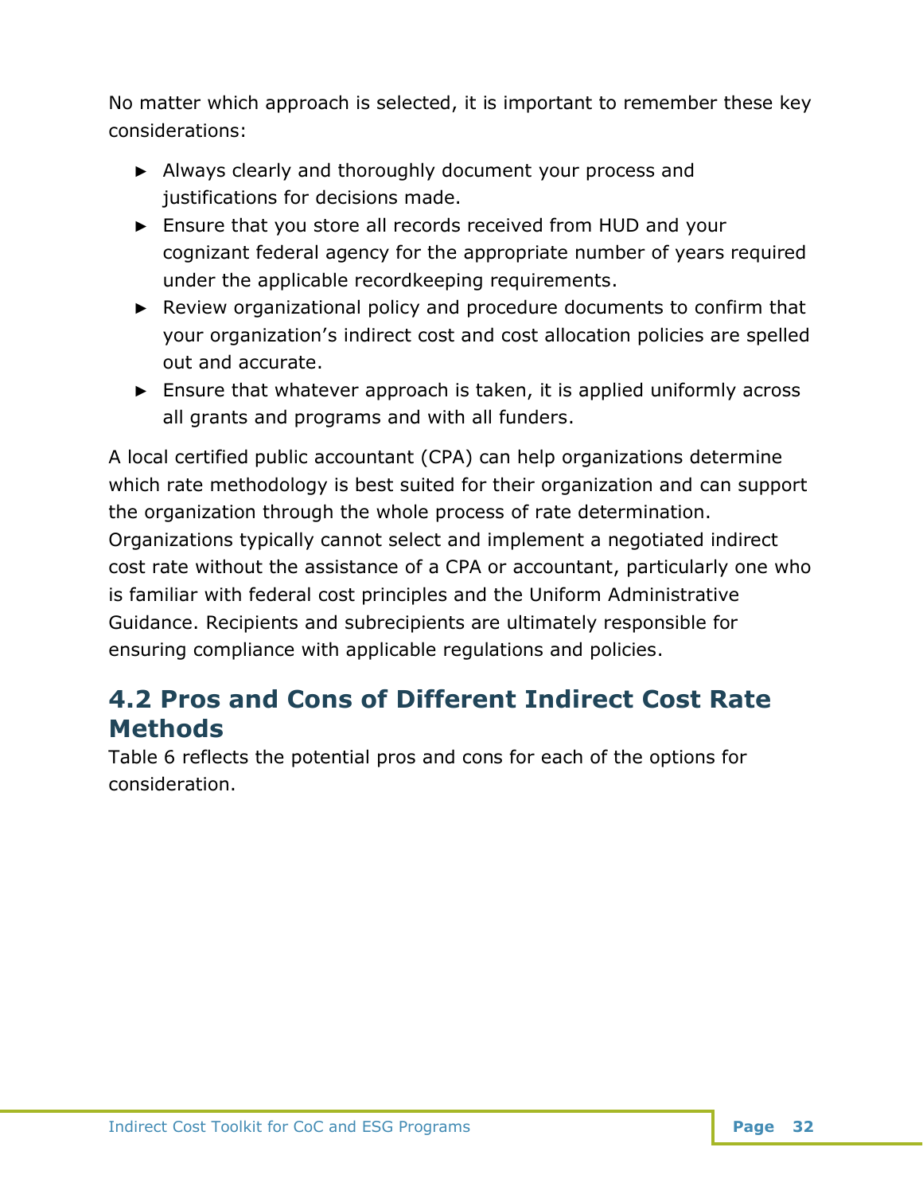No matter which approach is selected, it is important to remember these key considerations:

- Always clearly and thoroughly document your process and justifications for decisions made.
- Ensure that you store all records received from HUD and your cognizant federal agency for the appropriate number of years required under the applicable recordkeeping requirements.
- Review organizational policy and procedure documents to confirm that your organization's indirect cost and cost allocation policies are spelled out and accurate.
- Ensure that whatever approach is taken, it is applied uniformly across all grants and programs and with all funders.

A local certified public accountant (CPA) can help organizations determine which rate methodology is best suited for their organization and can support the organization through the whole process of rate determination. Organizations typically cannot select and implement a negotiated indirect cost rate without the assistance of a CPA or accountant, particularly one who is familiar with federal cost principles and the Uniform Administrative Guidance. Recipients and subrecipients are ultimately responsible for ensuring compliance with applicable regulations and policies.

## 4.2 Pros and Cons of Different Indirect Cost Rate Methods

Table 6 reflects the potential pros and cons for each of the options for consideration.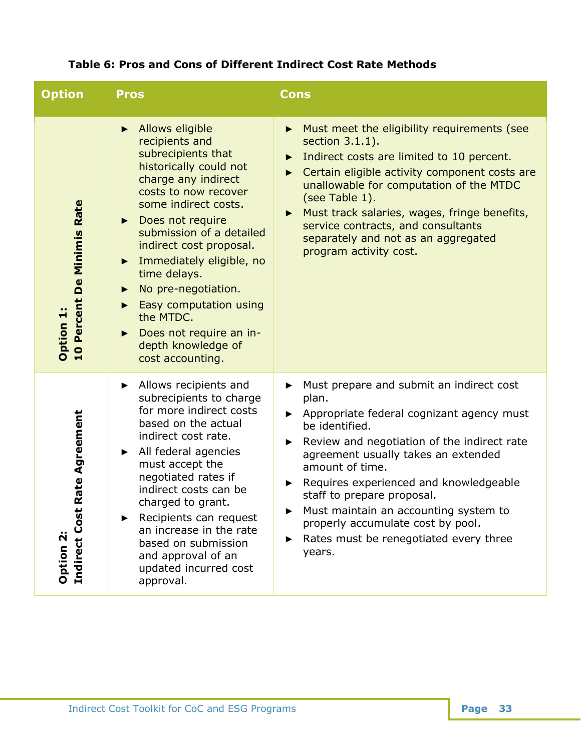**Table 6: Pros and Cons of Different Indirect Cost Rate Methods**

| Option | Pros | Cons |
|---|---|---|
| **Option 1: 10 Percent De Minimis Rate** | ► Allows eligible recipients and subrecipients that historically could not charge any indirect costs to now recover some indirect costs.<br>► Does not require submission of a detailed indirect cost proposal.<br>► Immediately eligible, no time delays.<br>► No pre-negotiation.<br>► Easy computation using the MTDC.<br>► Does not require an in-depth knowledge of cost accounting. | ► Must meet the eligibility requirements (see section 3.1.1).<br>► Indirect costs are limited to 10 percent.<br>► Certain eligible activity component costs are unallowable for computation of the MTDC (see Table 1).<br>► Must track salaries, wages, fringe benefits, service contracts, and consultants separately and not as an aggregated program activity cost. |
| **Option 2: Indirect Cost Rate Agreement** | ► Allows recipients and subrecipients to charge for more indirect costs based on the actual indirect cost rate.<br>► All federal agencies must accept the negotiated rates if indirect costs can be charged to grant.<br>► Recipients can request an increase in the rate based on submission and approval of an updated incurred cost approval. | ► Must prepare and submit an indirect cost plan.<br>► Appropriate federal cognizant agency must be identified.<br>► Review and negotiation of the indirect rate agreement usually takes an extended amount of time.<br>► Requires experienced and knowledgeable staff to prepare proposal.<br>► Must maintain an accounting system to properly accumulate cost by pool.<br>► Rates must be renegotiated every three years. |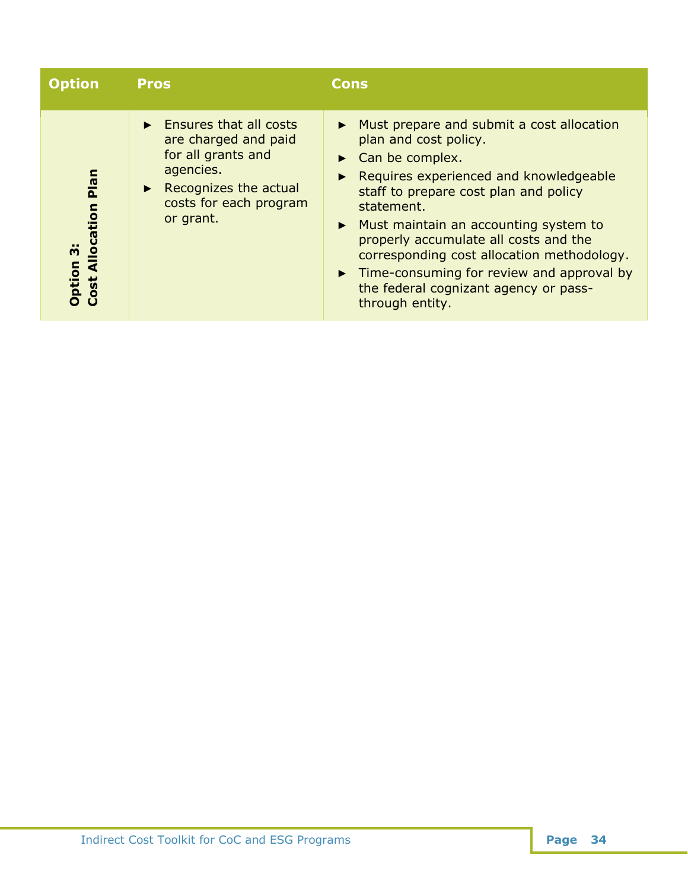| Option | Pros | Cons |
|---|---|---|
| **Option 3: Cost Allocation Plan** | ► Ensures that all costs are charged and paid for all grants and agencies.<br>► Recognizes the actual costs for each program or grant. | ► Must prepare and submit a cost allocation plan and cost policy.<br>► Can be complex.<br>► Requires experienced and knowledgeable staff to prepare cost plan and policy statement.<br>► Must maintain an accounting system to properly accumulate all costs and the corresponding cost allocation methodology.<br>► Time-consuming for review and approval by the federal cognizant agency or pass-through entity. |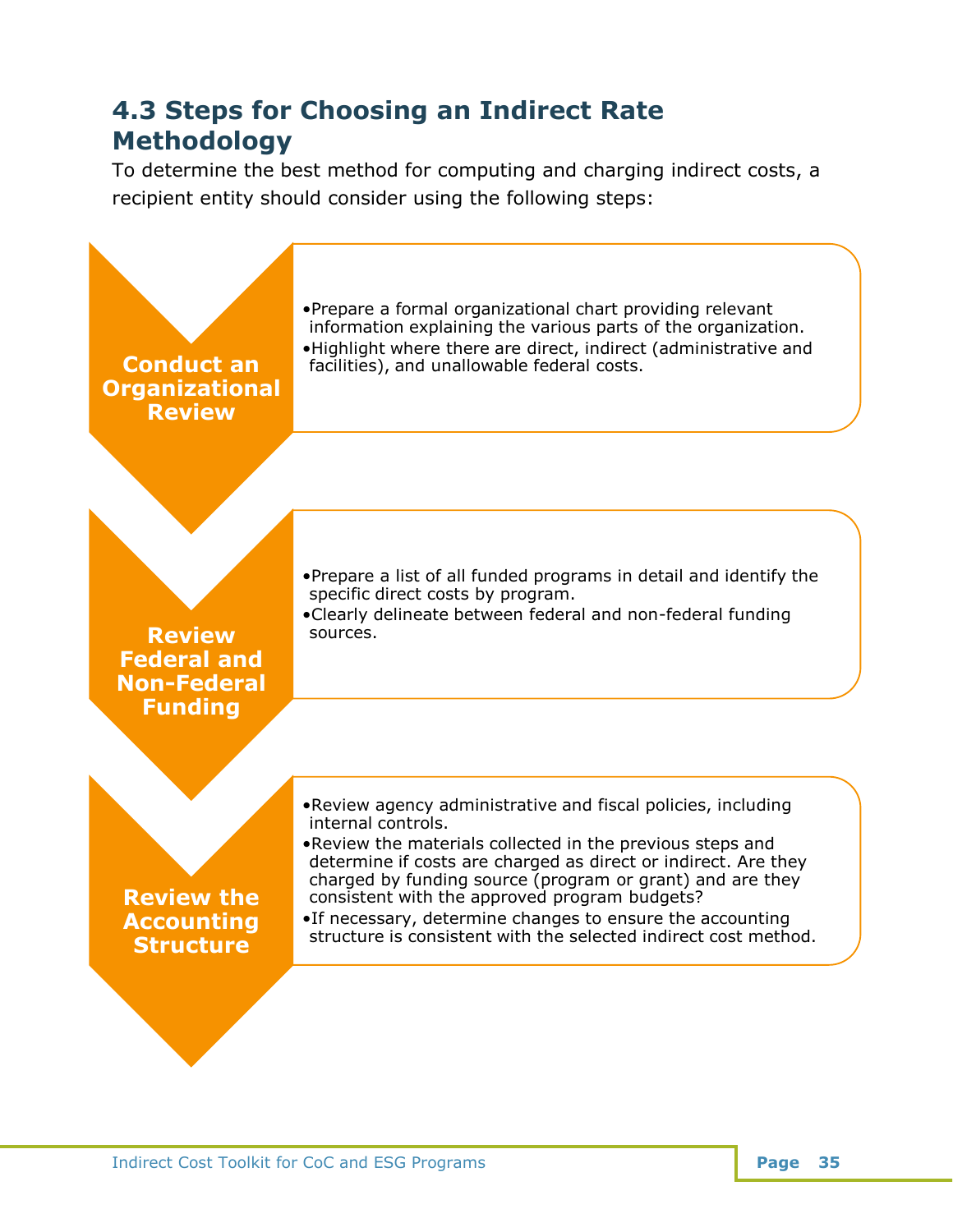## 4.3 Steps for Choosing an Indirect Rate Methodology

To determine the best method for computing and charging indirect costs, a recipient entity should consider using the following steps:

**Conduct an Organizational Review**

- Prepare a formal organizational chart providing relevant information explaining the various parts of the organization.
- Highlight where there are direct, indirect (administrative and facilities), and unallowable federal costs.

**Review Federal and Non-Federal Funding**

- Prepare a list of all funded programs in detail and identify the specific direct costs by program.
- Clearly delineate between federal and non-federal funding sources.

**Review the Accounting Structure**

- Review agency administrative and fiscal policies, including internal controls.
- Review the materials collected in the previous steps and determine if costs are charged as direct or indirect. Are they charged by funding source (program or grant) and are they consistent with the approved program budgets?
- If necessary, determine changes to ensure the accounting structure is consistent with the selected indirect cost method.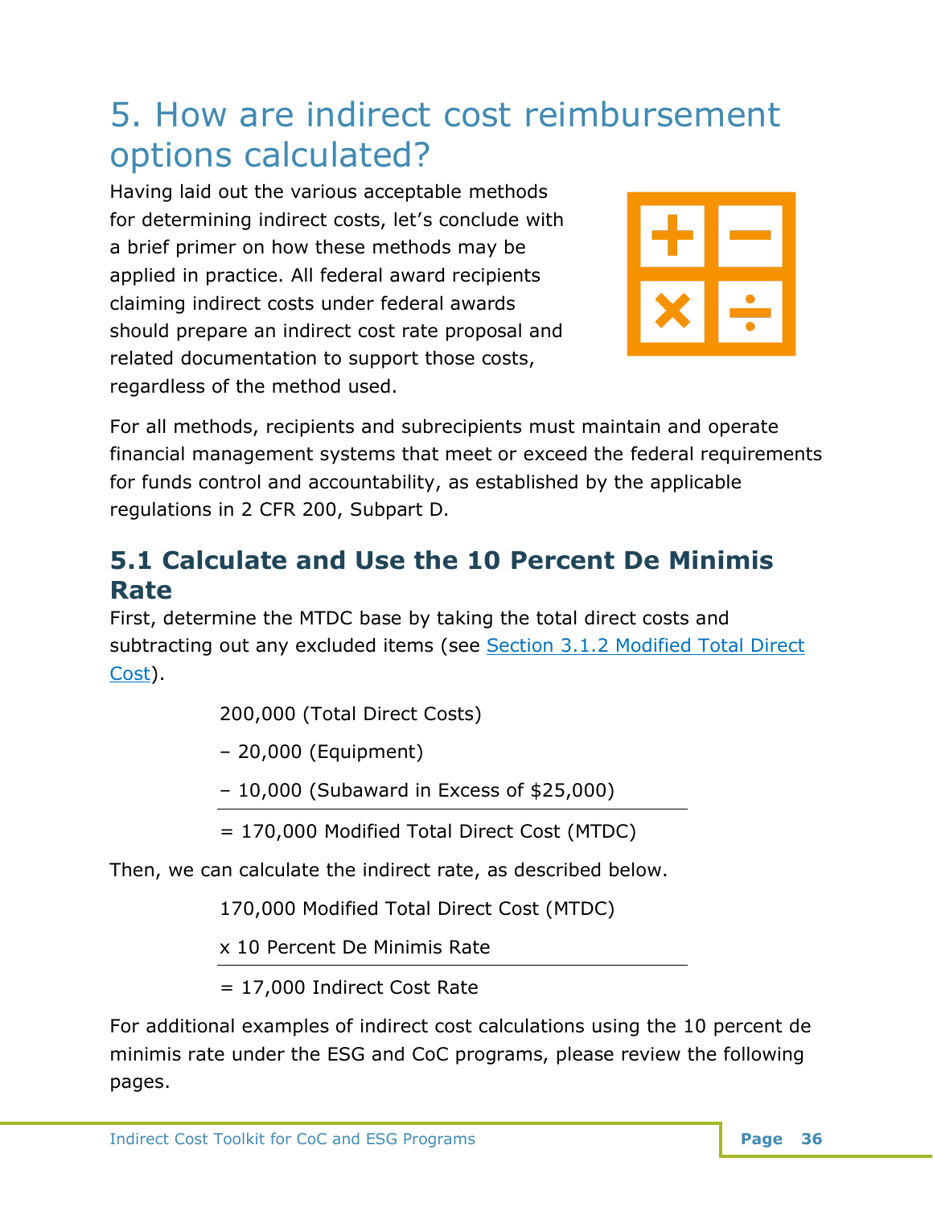# 5. How are indirect cost reimbursement options calculated?

Having laid out the various acceptable methods for determining indirect costs, let's conclude with a brief primer on how these methods may be applied in practice. All federal award recipients claiming indirect costs under federal awards should prepare an indirect cost rate proposal and related documentation to support those costs, regardless of the method used.

For all methods, recipients and subrecipients must maintain and operate financial management systems that meet or exceed the federal requirements for funds control and accountability, as established by the applicable regulations in 2 CFR 200, Subpart D.

## 5.1 Calculate and Use the 10 Percent De Minimis Rate

First, determine the MTDC base by taking the total direct costs and subtracting out any excluded items (see Section 3.1.2 Modified Total Direct Cost).

200,000 (Total Direct Costs)

– 20,000 (Equipment)

– 10,000 (Subaward in Excess of $25,000)

= 170,000 Modified Total Direct Cost (MTDC)

Then, we can calculate the indirect rate, as described below.

170,000 Modified Total Direct Cost (MTDC)

x 10 Percent De Minimis Rate

= 17,000 Indirect Cost Rate

For additional examples of indirect cost calculations using the 10 percent de minimis rate under the ESG and CoC programs, please review the following pages.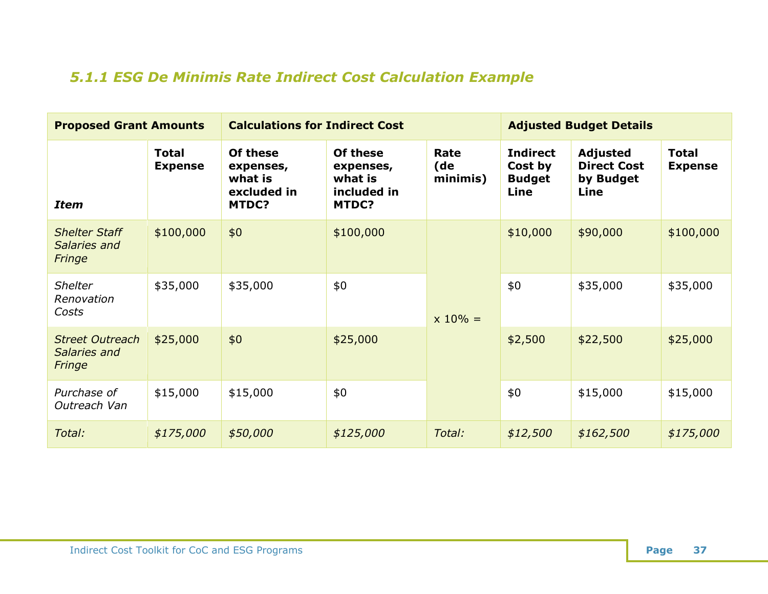### *5.1.1 ESG De Minimis Rate Indirect Cost Calculation Example*

| **Proposed Grant Amounts** | | **Calculations for Indirect Cost** | | | **Adjusted Budget Details** | | |
|---|---|---|---|---|---|---|---|
| ***Item*** | **Total Expense** | **Of these expenses, what is excluded in MTDC?** | **Of these expenses, what is included in MTDC?** | **Rate (de minimis)** | **Indirect Cost by Budget Line** | **Adjusted Direct Cost by Budget Line** | **Total Expense** |
| *Shelter Staff Salaries and Fringe* | $100,000 | $0 | $100,000 | x 10% = | $10,000 | $90,000 | $100,000 |
| *Shelter Renovation Costs* | $35,000 | $35,000 | $0 | | $0 | $35,000 | $35,000 |
| *Street Outreach Salaries and Fringe* | $25,000 | $0 | $25,000 | | $2,500 | $22,500 | $25,000 |
| *Purchase of Outreach Van* | $15,000 | $15,000 | $0 | | $0 | $15,000 | $15,000 |
| *Total:* | *$175,000* | *$50,000* | *$125,000* | *Total:* | *$12,500* | *$162,500* | *$175,000* |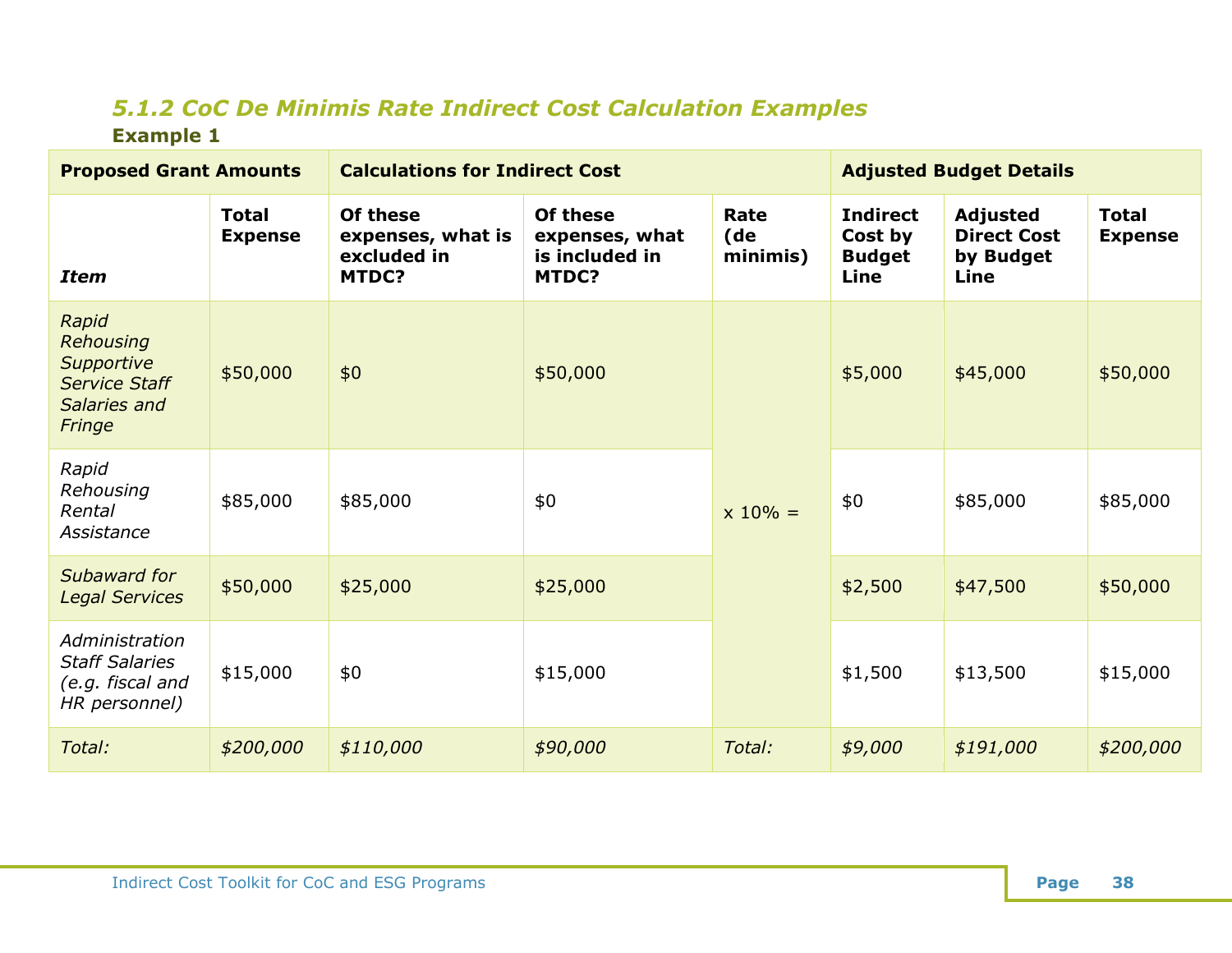### *5.1.2 CoC De Minimis Rate Indirect Cost Calculation Examples*

**Example 1**

| **Proposed Grant Amounts** | | **Calculations for Indirect Cost** | | | **Adjusted Budget Details** | | |
|---|---|---|---|---|---|---|---|
| ***Item*** | **Total Expense** | **Of these expenses, what is excluded in MTDC?** | **Of these expenses, what is included in MTDC?** | **Rate (de minimis)** | **Indirect Cost by Budget Line** | **Adjusted Direct Cost by Budget Line** | **Total Expense** |
| *Rapid Rehousing Supportive Service Staff Salaries and Fringe* | $50,000 | $0 | $50,000 | x 10% = | $5,000 | $45,000 | $50,000 |
| *Rapid Rehousing Rental Assistance* | $85,000 | $85,000 | $0 | | $0 | $85,000 | $85,000 |
| *Subaward for Legal Services* | $50,000 | $25,000 | $25,000 | | $2,500 | $47,500 | $50,000 |
| *Administration Staff Salaries (e.g. fiscal and HR personnel)* | $15,000 | $0 | $15,000 | | $1,500 | $13,500 | $15,000 |
| *Total:* | *$200,000* | *$110,000* | *$90,000* | *Total:* | *$9,000* | *$191,000* | *$200,000* |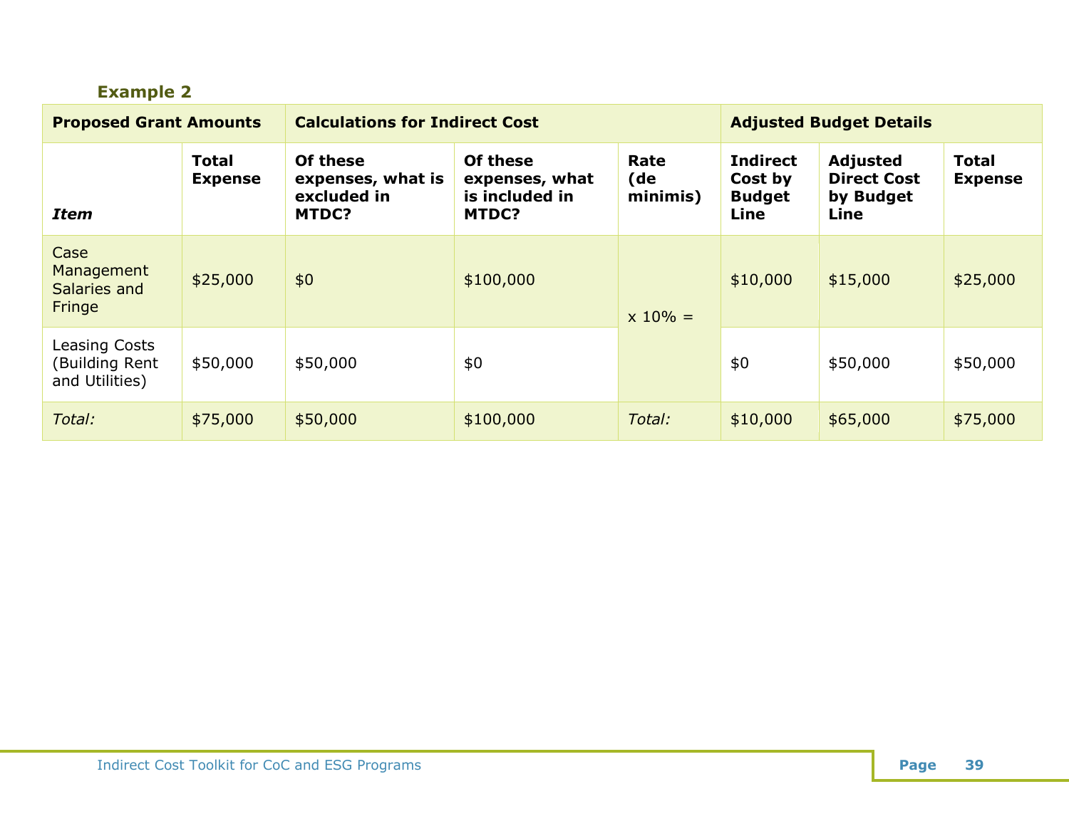### Example 2

| Proposed Grant Amounts | | Calculations for Indirect Cost | | | Adjusted Budget Details | | |
|---|---|---|---|---|---|---|---|
| *Item* | Total Expense | Of these expenses, what is excluded in MTDC? | Of these expenses, what is included in MTDC? | Rate (de minimis) | Indirect Cost by Budget Line | Adjusted Direct Cost by Budget Line | Total Expense |
| Case Management Salaries and Fringe | $25,000 | $0 | $100,000 | x 10% = | $10,000 | $15,000 | $25,000 |
| Leasing Costs (Building Rent and Utilities) | $50,000 | $50,000 | $0 | | $0 | $50,000 | $50,000 |
| *Total:* | $75,000 | $50,000 | $100,000 | *Total:* | $10,000 | $65,000 | $75,000 |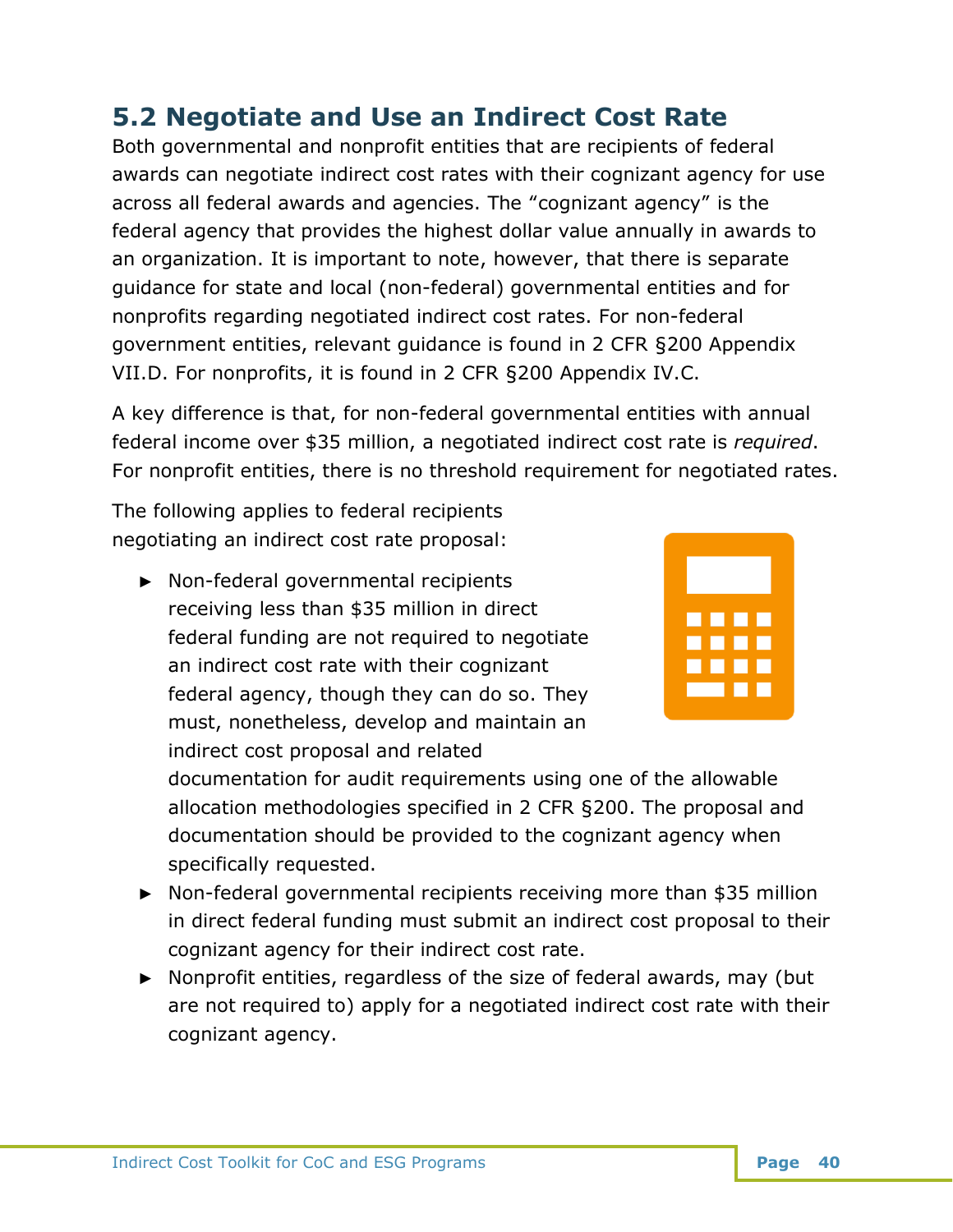## 5.2 Negotiate and Use an Indirect Cost Rate

Both governmental and nonprofit entities that are recipients of federal awards can negotiate indirect cost rates with their cognizant agency for use across all federal awards and agencies. The "cognizant agency" is the federal agency that provides the highest dollar value annually in awards to an organization. It is important to note, however, that there is separate guidance for state and local (non-federal) governmental entities and for nonprofits regarding negotiated indirect cost rates. For non-federal government entities, relevant guidance is found in 2 CFR §200 Appendix VII.D. For nonprofits, it is found in 2 CFR §200 Appendix IV.C.

A key difference is that, for non-federal governmental entities with annual federal income over $35 million, a negotiated indirect cost rate is *required*. For nonprofit entities, there is no threshold requirement for negotiated rates.

The following applies to federal recipients negotiating an indirect cost rate proposal:

- Non-federal governmental recipients receiving less than $35 million in direct federal funding are not required to negotiate an indirect cost rate with their cognizant federal agency, though they can do so. They must, nonetheless, develop and maintain an indirect cost proposal and related documentation for audit requirements using one of the allowable allocation methodologies specified in 2 CFR §200. The proposal and documentation should be provided to the cognizant agency when specifically requested.
- Non-federal governmental recipients receiving more than $35 million in direct federal funding must submit an indirect cost proposal to their cognizant agency for their indirect cost rate.
- Nonprofit entities, regardless of the size of federal awards, may (but are not required to) apply for a negotiated indirect cost rate with their cognizant agency.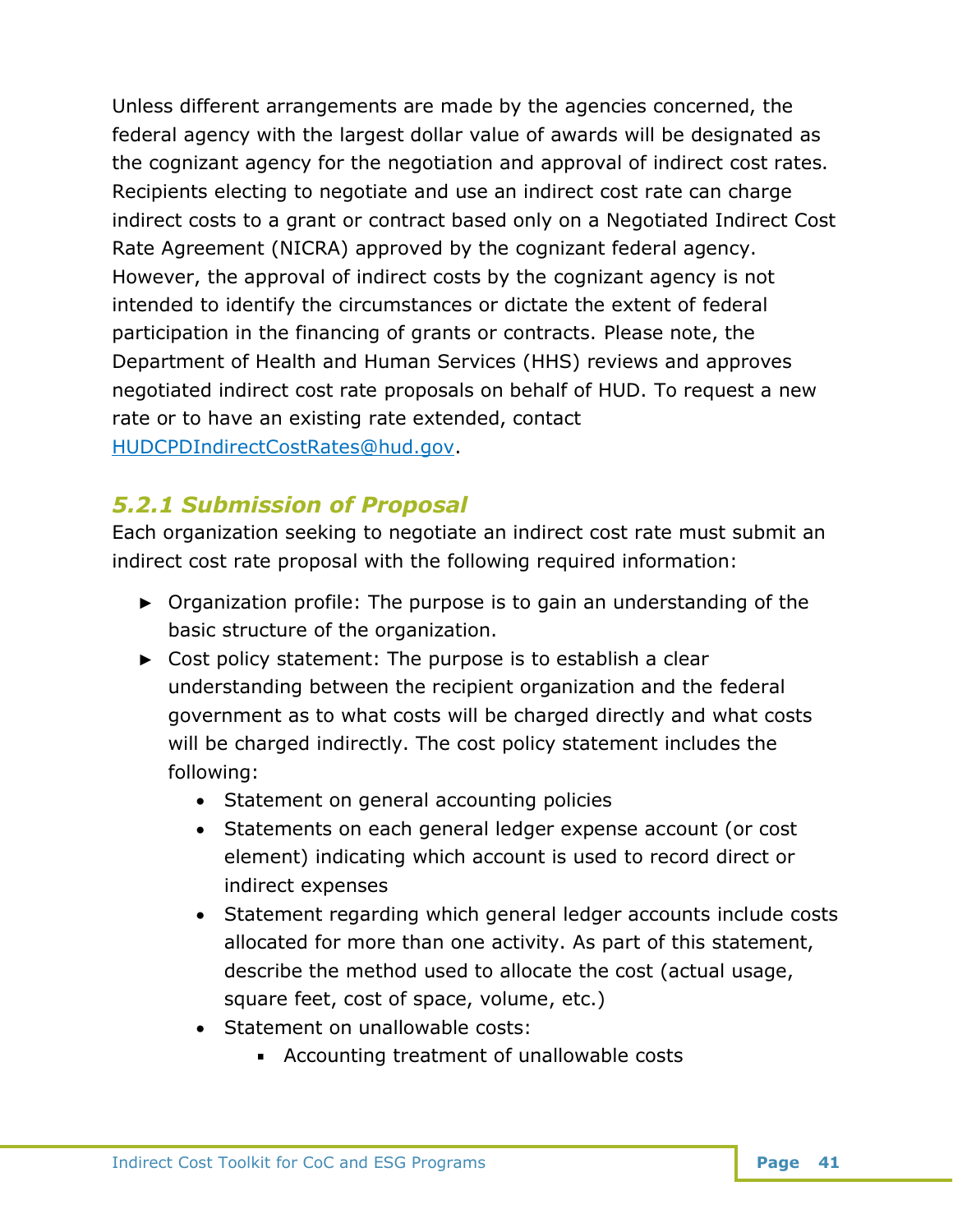Unless different arrangements are made by the agencies concerned, the federal agency with the largest dollar value of awards will be designated as the cognizant agency for the negotiation and approval of indirect cost rates. Recipients electing to negotiate and use an indirect cost rate can charge indirect costs to a grant or contract based only on a Negotiated Indirect Cost Rate Agreement (NICRA) approved by the cognizant federal agency. However, the approval of indirect costs by the cognizant agency is not intended to identify the circumstances or dictate the extent of federal participation in the financing of grants or contracts. Please note, the Department of Health and Human Services (HHS) reviews and approves negotiated indirect cost rate proposals on behalf of HUD. To request a new rate or to have an existing rate extended, contact HUDCPDIndirectCostRates@hud.gov.

### *5.2.1 Submission of Proposal*

Each organization seeking to negotiate an indirect cost rate must submit an indirect cost rate proposal with the following required information:

- Organization profile: The purpose is to gain an understanding of the basic structure of the organization.
- Cost policy statement: The purpose is to establish a clear understanding between the recipient organization and the federal government as to what costs will be charged directly and what costs will be charged indirectly. The cost policy statement includes the following:
  - Statement on general accounting policies
  - Statements on each general ledger expense account (or cost element) indicating which account is used to record direct or indirect expenses
  - Statement regarding which general ledger accounts include costs allocated for more than one activity. As part of this statement, describe the method used to allocate the cost (actual usage, square feet, cost of space, volume, etc.)
  - Statement on unallowable costs:
    - Accounting treatment of unallowable costs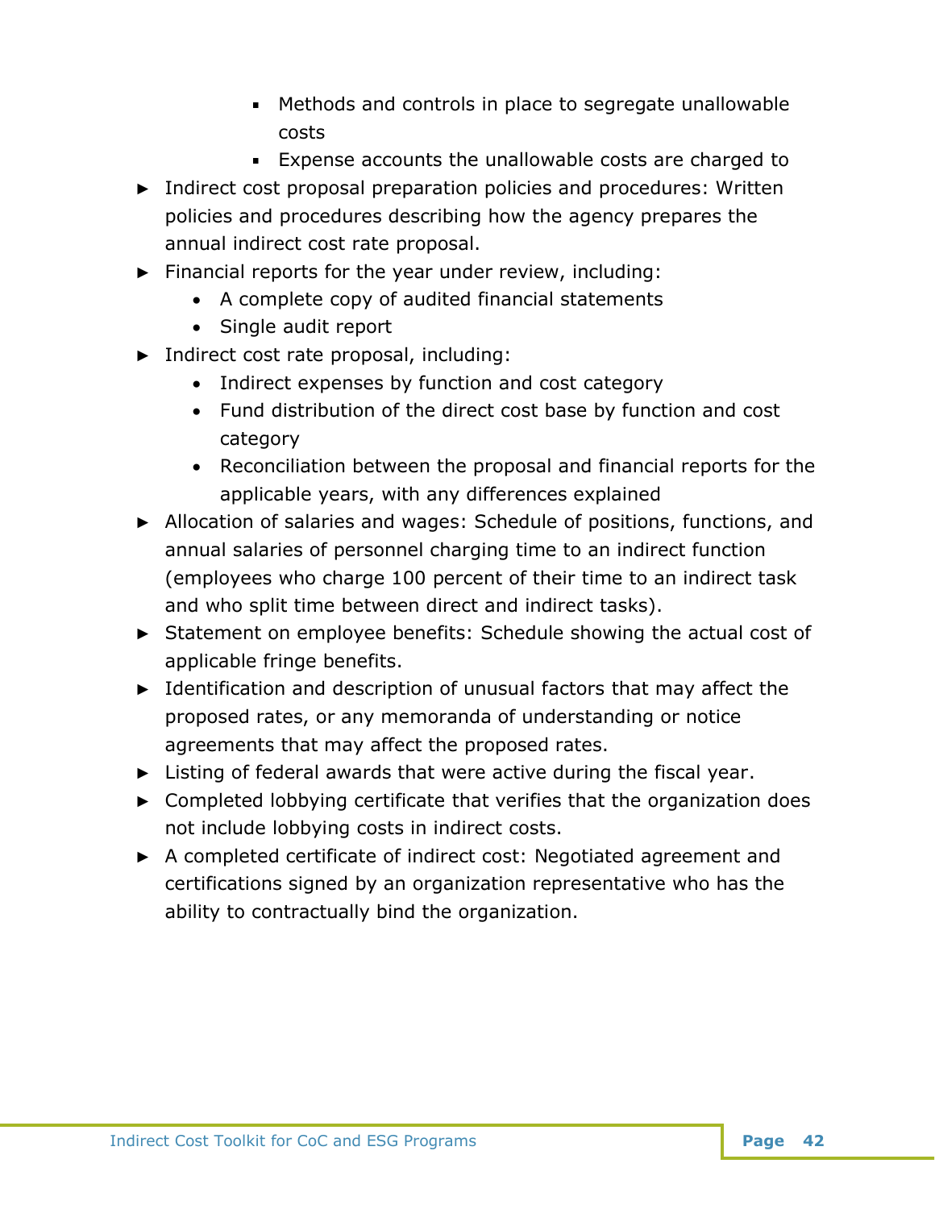- Methods and controls in place to segregate unallowable costs
    - Expense accounts the unallowable costs are charged to
- Indirect cost proposal preparation policies and procedures: Written policies and procedures describing how the agency prepares the annual indirect cost rate proposal.
- Financial reports for the year under review, including:
  - A complete copy of audited financial statements
  - Single audit report
- Indirect cost rate proposal, including:
  - Indirect expenses by function and cost category
  - Fund distribution of the direct cost base by function and cost category
  - Reconciliation between the proposal and financial reports for the applicable years, with any differences explained
- Allocation of salaries and wages: Schedule of positions, functions, and annual salaries of personnel charging time to an indirect function (employees who charge 100 percent of their time to an indirect task and who split time between direct and indirect tasks).
- Statement on employee benefits: Schedule showing the actual cost of applicable fringe benefits.
- Identification and description of unusual factors that may affect the proposed rates, or any memoranda of understanding or notice agreements that may affect the proposed rates.
- Listing of federal awards that were active during the fiscal year.
- Completed lobbying certificate that verifies that the organization does not include lobbying costs in indirect costs.
- A completed certificate of indirect cost: Negotiated agreement and certifications signed by an organization representative who has the ability to contractually bind the organization.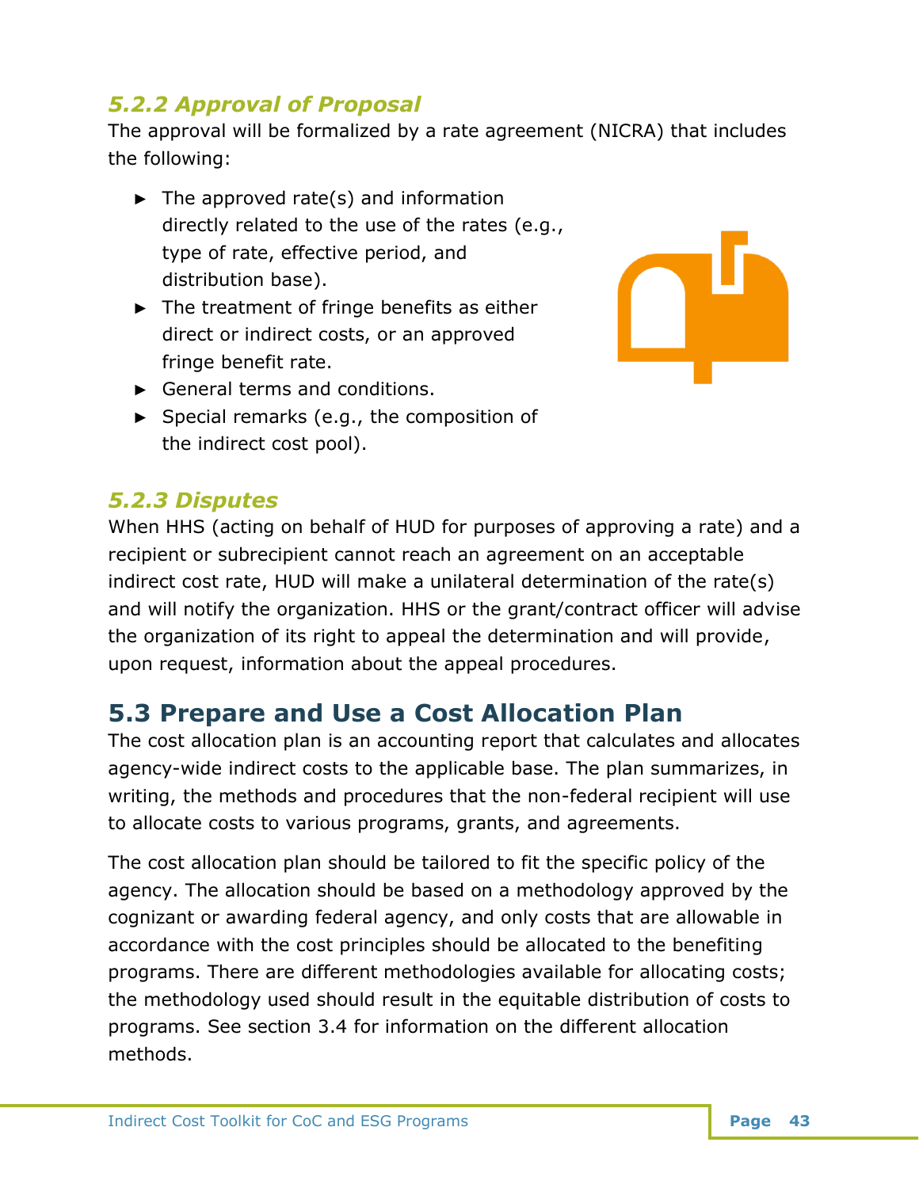### *5.2.2 Approval of Proposal*

The approval will be formalized by a rate agreement (NICRA) that includes the following:

- The approved rate(s) and information directly related to the use of the rates (e.g., type of rate, effective period, and distribution base).
- The treatment of fringe benefits as either direct or indirect costs, or an approved fringe benefit rate.
- General terms and conditions.
- Special remarks (e.g., the composition of the indirect cost pool).

### *5.2.3 Disputes*

When HHS (acting on behalf of HUD for purposes of approving a rate) and a recipient or subrecipient cannot reach an agreement on an acceptable indirect cost rate, HUD will make a unilateral determination of the rate(s) and will notify the organization. HHS or the grant/contract officer will advise the organization of its right to appeal the determination and will provide, upon request, information about the appeal procedures.

## 5.3 Prepare and Use a Cost Allocation Plan

The cost allocation plan is an accounting report that calculates and allocates agency-wide indirect costs to the applicable base. The plan summarizes, in writing, the methods and procedures that the non-federal recipient will use to allocate costs to various programs, grants, and agreements.

The cost allocation plan should be tailored to fit the specific policy of the agency. The allocation should be based on a methodology approved by the cognizant or awarding federal agency, and only costs that are allowable in accordance with the cost principles should be allocated to the benefiting programs. There are different methodologies available for allocating costs; the methodology used should result in the equitable distribution of costs to programs. See section 3.4 for information on the different allocation methods.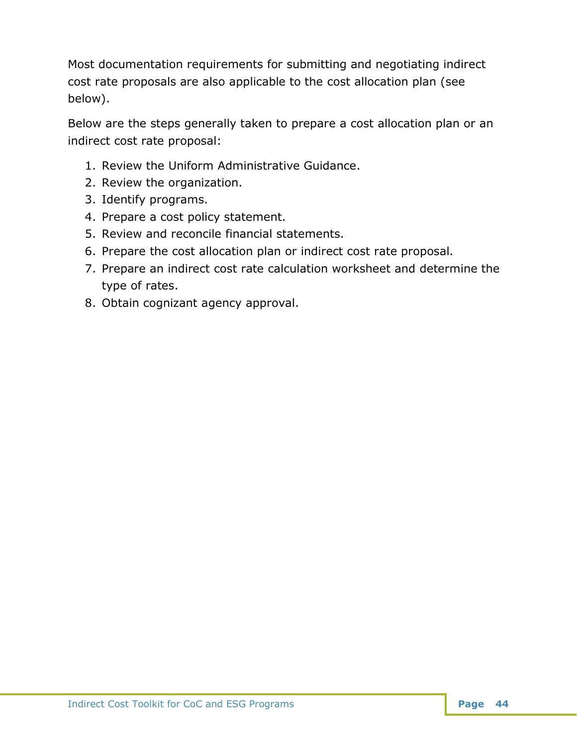Most documentation requirements for submitting and negotiating indirect cost rate proposals are also applicable to the cost allocation plan (see below).

Below are the steps generally taken to prepare a cost allocation plan or an indirect cost rate proposal:

1. Review the Uniform Administrative Guidance.
2. Review the organization.
3. Identify programs.
4. Prepare a cost policy statement.
5. Review and reconcile financial statements.
6. Prepare the cost allocation plan or indirect cost rate proposal.
7. Prepare an indirect cost rate calculation worksheet and determine the type of rates.
8. Obtain cognizant agency approval.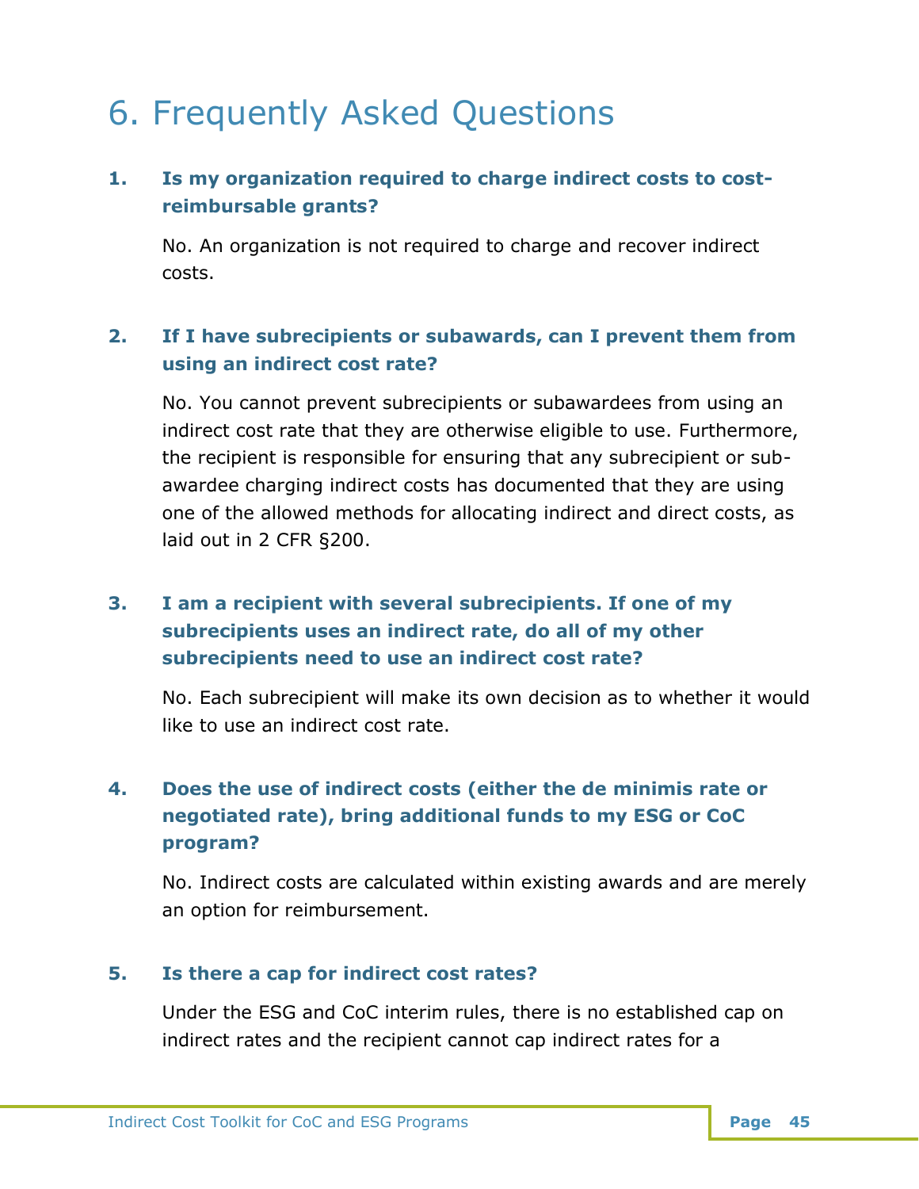# 6. Frequently Asked Questions

**1. Is my organization required to charge indirect costs to cost-reimbursable grants?**

No. An organization is not required to charge and recover indirect costs.

**2. If I have subrecipients or subawards, can I prevent them from using an indirect cost rate?**

No. You cannot prevent subrecipients or subawardees from using an indirect cost rate that they are otherwise eligible to use. Furthermore, the recipient is responsible for ensuring that any subrecipient or sub-awardee charging indirect costs has documented that they are using one of the allowed methods for allocating indirect and direct costs, as laid out in 2 CFR §200.

**3. I am a recipient with several subrecipients. If one of my subrecipients uses an indirect rate, do all of my other subrecipients need to use an indirect cost rate?**

No. Each subrecipient will make its own decision as to whether it would like to use an indirect cost rate.

**4. Does the use of indirect costs (either the de minimis rate or negotiated rate), bring additional funds to my ESG or CoC program?**

No. Indirect costs are calculated within existing awards and are merely an option for reimbursement.

**5. Is there a cap for indirect cost rates?**

Under the ESG and CoC interim rules, there is no established cap on indirect rates and the recipient cannot cap indirect rates for a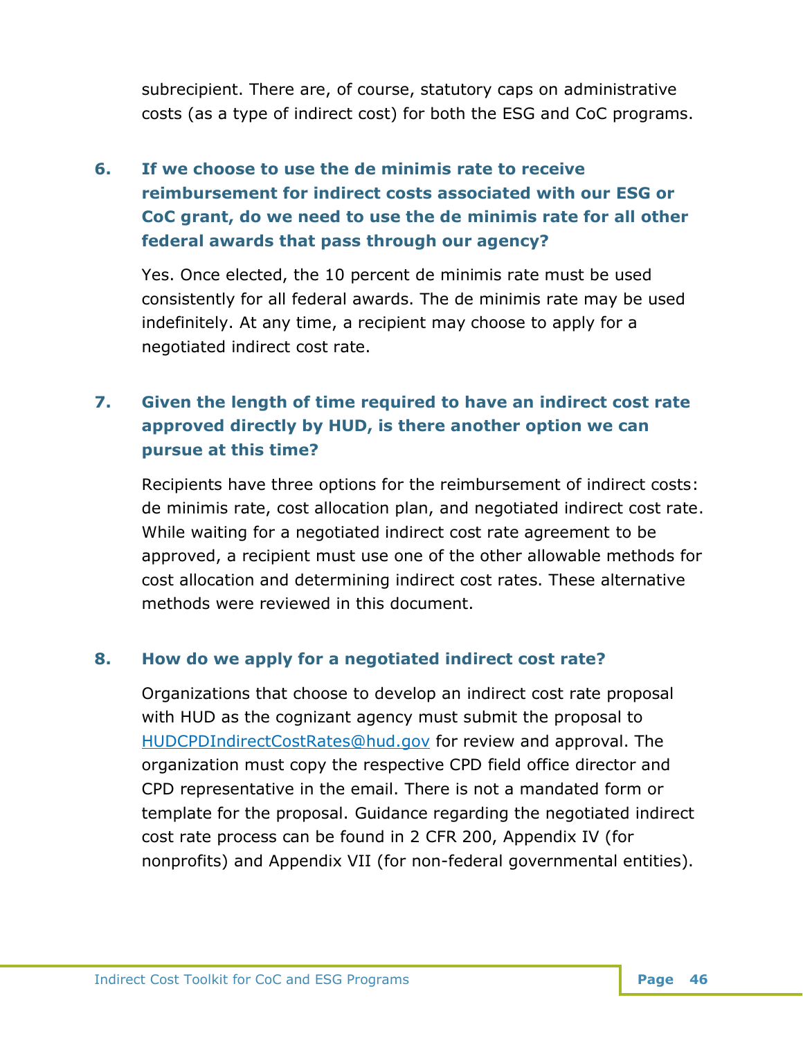subrecipient. There are, of course, statutory caps on administrative costs (as a type of indirect cost) for both the ESG and CoC programs.

### 6. If we choose to use the de minimis rate to receive reimbursement for indirect costs associated with our ESG or CoC grant, do we need to use the de minimis rate for all other federal awards that pass through our agency?

Yes. Once elected, the 10 percent de minimis rate must be used consistently for all federal awards. The de minimis rate may be used indefinitely. At any time, a recipient may choose to apply for a negotiated indirect cost rate.

### 7. Given the length of time required to have an indirect cost rate approved directly by HUD, is there another option we can pursue at this time?

Recipients have three options for the reimbursement of indirect costs: de minimis rate, cost allocation plan, and negotiated indirect cost rate. While waiting for a negotiated indirect cost rate agreement to be approved, a recipient must use one of the other allowable methods for cost allocation and determining indirect cost rates. These alternative methods were reviewed in this document.

### 8. How do we apply for a negotiated indirect cost rate?

Organizations that choose to develop an indirect cost rate proposal with HUD as the cognizant agency must submit the proposal to HUDCPDIndirectCostRates@hud.gov for review and approval. The organization must copy the respective CPD field office director and CPD representative in the email. There is not a mandated form or template for the proposal. Guidance regarding the negotiated indirect cost rate process can be found in 2 CFR 200, Appendix IV (for nonprofits) and Appendix VII (for non-federal governmental entities).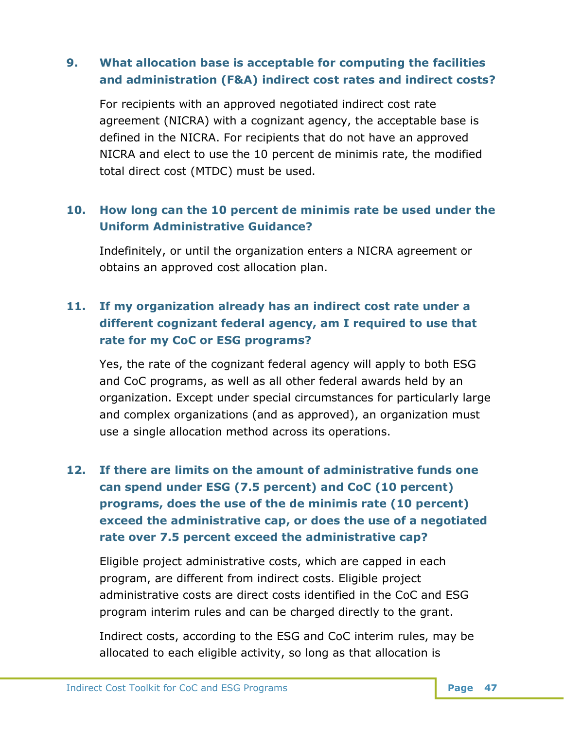### 9. What allocation base is acceptable for computing the facilities and administration (F&A) indirect cost rates and indirect costs?

For recipients with an approved negotiated indirect cost rate agreement (NICRA) with a cognizant agency, the acceptable base is defined in the NICRA. For recipients that do not have an approved NICRA and elect to use the 10 percent de minimis rate, the modified total direct cost (MTDC) must be used.

### 10. How long can the 10 percent de minimis rate be used under the Uniform Administrative Guidance?

Indefinitely, or until the organization enters a NICRA agreement or obtains an approved cost allocation plan.

### 11. If my organization already has an indirect cost rate under a different cognizant federal agency, am I required to use that rate for my CoC or ESG programs?

Yes, the rate of the cognizant federal agency will apply to both ESG and CoC programs, as well as all other federal awards held by an organization. Except under special circumstances for particularly large and complex organizations (and as approved), an organization must use a single allocation method across its operations.

### 12. If there are limits on the amount of administrative funds one can spend under ESG (7.5 percent) and CoC (10 percent) programs, does the use of the de minimis rate (10 percent) exceed the administrative cap, or does the use of a negotiated rate over 7.5 percent exceed the administrative cap?

Eligible project administrative costs, which are capped in each program, are different from indirect costs. Eligible project administrative costs are direct costs identified in the CoC and ESG program interim rules and can be charged directly to the grant.

Indirect costs, according to the ESG and CoC interim rules, may be allocated to each eligible activity, so long as that allocation is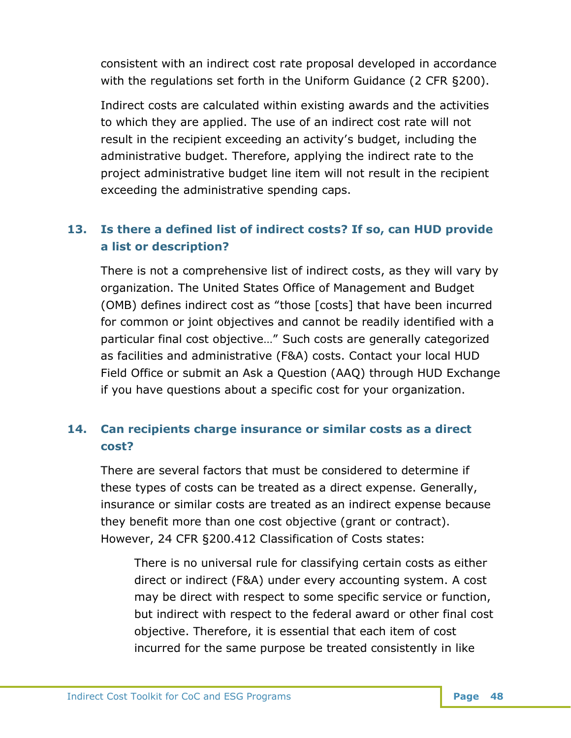consistent with an indirect cost rate proposal developed in accordance with the regulations set forth in the Uniform Guidance (2 CFR §200).

Indirect costs are calculated within existing awards and the activities to which they are applied. The use of an indirect cost rate will not result in the recipient exceeding an activity's budget, including the administrative budget. Therefore, applying the indirect rate to the project administrative budget line item will not result in the recipient exceeding the administrative spending caps.

### 13. Is there a defined list of indirect costs? If so, can HUD provide a list or description?

There is not a comprehensive list of indirect costs, as they will vary by organization. The United States Office of Management and Budget (OMB) defines indirect cost as "those [costs] that have been incurred for common or joint objectives and cannot be readily identified with a particular final cost objective…" Such costs are generally categorized as facilities and administrative (F&A) costs. Contact your local HUD Field Office or submit an Ask a Question (AAQ) through HUD Exchange if you have questions about a specific cost for your organization.

### 14. Can recipients charge insurance or similar costs as a direct cost?

There are several factors that must be considered to determine if these types of costs can be treated as a direct expense. Generally, insurance or similar costs are treated as an indirect expense because they benefit more than one cost objective (grant or contract). However, 24 CFR §200.412 Classification of Costs states:

> There is no universal rule for classifying certain costs as either direct or indirect (F&A) under every accounting system. A cost may be direct with respect to some specific service or function, but indirect with respect to the federal award or other final cost objective. Therefore, it is essential that each item of cost incurred for the same purpose be treated consistently in like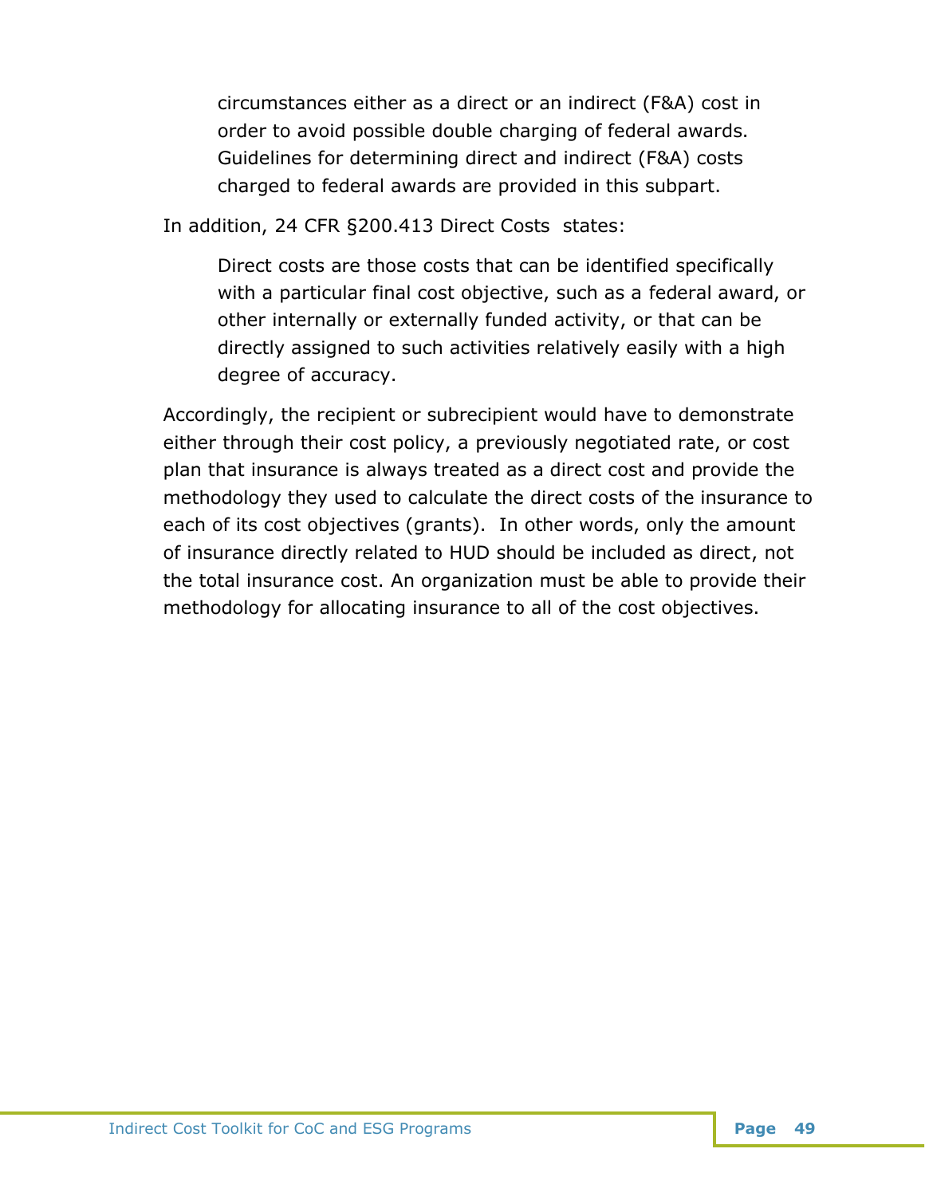> circumstances either as a direct or an indirect (F&A) cost in order to avoid possible double charging of federal awards. Guidelines for determining direct and indirect (F&A) costs charged to federal awards are provided in this subpart.

In addition, 24 CFR §200.413 Direct Costs states:

> Direct costs are those costs that can be identified specifically with a particular final cost objective, such as a federal award, or other internally or externally funded activity, or that can be directly assigned to such activities relatively easily with a high degree of accuracy.

Accordingly, the recipient or subrecipient would have to demonstrate either through their cost policy, a previously negotiated rate, or cost plan that insurance is always treated as a direct cost and provide the methodology they used to calculate the direct costs of the insurance to each of its cost objectives (grants). In other words, only the amount of insurance directly related to HUD should be included as direct, not the total insurance cost. An organization must be able to provide their methodology for allocating insurance to all of the cost objectives.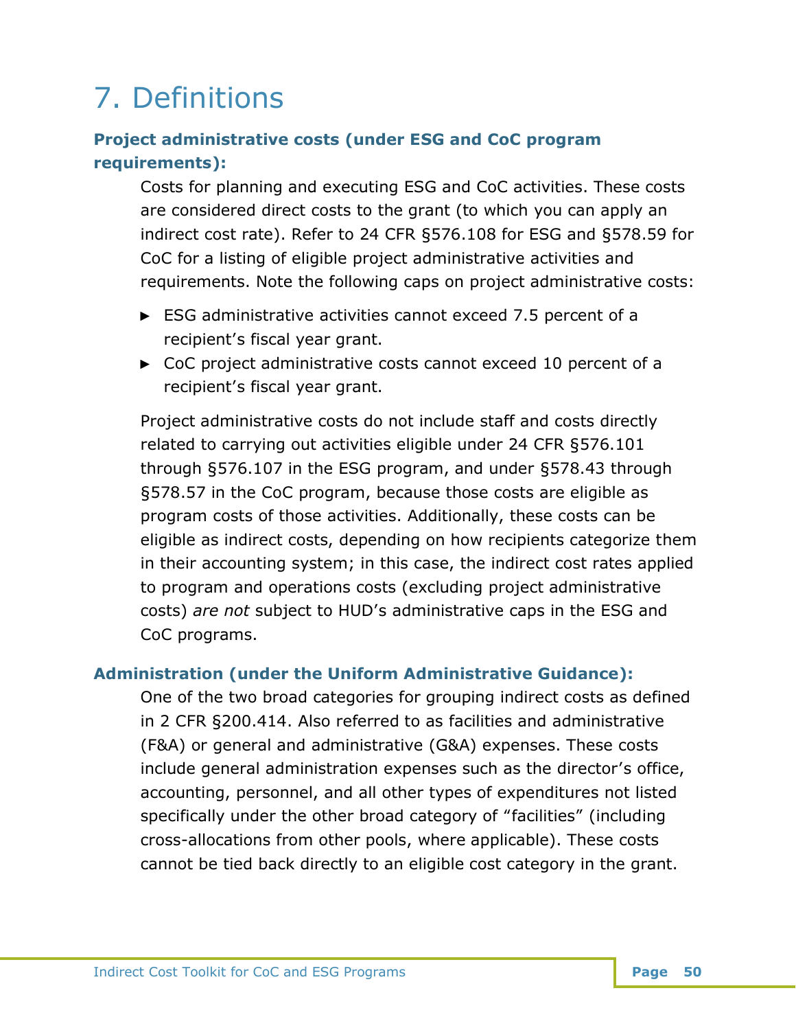# 7. Definitions

### Project administrative costs (under ESG and CoC program requirements):

Costs for planning and executing ESG and CoC activities. These costs are considered direct costs to the grant (to which you can apply an indirect cost rate). Refer to 24 CFR §576.108 for ESG and §578.59 for CoC for a listing of eligible project administrative activities and requirements. Note the following caps on project administrative costs:

- ESG administrative activities cannot exceed 7.5 percent of a recipient's fiscal year grant.
- CoC project administrative costs cannot exceed 10 percent of a recipient's fiscal year grant.

Project administrative costs do not include staff and costs directly related to carrying out activities eligible under 24 CFR §576.101 through §576.107 in the ESG program, and under §578.43 through §578.57 in the CoC program, because those costs are eligible as program costs of those activities. Additionally, these costs can be eligible as indirect costs, depending on how recipients categorize them in their accounting system; in this case, the indirect cost rates applied to program and operations costs (excluding project administrative costs) *are not* subject to HUD's administrative caps in the ESG and CoC programs.

### Administration (under the Uniform Administrative Guidance):

One of the two broad categories for grouping indirect costs as defined in 2 CFR §200.414. Also referred to as facilities and administrative (F&A) or general and administrative (G&A) expenses. These costs include general administration expenses such as the director's office, accounting, personnel, and all other types of expenditures not listed specifically under the other broad category of "facilities" (including cross-allocations from other pools, where applicable). These costs cannot be tied back directly to an eligible cost category in the grant.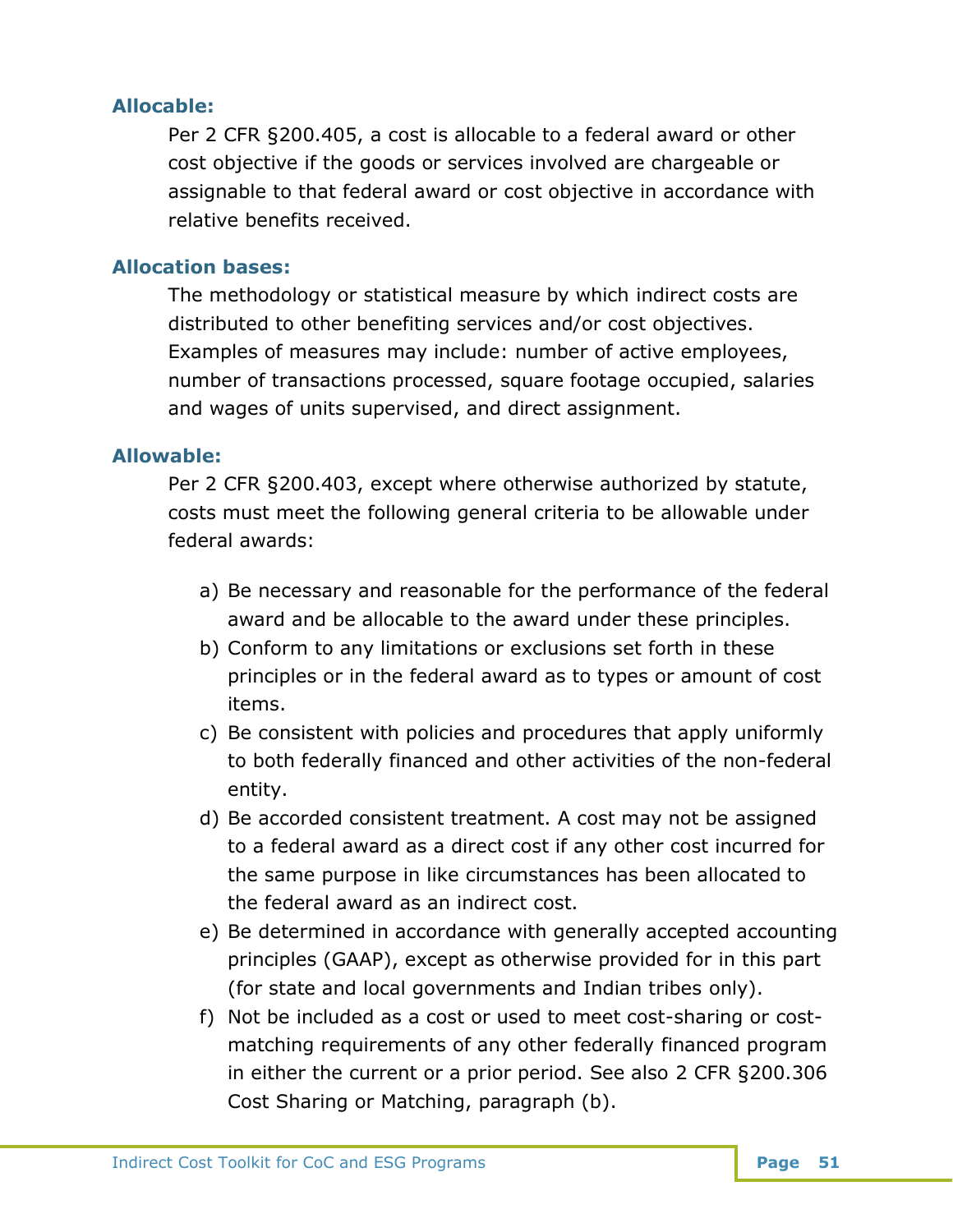**Allocable:**

Per 2 CFR §200.405, a cost is allocable to a federal award or other cost objective if the goods or services involved are chargeable or assignable to that federal award or cost objective in accordance with relative benefits received.

**Allocation bases:**

The methodology or statistical measure by which indirect costs are distributed to other benefiting services and/or cost objectives. Examples of measures may include: number of active employees, number of transactions processed, square footage occupied, salaries and wages of units supervised, and direct assignment.

**Allowable:**

Per 2 CFR §200.403, except where otherwise authorized by statute, costs must meet the following general criteria to be allowable under federal awards:

a) Be necessary and reasonable for the performance of the federal award and be allocable to the award under these principles.
b) Conform to any limitations or exclusions set forth in these principles or in the federal award as to types or amount of cost items.
c) Be consistent with policies and procedures that apply uniformly to both federally financed and other activities of the non-federal entity.
d) Be accorded consistent treatment. A cost may not be assigned to a federal award as a direct cost if any other cost incurred for the same purpose in like circumstances has been allocated to the federal award as an indirect cost.
e) Be determined in accordance with generally accepted accounting principles (GAAP), except as otherwise provided for in this part (for state and local governments and Indian tribes only).
f) Not be included as a cost or used to meet cost-sharing or cost-matching requirements of any other federally financed program in either the current or a prior period. See also 2 CFR §200.306 Cost Sharing or Matching, paragraph (b).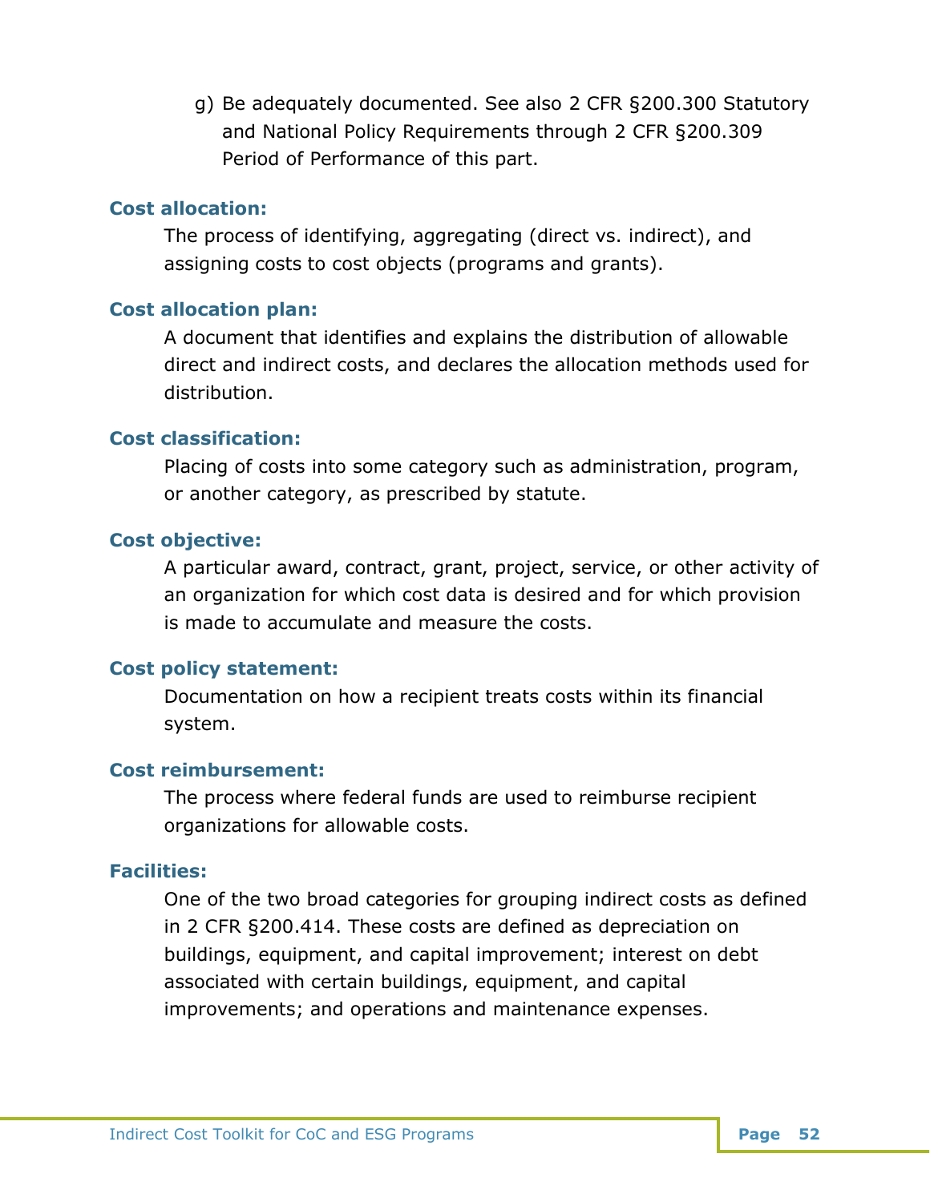g) Be adequately documented. See also 2 CFR §200.300 Statutory and National Policy Requirements through 2 CFR §200.309 Period of Performance of this part.

**Cost allocation:**

The process of identifying, aggregating (direct vs. indirect), and assigning costs to cost objects (programs and grants).

**Cost allocation plan:**

A document that identifies and explains the distribution of allowable direct and indirect costs, and declares the allocation methods used for distribution.

**Cost classification:**

Placing of costs into some category such as administration, program, or another category, as prescribed by statute.

**Cost objective:**

A particular award, contract, grant, project, service, or other activity of an organization for which cost data is desired and for which provision is made to accumulate and measure the costs.

**Cost policy statement:**

Documentation on how a recipient treats costs within its financial system.

**Cost reimbursement:**

The process where federal funds are used to reimburse recipient organizations for allowable costs.

**Facilities:**

One of the two broad categories for grouping indirect costs as defined in 2 CFR §200.414. These costs are defined as depreciation on buildings, equipment, and capital improvement; interest on debt associated with certain buildings, equipment, and capital improvements; and operations and maintenance expenses.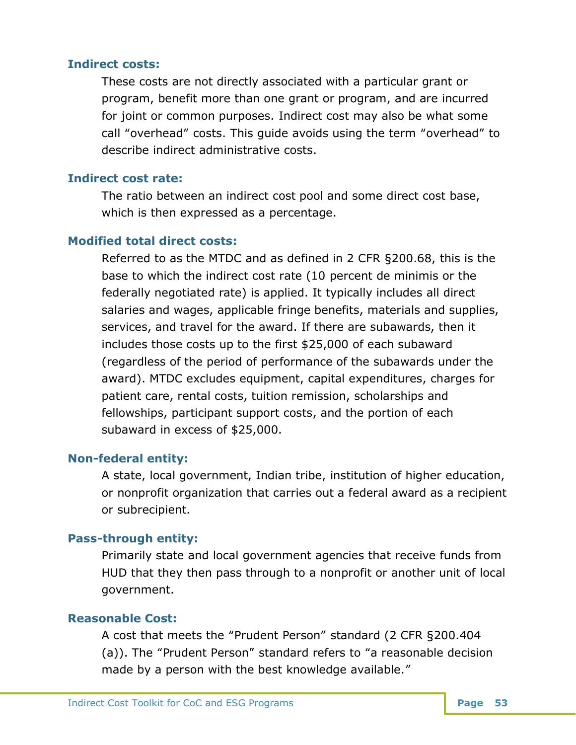**Indirect costs:**

These costs are not directly associated with a particular grant or program, benefit more than one grant or program, and are incurred for joint or common purposes. Indirect cost may also be what some call "overhead" costs. This guide avoids using the term "overhead" to describe indirect administrative costs.

**Indirect cost rate:**

The ratio between an indirect cost pool and some direct cost base, which is then expressed as a percentage.

**Modified total direct costs:**

Referred to as the MTDC and as defined in 2 CFR §200.68, this is the base to which the indirect cost rate (10 percent de minimis or the federally negotiated rate) is applied. It typically includes all direct salaries and wages, applicable fringe benefits, materials and supplies, services, and travel for the award. If there are subawards, then it includes those costs up to the first $25,000 of each subaward (regardless of the period of performance of the subawards under the award). MTDC excludes equipment, capital expenditures, charges for patient care, rental costs, tuition remission, scholarships and fellowships, participant support costs, and the portion of each subaward in excess of $25,000.

**Non-federal entity:**

A state, local government, Indian tribe, institution of higher education, or nonprofit organization that carries out a federal award as a recipient or subrecipient.

**Pass-through entity:**

Primarily state and local government agencies that receive funds from HUD that they then pass through to a nonprofit or another unit of local government.

**Reasonable Cost:**

A cost that meets the "Prudent Person" standard (2 CFR §200.404 (a)). The "Prudent Person" standard refers to "a reasonable decision made by a person with the best knowledge available."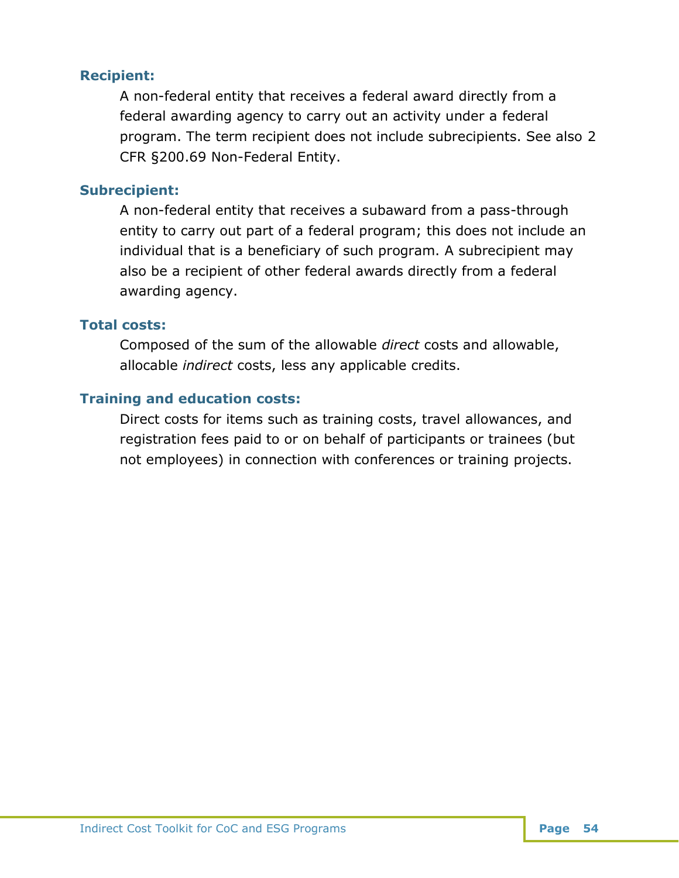**Recipient:**

A non-federal entity that receives a federal award directly from a federal awarding agency to carry out an activity under a federal program. The term recipient does not include subrecipients. See also 2 CFR §200.69 Non-Federal Entity.

**Subrecipient:**

A non-federal entity that receives a subaward from a pass-through entity to carry out part of a federal program; this does not include an individual that is a beneficiary of such program. A subrecipient may also be a recipient of other federal awards directly from a federal awarding agency.

**Total costs:**

Composed of the sum of the allowable *direct* costs and allowable, allocable *indirect* costs, less any applicable credits.

**Training and education costs:**

Direct costs for items such as training costs, travel allowances, and registration fees paid to or on behalf of participants or trainees (but not employees) in connection with conferences or training projects.